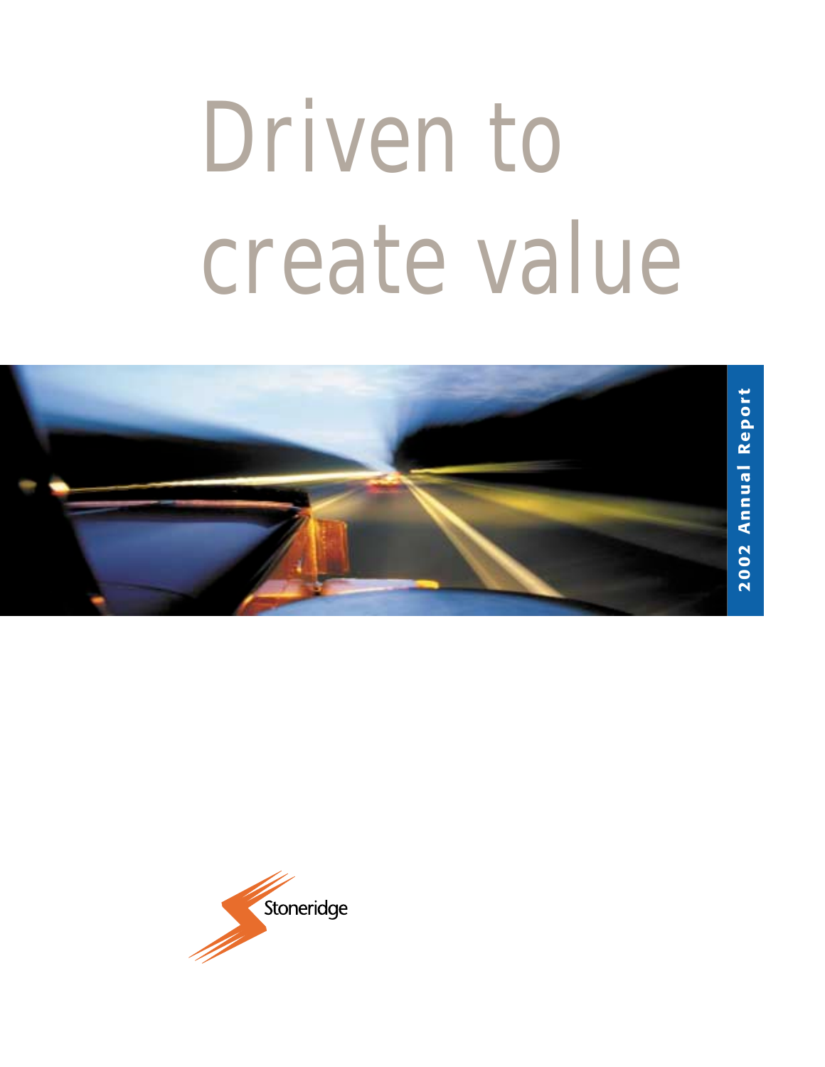# Driven to create value

2002 Annual Report

Stoneridge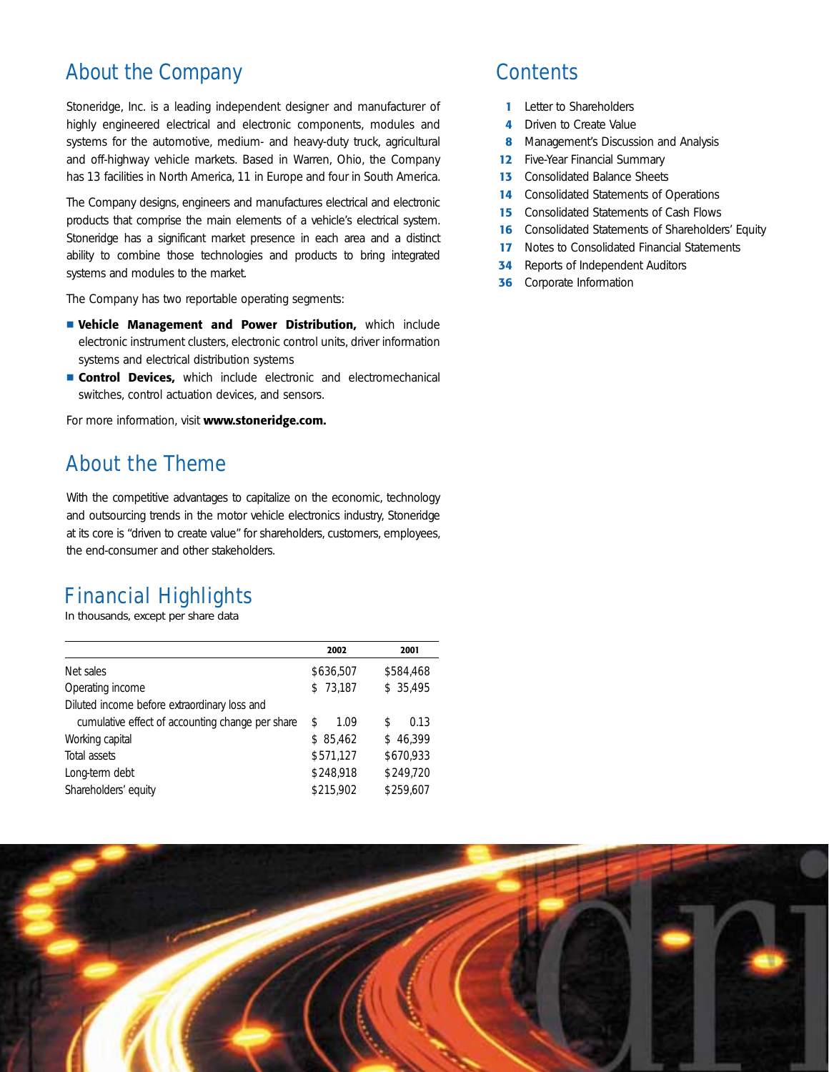## About the Company

Stoneridge, Inc. is a leading independent designer and manufacturer of highly engineered electrical and electronic components, modules and systems for the automotive, medium- and heavy-duty truck, agricultural and off-highway vehicle markets. Based in Warren, Ohio, the Company has 13 facilities in North America, 11 in Europe and four in South America.

The Company designs, engineers and manufactures electrical and electronic products that comprise the main elements of a vehicle's electrical system. Stoneridge has a significant market presence in each area and a distinct ability to combine those technologies and products to bring integrated systems and modules to the market.

The Company has two reportable operating segments:

- **Vehicle Management and Power Distribution,** which include electronic instrument clusters, electronic control units, driver information systems and electrical distribution systems
- **Control Devices,** which include electronic and electromechanical switches, control actuation devices, and sensors.

For more information, visit **www.stoneridge.com.**

## About the Theme

With the competitive advantages to capitalize on the economic, technology and outsourcing trends in the motor vehicle electronics industry, Stoneridge at its core is "driven to create value" for shareholders, customers, employees, the end-consumer and other stakeholders.

## Financial Highlights

In thousands, except per share data

| | 2002 | 2001 |
|---|---|---|
| Net sales | $636,507 | $584,468 |
| Operating income | $ 73,187 | $ 35,495 |
| Diluted income before extraordinary loss and cumulative effect of accounting change per share | $ 1.09 | $ 0.13 |
| Working capital | $ 85,462 | $ 46,399 |
| Total assets | $571,127 | $670,933 |
| Long-term debt | $248,918 | $249,720 |
| Shareholders' equity | $215,902 | $259,607 |

## Contents

- **1** Letter to Shareholders
- **4** Driven to Create Value
- **8** Management's Discussion and Analysis
- **12** Five-Year Financial Summary
- **13** Consolidated Balance Sheets
- **14** Consolidated Statements of Operations
- **15** Consolidated Statements of Cash Flows
- **16** Consolidated Statements of Shareholders' Equity
- **17** Notes to Consolidated Financial Statements
- **34** Reports of Independent Auditors
- **36** Corporate Information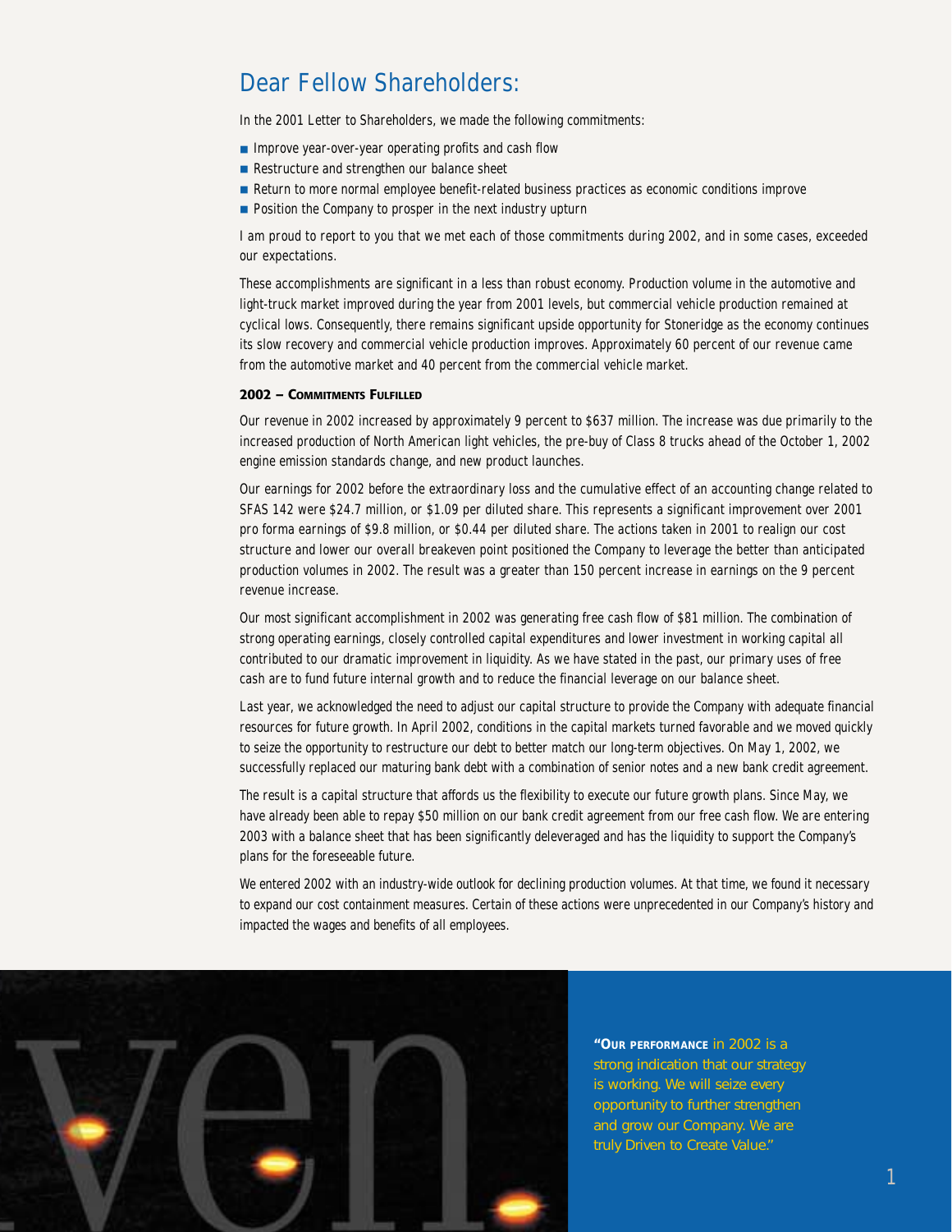# Dear Fellow Shareholders:

In the 2001 Letter to Shareholders, we made the following commitments:

- Improve year-over-year operating profits and cash flow
- Restructure and strengthen our balance sheet
- Return to more normal employee benefit-related business practices as economic conditions improve
- Position the Company to prosper in the next industry upturn

I am proud to report to you that we met each of those commitments during 2002, and in some cases, exceeded our expectations.

These accomplishments are significant in a less than robust economy. Production volume in the automotive and light-truck market improved during the year from 2001 levels, but commercial vehicle production remained at cyclical lows. Consequently, there remains significant upside opportunity for Stoneridge as the economy continues its slow recovery and commercial vehicle production improves. Approximately 60 percent of our revenue came from the automotive market and 40 percent from the commercial vehicle market.

**2002 – COMMITMENTS FULFILLED**

Our revenue in 2002 increased by approximately 9 percent to $637 million. The increase was due primarily to the increased production of North American light vehicles, the pre-buy of Class 8 trucks ahead of the October 1, 2002 engine emission standards change, and new product launches.

Our earnings for 2002 before the extraordinary loss and the cumulative effect of an accounting change related to SFAS 142 were $24.7 million, or $1.09 per diluted share. This represents a significant improvement over 2001 pro forma earnings of $9.8 million, or $0.44 per diluted share. The actions taken in 2001 to realign our cost structure and lower our overall breakeven point positioned the Company to leverage the better than anticipated production volumes in 2002. The result was a greater than 150 percent increase in earnings on the 9 percent revenue increase.

Our most significant accomplishment in 2002 was generating free cash flow of $81 million. The combination of strong operating earnings, closely controlled capital expenditures and lower investment in working capital all contributed to our dramatic improvement in liquidity. As we have stated in the past, our primary uses of free cash are to fund future internal growth and to reduce the financial leverage on our balance sheet.

Last year, we acknowledged the need to adjust our capital structure to provide the Company with adequate financial resources for future growth. In April 2002, conditions in the capital markets turned favorable and we moved quickly to seize the opportunity to restructure our debt to better match our long-term objectives. On May 1, 2002, we successfully replaced our maturing bank debt with a combination of senior notes and a new bank credit agreement.

The result is a capital structure that affords us the flexibility to execute our future growth plans. Since May, we have already been able to repay $50 million on our bank credit agreement from our free cash flow. We are entering 2003 with a balance sheet that has been significantly deleveraged and has the liquidity to support the Company's plans for the foreseeable future.

We entered 2002 with an industry-wide outlook for declining production volumes. At that time, we found it necessary to expand our cost containment measures. Certain of these actions were unprecedented in our Company's history and impacted the wages and benefits of all employees.

"**OUR PERFORMANCE** in 2002 is a strong indication that our strategy is working. We will seize every opportunity to further strengthen and grow our Company. We are truly Driven to Create Value."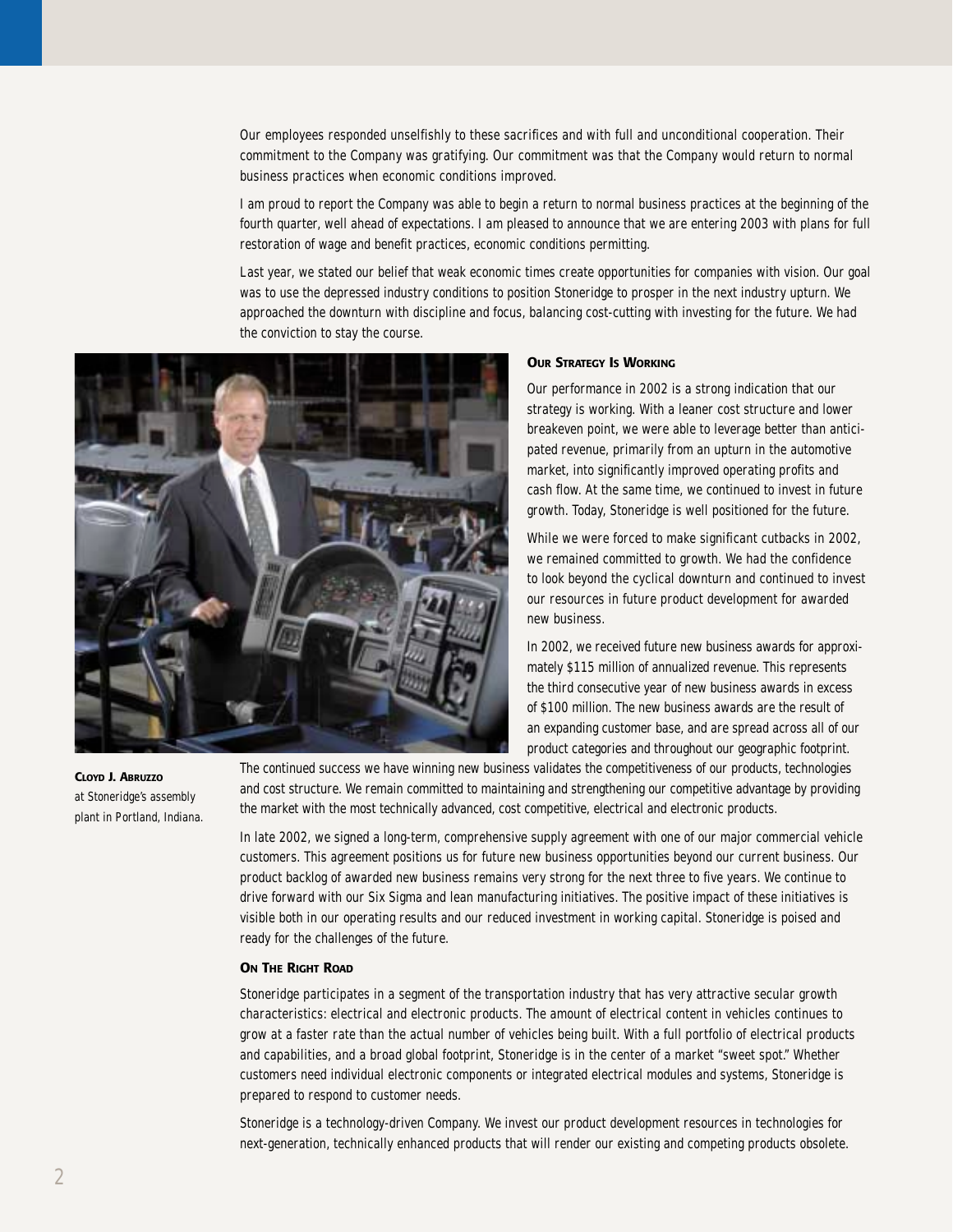Our employees responded unselfishly to these sacrifices and with full and unconditional cooperation. Their commitment to the Company was gratifying. Our commitment was that the Company would return to normal business practices when economic conditions improved.

I am proud to report the Company was able to begin a return to normal business practices at the beginning of the fourth quarter, well ahead of expectations. I am pleased to announce that we are entering 2003 with plans for full restoration of wage and benefit practices, economic conditions permitting.

Last year, we stated our belief that weak economic times create opportunities for companies with vision. Our goal was to use the depressed industry conditions to position Stoneridge to prosper in the next industry upturn. We approached the downturn with discipline and focus, balancing cost-cutting with investing for the future. We had the conviction to stay the course.

**CLOYD J. ABRUZZO**
*at Stoneridge's assembly plant in Portland, Indiana.*

### OUR STRATEGY IS WORKING

Our performance in 2002 is a strong indication that our strategy is working. With a leaner cost structure and lower breakeven point, we were able to leverage better than anticipated revenue, primarily from an upturn in the automotive market, into significantly improved operating profits and cash flow. At the same time, we continued to invest in future growth. Today, Stoneridge is well positioned for the future.

While we were forced to make significant cutbacks in 2002, we remained committed to growth. We had the confidence to look beyond the cyclical downturn and continued to invest our resources in future product development for awarded new business.

In 2002, we received future new business awards for approximately $115 million of annualized revenue. This represents the third consecutive year of new business awards in excess of $100 million. The new business awards are the result of an expanding customer base, and are spread across all of our product categories and throughout our geographic footprint. The continued success we have winning new business validates the competitiveness of our products, technologies and cost structure. We remain committed to maintaining and strengthening our competitive advantage by providing the market with the most technically advanced, cost competitive, electrical and electronic products.

In late 2002, we signed a long-term, comprehensive supply agreement with one of our major commercial vehicle customers. This agreement positions us for future new business opportunities beyond our current business. Our product backlog of awarded new business remains very strong for the next three to five years. We continue to drive forward with our Six Sigma and lean manufacturing initiatives. The positive impact of these initiatives is visible both in our operating results and our reduced investment in working capital. Stoneridge is poised and ready for the challenges of the future.

### ON THE RIGHT ROAD

Stoneridge participates in a segment of the transportation industry that has very attractive secular growth characteristics: electrical and electronic products. The amount of electrical content in vehicles continues to grow at a faster rate than the actual number of vehicles being built. With a full portfolio of electrical products and capabilities, and a broad global footprint, Stoneridge is in the center of a market "sweet spot." Whether customers need individual electronic components or integrated electrical modules and systems, Stoneridge is prepared to respond to customer needs.

Stoneridge is a technology-driven Company. We invest our product development resources in technologies for next-generation, technically enhanced products that will render our existing and competing products obsolete.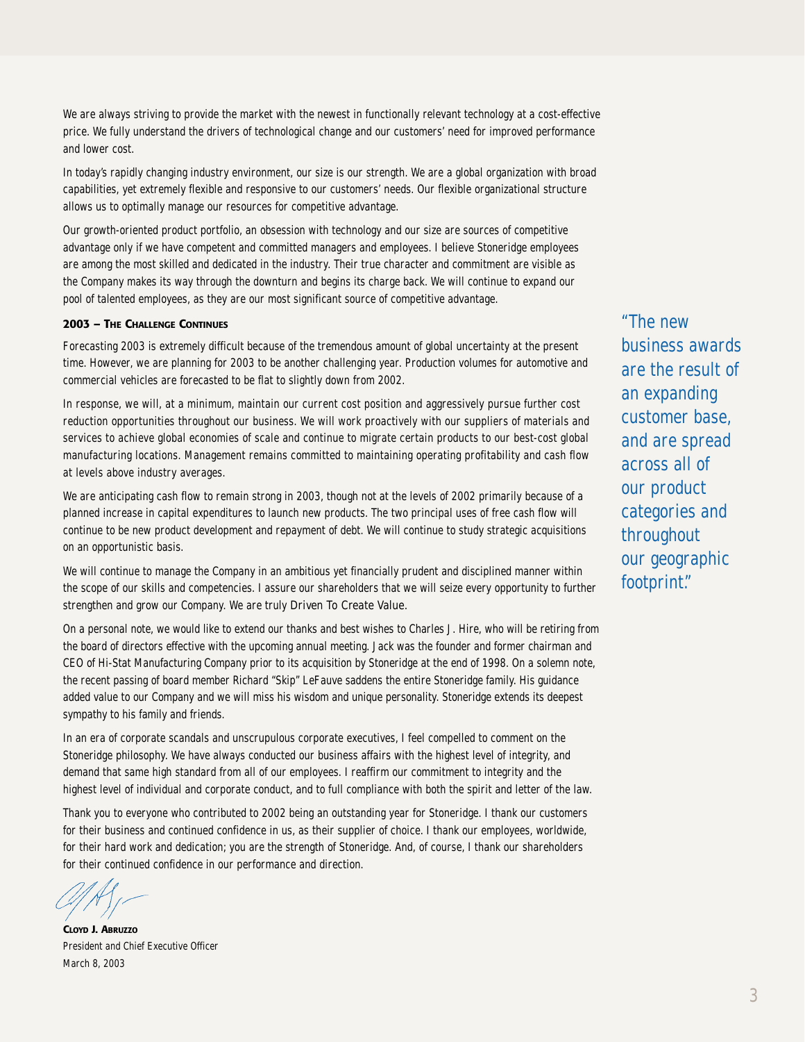We are always striving to provide the market with the newest in functionally relevant technology at a cost-effective price. We fully understand the drivers of technological change and our customers' need for improved performance and lower cost.

In today's rapidly changing industry environment, our size is our strength. We are a global organization with broad capabilities, yet extremely flexible and responsive to our customers' needs. Our flexible organizational structure allows us to optimally manage our resources for competitive advantage.

Our growth-oriented product portfolio, an obsession with technology and our size are sources of competitive advantage only if we have competent and committed managers and employees. I believe Stoneridge employees are among the most skilled and dedicated in the industry. Their true character and commitment are visible as the Company makes its way through the downturn and begins its charge back. We will continue to expand our pool of talented employees, as they are our most significant source of competitive advantage.

**2003 – THE CHALLENGE CONTINUES**

Forecasting 2003 is extremely difficult because of the tremendous amount of global uncertainty at the present time. However, we are planning for 2003 to be another challenging year. Production volumes for automotive and commercial vehicles are forecasted to be flat to slightly down from 2002.

In response, we will, at a minimum, maintain our current cost position and aggressively pursue further cost reduction opportunities throughout our business. We will work proactively with our suppliers of materials and services to achieve global economies of scale and continue to migrate certain products to our best-cost global manufacturing locations. Management remains committed to maintaining operating profitability and cash flow at levels above industry averages.

We are anticipating cash flow to remain strong in 2003, though not at the levels of 2002 primarily because of a planned increase in capital expenditures to launch new products. The two principal uses of free cash flow will continue to be new product development and repayment of debt. We will continue to study strategic acquisitions on an opportunistic basis.

We will continue to manage the Company in an ambitious yet financially prudent and disciplined manner within the scope of our skills and competencies. I assure our shareholders that we will seize every opportunity to further strengthen and grow our Company. We are truly Driven To Create Value.

On a personal note, we would like to extend our thanks and best wishes to Charles J. Hire, who will be retiring from the board of directors effective with the upcoming annual meeting. Jack was the founder and former chairman and CEO of Hi-Stat Manufacturing Company prior to its acquisition by Stoneridge at the end of 1998. On a solemn note, the recent passing of board member Richard "Skip" LeFauve saddens the entire Stoneridge family. His guidance added value to our Company and we will miss his wisdom and unique personality. Stoneridge extends its deepest sympathy to his family and friends.

In an era of corporate scandals and unscrupulous corporate executives, I feel compelled to comment on the Stoneridge philosophy. We have always conducted our business affairs with the highest level of integrity, and demand that same high standard from all of our employees. I reaffirm our commitment to integrity and the highest level of individual and corporate conduct, and to full compliance with both the spirit and letter of the law.

Thank you to everyone who contributed to 2002 being an outstanding year for Stoneridge. I thank our customers for their business and continued confidence in us, as their supplier of choice. I thank our employees, worldwide, for their hard work and dedication; you are the strength of Stoneridge. And, of course, I thank our shareholders for their continued confidence in our performance and direction.

**CLOYD J. ABRUZZO**
*President and Chief Executive Officer*
*March 8, 2003*

*"The new business awards are the result of an expanding customer base, and are spread across all of our product categories and throughout our geographic footprint."*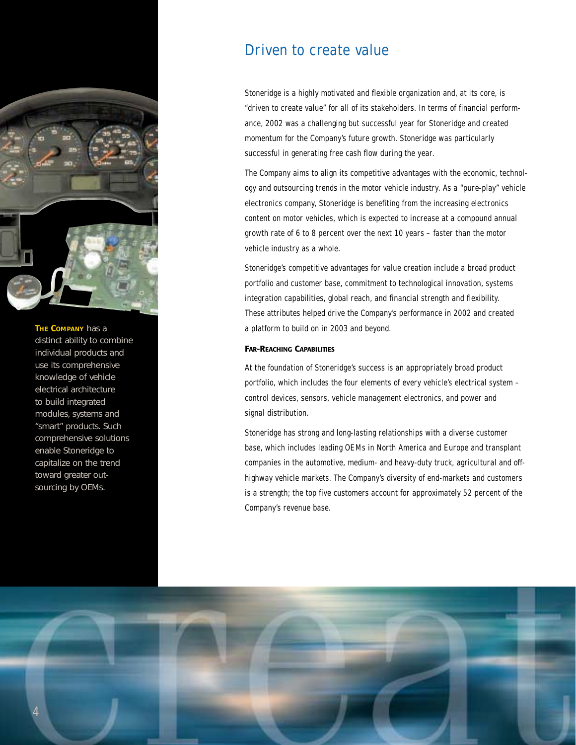# Driven to create value

Stoneridge is a highly motivated and flexible organization and, at its core, is "driven to create value" for all of its stakeholders. In terms of financial performance, 2002 was a challenging but successful year for Stoneridge and created momentum for the Company's future growth. Stoneridge was particularly successful in generating free cash flow during the year.

The Company aims to align its competitive advantages with the economic, technology and outsourcing trends in the motor vehicle industry. As a "pure-play" vehicle electronics company, Stoneridge is benefiting from the increasing electronics content on motor vehicles, which is expected to increase at a compound annual growth rate of 6 to 8 percent over the next 10 years – faster than the motor vehicle industry as a whole.

Stoneridge's competitive advantages for value creation include a broad product portfolio and customer base, commitment to technological innovation, systems integration capabilities, global reach, and financial strength and flexibility. These attributes helped drive the Company's performance in 2002 and created a platform to build on in 2003 and beyond.

**FAR-REACHING CAPABILITIES**

At the foundation of Stoneridge's success is an appropriately broad product portfolio, which includes the four elements of every vehicle's electrical system – control devices, sensors, vehicle management electronics, and power and signal distribution.

Stoneridge has strong and long-lasting relationships with a diverse customer base, which includes leading OEMs in North America and Europe and transplant companies in the automotive, medium- and heavy-duty truck, agricultural and off-highway vehicle markets. The Company's diversity of end-markets and customers is a strength; the top five customers account for approximately 52 percent of the Company's revenue base.

**THE COMPANY** has a distinct ability to combine individual products and use its comprehensive knowledge of vehicle electrical architecture to build integrated modules, systems and "smart" products. Such comprehensive solutions enable Stoneridge to capitalize on the trend toward greater outsourcing by OEMs.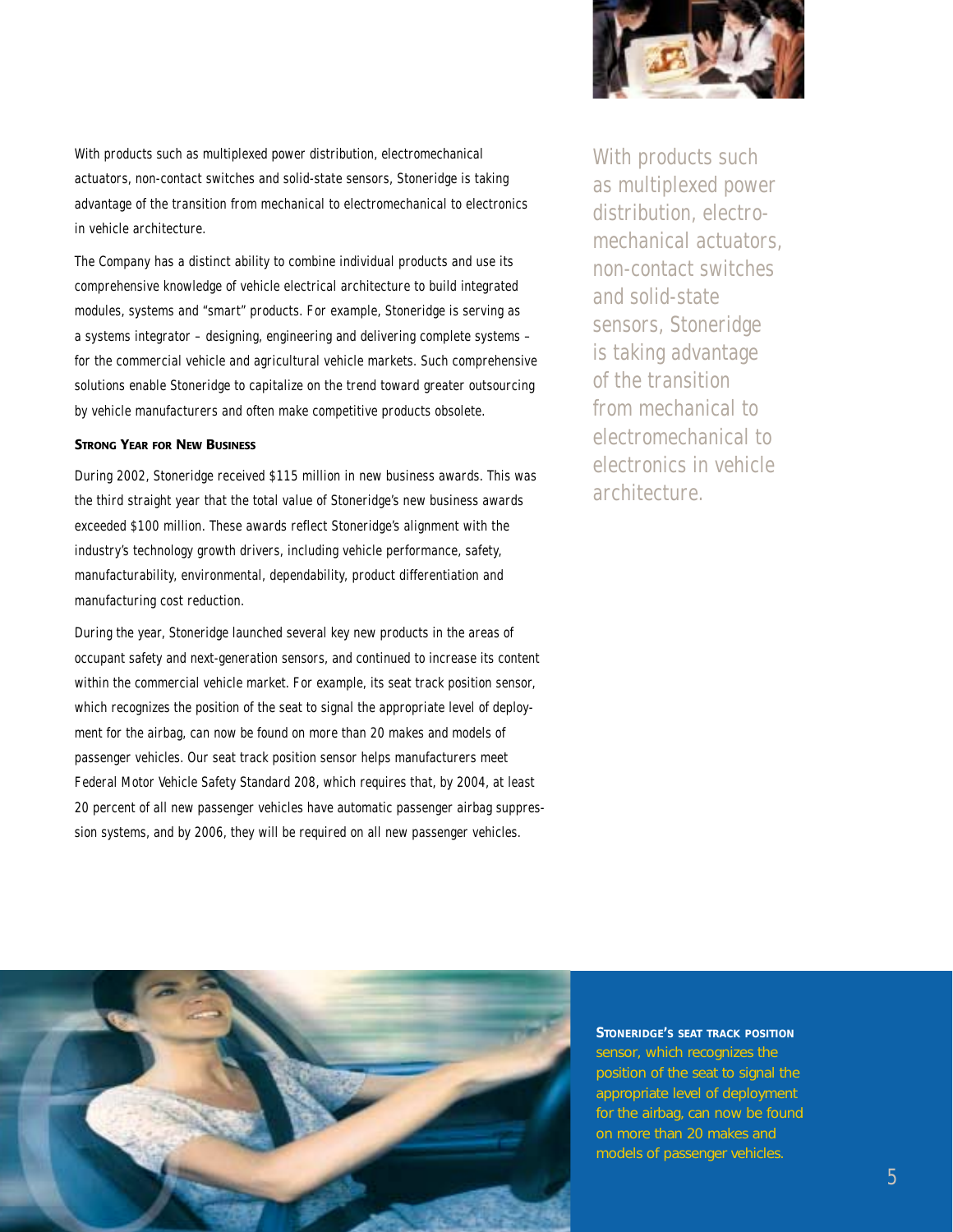With products such as multiplexed power distribution, electromechanical actuators, non-contact switches and solid-state sensors, Stoneridge is taking advantage of the transition from mechanical to electromechanical to electronics in vehicle architecture.

The Company has a distinct ability to combine individual products and use its comprehensive knowledge of vehicle electrical architecture to build integrated modules, systems and "smart" products. For example, Stoneridge is serving as a systems integrator – designing, engineering and delivering complete systems – for the commercial vehicle and agricultural vehicle markets. Such comprehensive solutions enable Stoneridge to capitalize on the trend toward greater outsourcing by vehicle manufacturers and often make competitive products obsolete.

### Strong Year for New Business

During 2002, Stoneridge received $115 million in new business awards. This was the third straight year that the total value of Stoneridge's new business awards exceeded $100 million. These awards reflect Stoneridge's alignment with the industry's technology growth drivers, including vehicle performance, safety, manufacturability, environmental, dependability, product differentiation and manufacturing cost reduction.

During the year, Stoneridge launched several key new products in the areas of occupant safety and next-generation sensors, and continued to increase its content within the commercial vehicle market. For example, its seat track position sensor, which recognizes the position of the seat to signal the appropriate level of deployment for the airbag, can now be found on more than 20 makes and models of passenger vehicles. Our seat track position sensor helps manufacturers meet Federal Motor Vehicle Safety Standard 208, which requires that, by 2004, at least 20 percent of all new passenger vehicles have automatic passenger airbag suppression systems, and by 2006, they will be required on all new passenger vehicles.

*With products such as multiplexed power distribution, electromechanical actuators, non-contact switches and solid-state sensors, Stoneridge is taking advantage of the transition from mechanical to electromechanical to electronics in vehicle architecture.*

**Stoneridge's seat track position** sensor, which recognizes the position of the seat to signal the appropriate level of deployment for the airbag, can now be found on more than 20 makes and models of passenger vehicles.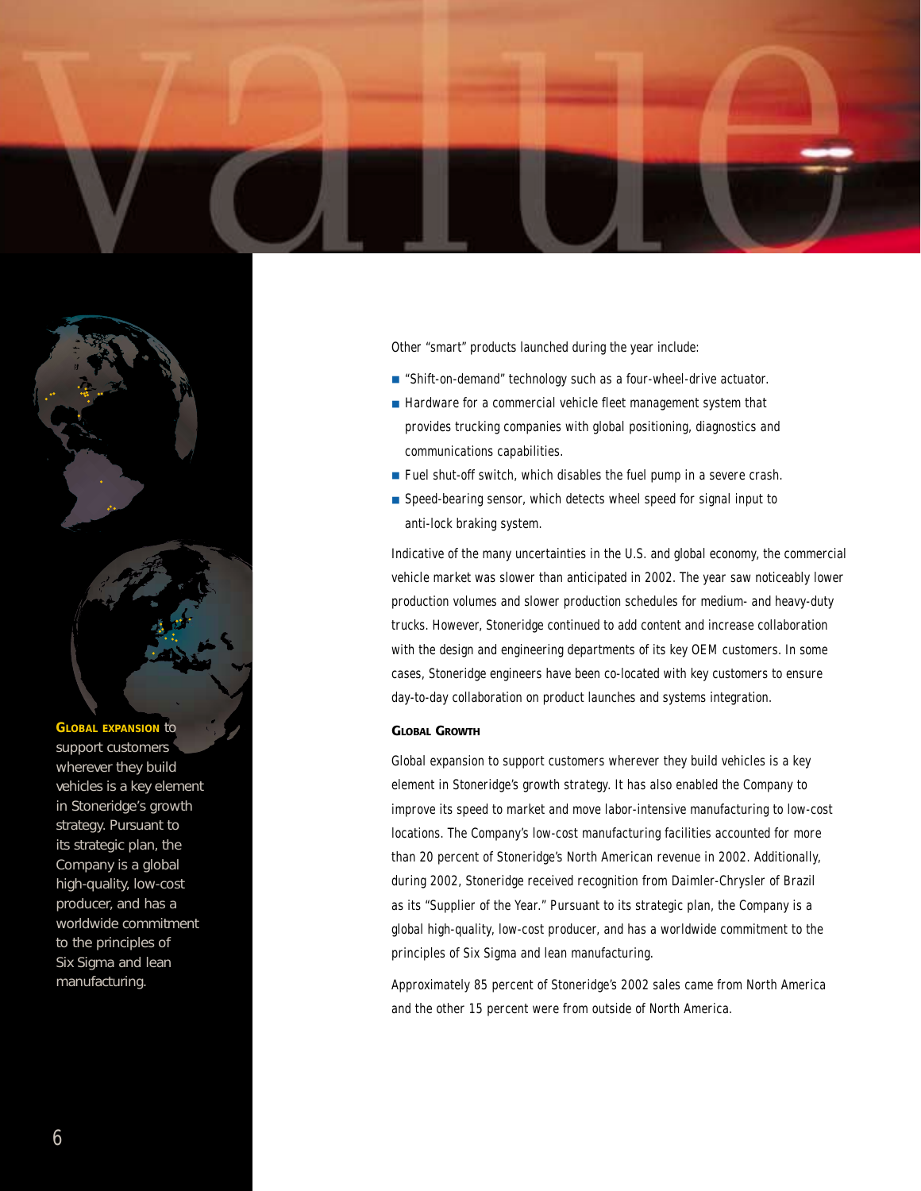Other "smart" products launched during the year include:

- "Shift-on-demand" technology such as a four-wheel-drive actuator.
- Hardware for a commercial vehicle fleet management system that provides trucking companies with global positioning, diagnostics and communications capabilities.
- Fuel shut-off switch, which disables the fuel pump in a severe crash.
- Speed-bearing sensor, which detects wheel speed for signal input to anti-lock braking system.

Indicative of the many uncertainties in the U.S. and global economy, the commercial vehicle market was slower than anticipated in 2002. The year saw noticeably lower production volumes and slower production schedules for medium- and heavy-duty trucks. However, Stoneridge continued to add content and increase collaboration with the design and engineering departments of its key OEM customers. In some cases, Stoneridge engineers have been co-located with key customers to ensure day-to-day collaboration on product launches and systems integration.

## Global Growth

Global expansion to support customers wherever they build vehicles is a key element in Stoneridge's growth strategy. It has also enabled the Company to improve its speed to market and move labor-intensive manufacturing to low-cost locations. The Company's low-cost manufacturing facilities accounted for more than 20 percent of Stoneridge's North American revenue in 2002. Additionally, during 2002, Stoneridge received recognition from Daimler-Chrysler of Brazil as its "Supplier of the Year." Pursuant to its strategic plan, the Company is a global high-quality, low-cost producer, and has a worldwide commitment to the principles of Six Sigma and lean manufacturing.

Approximately 85 percent of Stoneridge's 2002 sales came from North America and the other 15 percent were from outside of North America.

**Global expansion** to support customers wherever they build vehicles is a key element in Stoneridge's growth strategy. Pursuant to its strategic plan, the Company is a global high-quality, low-cost producer, and has a worldwide commitment to the principles of Six Sigma and lean manufacturing.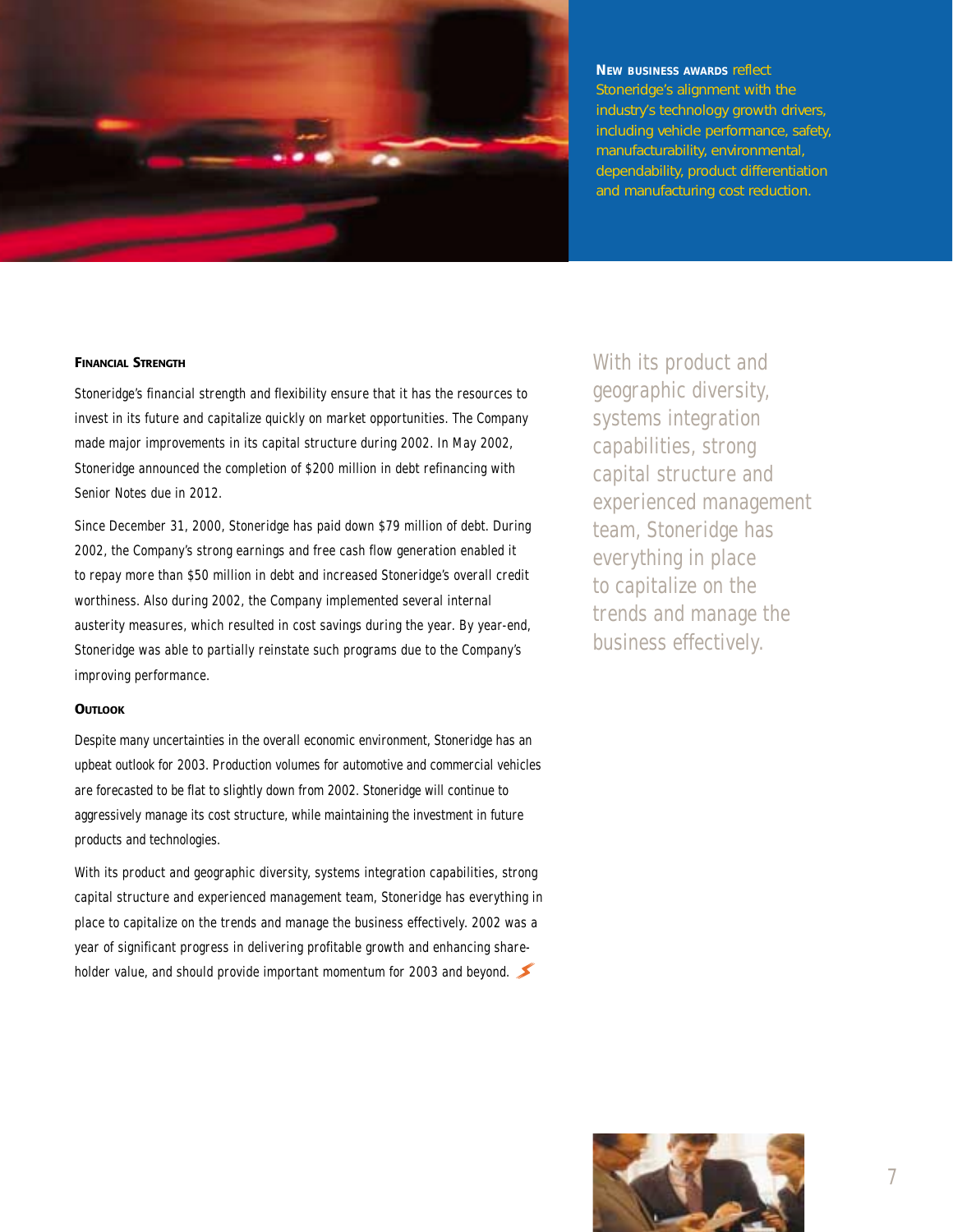**New business awards** reflect Stoneridge's alignment with the industry's technology growth drivers, including vehicle performance, safety, manufacturability, environmental, dependability, product differentiation and manufacturing cost reduction.

### Financial Strength

Stoneridge's financial strength and flexibility ensure that it has the resources to invest in its future and capitalize quickly on market opportunities. The Company made major improvements in its capital structure during 2002. In May 2002, Stoneridge announced the completion of $200 million in debt refinancing with Senior Notes due in 2012.

Since December 31, 2000, Stoneridge has paid down $79 million of debt. During 2002, the Company's strong earnings and free cash flow generation enabled it to repay more than $50 million in debt and increased Stoneridge's overall credit worthiness. Also during 2002, the Company implemented several internal austerity measures, which resulted in cost savings during the year. By year-end, Stoneridge was able to partially reinstate such programs due to the Company's improving performance.

### Outlook

Despite many uncertainties in the overall economic environment, Stoneridge has an upbeat outlook for 2003. Production volumes for automotive and commercial vehicles are forecasted to be flat to slightly down from 2002. Stoneridge will continue to aggressively manage its cost structure, while maintaining the investment in future products and technologies.

With its product and geographic diversity, systems integration capabilities, strong capital structure and experienced management team, Stoneridge has everything in place to capitalize on the trends and manage the business effectively. 2002 was a year of significant progress in delivering profitable growth and enhancing shareholder value, and should provide important momentum for 2003 and beyond.

With its product and geographic diversity, systems integration capabilities, strong capital structure and experienced management team, Stoneridge has everything in place to capitalize on the trends and manage the business effectively.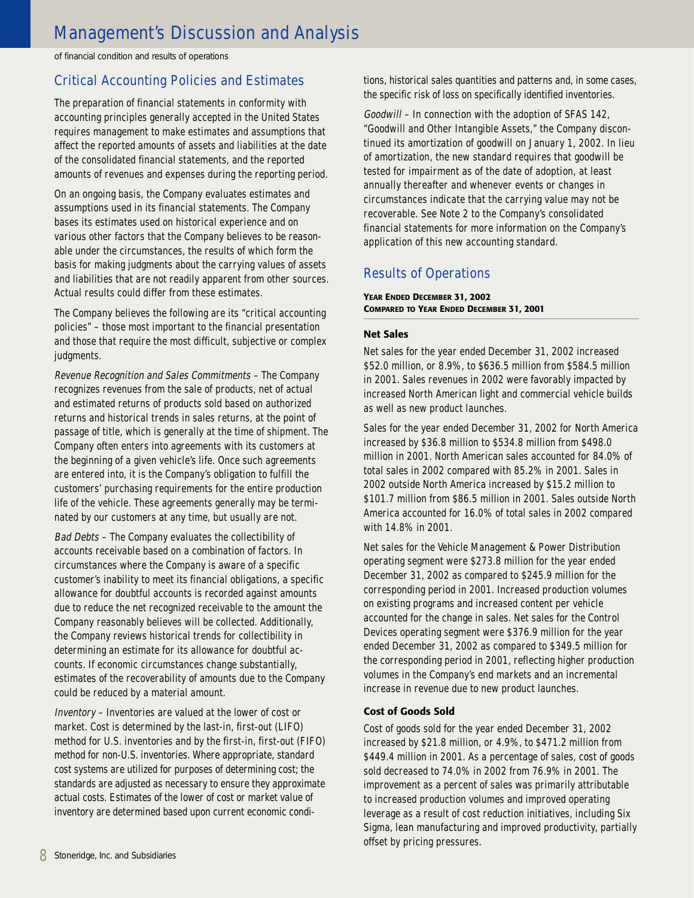# Management's Discussion and Analysis

of financial condition and results of operations

## Critical Accounting Policies and Estimates

The preparation of financial statements in conformity with accounting principles generally accepted in the United States requires management to make estimates and assumptions that affect the reported amounts of assets and liabilities at the date of the consolidated financial statements, and the reported amounts of revenues and expenses during the reporting period.

On an ongoing basis, the Company evaluates estimates and assumptions used in its financial statements. The Company bases its estimates used on historical experience and on various other factors that the Company believes to be reasonable under the circumstances, the results of which form the basis for making judgments about the carrying values of assets and liabilities that are not readily apparent from other sources. Actual results could differ from these estimates.

The Company believes the following are its "critical accounting policies" – those most important to the financial presentation and those that require the most difficult, subjective or complex judgments.

*Revenue Recognition and Sales Commitments* – The Company recognizes revenues from the sale of products, net of actual and estimated returns of products sold based on authorized returns and historical trends in sales returns, at the point of passage of title, which is generally at the time of shipment. The Company often enters into agreements with its customers at the beginning of a given vehicle's life. Once such agreements are entered into, it is the Company's obligation to fulfill the customers' purchasing requirements for the entire production life of the vehicle. These agreements generally may be terminated by our customers at any time, but usually are not.

*Bad Debts* – The Company evaluates the collectibility of accounts receivable based on a combination of factors. In circumstances where the Company is aware of a specific customer's inability to meet its financial obligations, a specific allowance for doubtful accounts is recorded against amounts due to reduce the net recognized receivable to the amount the Company reasonably believes will be collected. Additionally, the Company reviews historical trends for collectibility in determining an estimate for its allowance for doubtful accounts. If economic circumstances change substantially, estimates of the recoverability of amounts due to the Company could be reduced by a material amount.

*Inventory* – Inventories are valued at the lower of cost or market. Cost is determined by the last-in, first-out (LIFO) method for U.S. inventories and by the first-in, first-out (FIFO) method for non-U.S. inventories. Where appropriate, standard cost systems are utilized for purposes of determining cost; the standards are adjusted as necessary to ensure they approximate actual costs. Estimates of the lower of cost or market value of inventory are determined based upon current economic conditions, historical sales quantities and patterns and, in some cases, the specific risk of loss on specifically identified inventories.

*Goodwill* – In connection with the adoption of SFAS 142, "Goodwill and Other Intangible Assets," the Company discontinued its amortization of goodwill on January 1, 2002. In lieu of amortization, the new standard requires that goodwill be tested for impairment as of the date of adoption, at least annually thereafter and whenever events or changes in circumstances indicate that the carrying value may not be recoverable. See Note 2 to the Company's consolidated financial statements for more information on the Company's application of this new accounting standard.

## Results of Operations

**YEAR ENDED DECEMBER 31, 2002**
**COMPARED TO YEAR ENDED DECEMBER 31, 2001**

### Net Sales

Net sales for the year ended December 31, 2002 increased $52.0 million, or 8.9%, to $636.5 million from $584.5 million in 2001. Sales revenues in 2002 were favorably impacted by increased North American light and commercial vehicle builds as well as new product launches.

Sales for the year ended December 31, 2002 for North America increased by $36.8 million to $534.8 million from $498.0 million in 2001. North American sales accounted for 84.0% of total sales in 2002 compared with 85.2% in 2001. Sales in 2002 outside North America increased by $15.2 million to $101.7 million from $86.5 million in 2001. Sales outside North America accounted for 16.0% of total sales in 2002 compared with 14.8% in 2001.

Net sales for the Vehicle Management & Power Distribution operating segment were $273.8 million for the year ended December 31, 2002 as compared to $245.9 million for the corresponding period in 2001. Increased production volumes on existing programs and increased content per vehicle accounted for the change in sales. Net sales for the Control Devices operating segment were $376.9 million for the year ended December 31, 2002 as compared to $349.5 million for the corresponding period in 2001, reflecting higher production volumes in the Company's end markets and an incremental increase in revenue due to new product launches.

### Cost of Goods Sold

Cost of goods sold for the year ended December 31, 2002 increased by $21.8 million, or 4.9%, to $471.2 million from $449.4 million in 2001. As a percentage of sales, cost of goods sold decreased to 74.0% in 2002 from 76.9% in 2001. The improvement as a percent of sales was primarily attributable to increased production volumes and improved operating leverage as a result of cost reduction initiatives, including Six Sigma, lean manufacturing and improved productivity, partially offset by pricing pressures.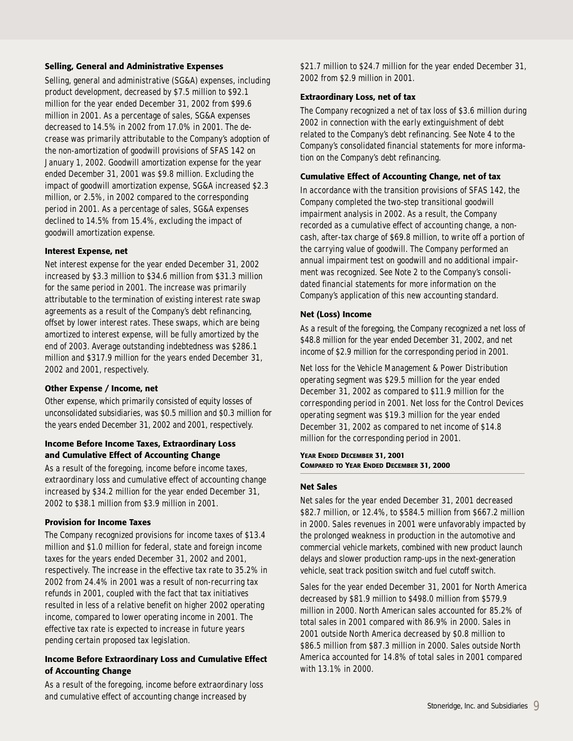### Selling, General and Administrative Expenses

Selling, general and administrative (SG&A) expenses, including product development, decreased by $7.5 million to $92.1 million for the year ended December 31, 2002 from $99.6 million in 2001. As a percentage of sales, SG&A expenses decreased to 14.5% in 2002 from 17.0% in 2001. The decrease was primarily attributable to the Company's adoption of the non-amortization of goodwill provisions of SFAS 142 on January 1, 2002. Goodwill amortization expense for the year ended December 31, 2001 was $9.8 million. Excluding the impact of goodwill amortization expense, SG&A increased $2.3 million, or 2.5%, in 2002 compared to the corresponding period in 2001. As a percentage of sales, SG&A expenses declined to 14.5% from 15.4%, excluding the impact of goodwill amortization expense.

### Interest Expense, net

Net interest expense for the year ended December 31, 2002 increased by $3.3 million to $34.6 million from $31.3 million for the same period in 2001. The increase was primarily attributable to the termination of existing interest rate swap agreements as a result of the Company's debt refinancing, offset by lower interest rates. These swaps, which are being amortized to interest expense, will be fully amortized by the end of 2003. Average outstanding indebtedness was $286.1 million and $317.9 million for the years ended December 31, 2002 and 2001, respectively.

### Other Expense / Income, net

Other expense, which primarily consisted of equity losses of unconsolidated subsidiaries, was $0.5 million and $0.3 million for the years ended December 31, 2002 and 2001, respectively.

### Income Before Income Taxes, Extraordinary Loss and Cumulative Effect of Accounting Change

As a result of the foregoing, income before income taxes, extraordinary loss and cumulative effect of accounting change increased by $34.2 million for the year ended December 31, 2002 to $38.1 million from $3.9 million in 2001.

### Provision for Income Taxes

The Company recognized provisions for income taxes of $13.4 million and $1.0 million for federal, state and foreign income taxes for the years ended December 31, 2002 and 2001, respectively. The increase in the effective tax rate to 35.2% in 2002 from 24.4% in 2001 was a result of non-recurring tax refunds in 2001, coupled with the fact that tax initiatives resulted in less of a relative benefit on higher 2002 operating income, compared to lower operating income in 2001. The effective tax rate is expected to increase in future years pending certain proposed tax legislation.

### Income Before Extraordinary Loss and Cumulative Effect of Accounting Change

As a result of the foregoing, income before extraordinary loss and cumulative effect of accounting change increased by $21.7 million to $24.7 million for the year ended December 31, 2002 from $2.9 million in 2001.

### Extraordinary Loss, net of tax

The Company recognized a net of tax loss of $3.6 million during 2002 in connection with the early extinguishment of debt related to the Company's debt refinancing. See Note 4 to the Company's consolidated financial statements for more information on the Company's debt refinancing.

### Cumulative Effect of Accounting Change, net of tax

In accordance with the transition provisions of SFAS 142, the Company completed the two-step transitional goodwill impairment analysis in 2002. As a result, the Company recorded as a cumulative effect of accounting change, a non-cash, after-tax charge of $69.8 million, to write off a portion of the carrying value of goodwill. The Company performed an annual impairment test on goodwill and no additional impairment was recognized. See Note 2 to the Company's consolidated financial statements for more information on the Company's application of this new accounting standard.

### Net (Loss) Income

As a result of the foregoing, the Company recognized a net loss of $48.8 million for the year ended December 31, 2002, and net income of $2.9 million for the corresponding period in 2001.

Net loss for the Vehicle Management & Power Distribution operating segment was $29.5 million for the year ended December 31, 2002 as compared to $11.9 million for the corresponding period in 2001. Net loss for the Control Devices operating segment was $19.3 million for the year ended December 31, 2002 as compared to net income of $14.8 million for the corresponding period in 2001.

## Year Ended December 31, 2001 Compared to Year Ended December 31, 2000

### Net Sales

Net sales for the year ended December 31, 2001 decreased $82.7 million, or 12.4%, to $584.5 million from $667.2 million in 2000. Sales revenues in 2001 were unfavorably impacted by the prolonged weakness in production in the automotive and commercial vehicle markets, combined with new product launch delays and slower production ramp-ups in the next-generation vehicle, seat track position switch and fuel cutoff switch.

Sales for the year ended December 31, 2001 for North America decreased by $81.9 million to $498.0 million from $579.9 million in 2000. North American sales accounted for 85.2% of total sales in 2001 compared with 86.9% in 2000. Sales in 2001 outside North America decreased by $0.8 million to $86.5 million from $87.3 million in 2000. Sales outside North America accounted for 14.8% of total sales in 2001 compared with 13.1% in 2000.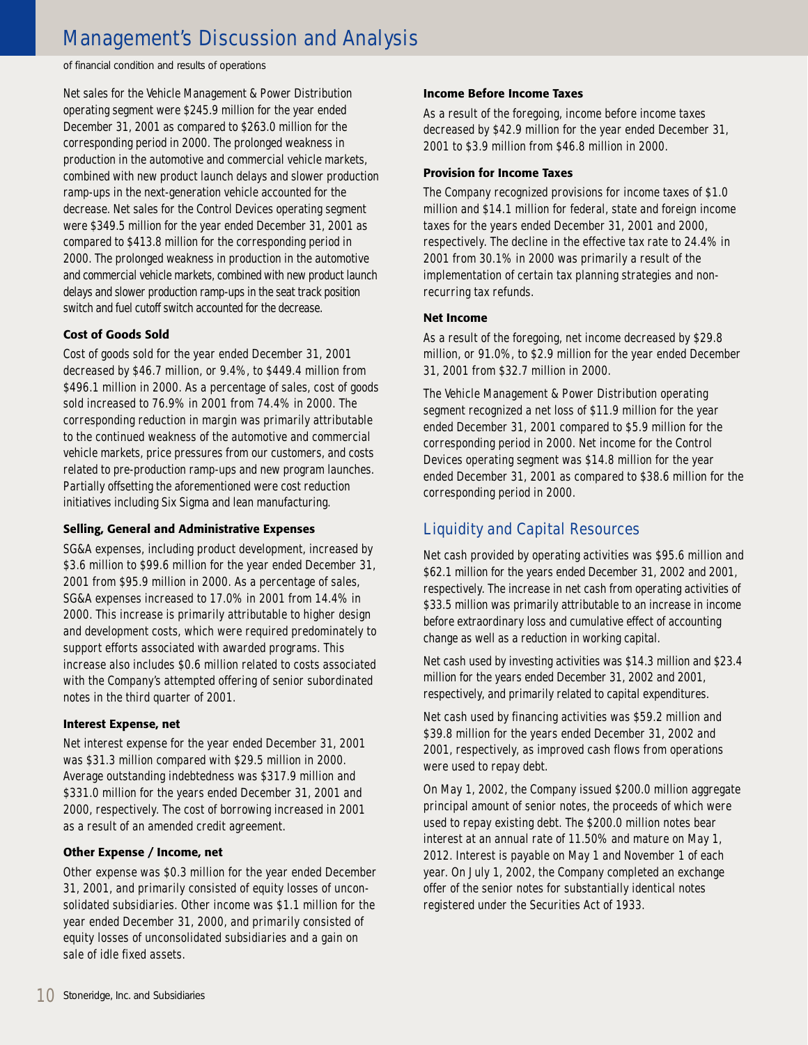Net sales for the Vehicle Management & Power Distribution operating segment were $245.9 million for the year ended December 31, 2001 as compared to $263.0 million for the corresponding period in 2000. The prolonged weakness in production in the automotive and commercial vehicle markets, combined with new product launch delays and slower production ramp-ups in the next-generation vehicle accounted for the decrease. Net sales for the Control Devices operating segment were $349.5 million for the year ended December 31, 2001 as compared to $413.8 million for the corresponding period in 2000. The prolonged weakness in production in the automotive and commercial vehicle markets, combined with new product launch delays and slower production ramp-ups in the seat track position switch and fuel cutoff switch accounted for the decrease.

### Cost of Goods Sold

Cost of goods sold for the year ended December 31, 2001 decreased by $46.7 million, or 9.4%, to $449.4 million from $496.1 million in 2000. As a percentage of sales, cost of goods sold increased to 76.9% in 2001 from 74.4% in 2000. The corresponding reduction in margin was primarily attributable to the continued weakness of the automotive and commercial vehicle markets, price pressures from our customers, and costs related to pre-production ramp-ups and new program launches. Partially offsetting the aforementioned were cost reduction initiatives including Six Sigma and lean manufacturing.

### Selling, General and Administrative Expenses

SG&A expenses, including product development, increased by $3.6 million to $99.6 million for the year ended December 31, 2001 from $95.9 million in 2000. As a percentage of sales, SG&A expenses increased to 17.0% in 2001 from 14.4% in 2000. This increase is primarily attributable to higher design and development costs, which were required predominately to support efforts associated with awarded programs. This increase also includes $0.6 million related to costs associated with the Company's attempted offering of senior subordinated notes in the third quarter of 2001.

### Interest Expense, net

Net interest expense for the year ended December 31, 2001 was $31.3 million compared with $29.5 million in 2000. Average outstanding indebtedness was $317.9 million and $331.0 million for the years ended December 31, 2001 and 2000, respectively. The cost of borrowing increased in 2001 as a result of an amended credit agreement.

### Other Expense / Income, net

Other expense was $0.3 million for the year ended December 31, 2001, and primarily consisted of equity losses of unconsolidated subsidiaries. Other income was $1.1 million for the year ended December 31, 2000, and primarily consisted of equity losses of unconsolidated subsidiaries and a gain on sale of idle fixed assets.

### Income Before Income Taxes

As a result of the foregoing, income before income taxes decreased by $42.9 million for the year ended December 31, 2001 to $3.9 million from $46.8 million in 2000.

### Provision for Income Taxes

The Company recognized provisions for income taxes of $1.0 million and $14.1 million for federal, state and foreign income taxes for the years ended December 31, 2001 and 2000, respectively. The decline in the effective tax rate to 24.4% in 2001 from 30.1% in 2000 was primarily a result of the implementation of certain tax planning strategies and non-recurring tax refunds.

### Net Income

As a result of the foregoing, net income decreased by $29.8 million, or 91.0%, to $2.9 million for the year ended December 31, 2001 from $32.7 million in 2000.

The Vehicle Management & Power Distribution operating segment recognized a net loss of $11.9 million for the year ended December 31, 2001 compared to $5.9 million for the corresponding period in 2000. Net income for the Control Devices operating segment was $14.8 million for the year ended December 31, 2001 as compared to $38.6 million for the corresponding period in 2000.

## Liquidity and Capital Resources

Net cash provided by operating activities was $95.6 million and $62.1 million for the years ended December 31, 2002 and 2001, respectively. The increase in net cash from operating activities of $33.5 million was primarily attributable to an increase in income before extraordinary loss and cumulative effect of accounting change as well as a reduction in working capital.

Net cash used by investing activities was $14.3 million and $23.4 million for the years ended December 31, 2002 and 2001, respectively, and primarily related to capital expenditures.

Net cash used by financing activities was $59.2 million and $39.8 million for the years ended December 31, 2002 and 2001, respectively, as improved cash flows from operations were used to repay debt.

On May 1, 2002, the Company issued $200.0 million aggregate principal amount of senior notes, the proceeds of which were used to repay existing debt. The $200.0 million notes bear interest at an annual rate of 11.50% and mature on May 1, 2012. Interest is payable on May 1 and November 1 of each year. On July 1, 2002, the Company completed an exchange offer of the senior notes for substantially identical notes registered under the Securities Act of 1933.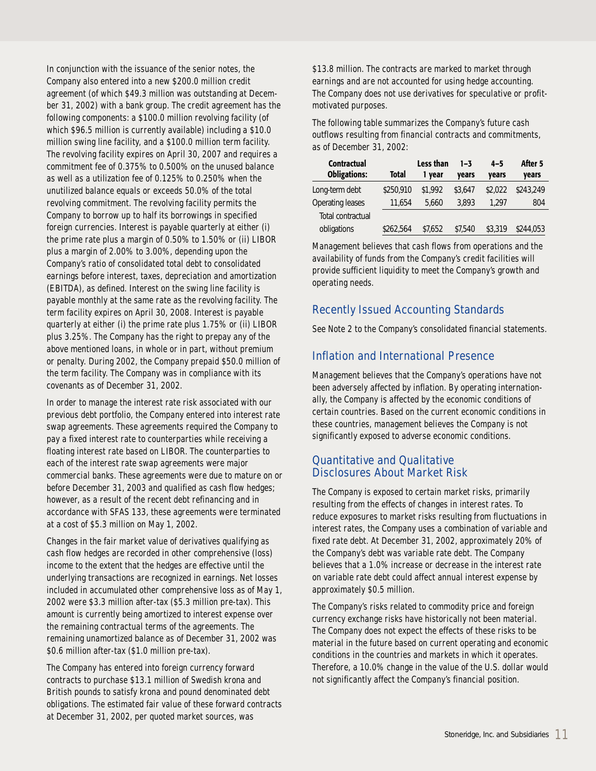In conjunction with the issuance of the senior notes, the Company also entered into a new $200.0 million credit agreement (of which $49.3 million was outstanding at December 31, 2002) with a bank group. The credit agreement has the following components: a $100.0 million revolving facility (of which $96.5 million is currently available) including a $10.0 million swing line facility, and a $100.0 million term facility. The revolving facility expires on April 30, 2007 and requires a commitment fee of 0.375% to 0.500% on the unused balance as well as a utilization fee of 0.125% to 0.250% when the unutilized balance equals or exceeds 50.0% of the total revolving commitment. The revolving facility permits the Company to borrow up to half its borrowings in specified foreign currencies. Interest is payable quarterly at either (i) the prime rate plus a margin of 0.50% to 1.50% or (ii) LIBOR plus a margin of 2.00% to 3.00%, depending upon the Company's ratio of consolidated total debt to consolidated earnings before interest, taxes, depreciation and amortization (EBITDA), as defined. Interest on the swing line facility is payable monthly at the same rate as the revolving facility. The term facility expires on April 30, 2008. Interest is payable quarterly at either (i) the prime rate plus 1.75% or (ii) LIBOR plus 3.25%. The Company has the right to prepay any of the above mentioned loans, in whole or in part, without premium or penalty. During 2002, the Company prepaid $50.0 million of the term facility. The Company was in compliance with its covenants as of December 31, 2002.

In order to manage the interest rate risk associated with our previous debt portfolio, the Company entered into interest rate swap agreements. These agreements required the Company to pay a fixed interest rate to counterparties while receiving a floating interest rate based on LIBOR. The counterparties to each of the interest rate swap agreements were major commercial banks. These agreements were due to mature on or before December 31, 2003 and qualified as cash flow hedges; however, as a result of the recent debt refinancing and in accordance with SFAS 133, these agreements were terminated at a cost of $5.3 million on May 1, 2002.

Changes in the fair market value of derivatives qualifying as cash flow hedges are recorded in other comprehensive (loss) income to the extent that the hedges are effective until the underlying transactions are recognized in earnings. Net losses included in accumulated other comprehensive loss as of May 1, 2002 were $3.3 million after-tax ($5.3 million pre-tax). This amount is currently being amortized to interest expense over the remaining contractual terms of the agreements. The remaining unamortized balance as of December 31, 2002 was $0.6 million after-tax ($1.0 million pre-tax).

The Company has entered into foreign currency forward contracts to purchase $13.1 million of Swedish krona and British pounds to satisfy krona and pound denominated debt obligations. The estimated fair value of these forward contracts at December 31, 2002, per quoted market sources, was $13.8 million. The contracts are marked to market through earnings and are not accounted for using hedge accounting. The Company does not use derivatives for speculative or profit-motivated purposes.

The following table summarizes the Company's future cash outflows resulting from financial contracts and commitments, as of December 31, 2002:

| Contractual Obligations: | Total | Less than 1 year | 1–3 years | 4–5 years | After 5 years |
|---|---|---|---|---|---|
| Long-term debt | $250,910 | $1,992 | $3,647 | $2,022 | $243,249 |
| Operating leases | 11,654 | 5,660 | 3,893 | 1,297 | 804 |
| Total contractual obligations | $262,564 | $7,652 | $7,540 | $3,319 | $244,053 |

Management believes that cash flows from operations and the availability of funds from the Company's credit facilities will provide sufficient liquidity to meet the Company's growth and operating needs.

## Recently Issued Accounting Standards

See Note 2 to the Company's consolidated financial statements.

## Inflation and International Presence

Management believes that the Company's operations have not been adversely affected by inflation. By operating internationally, the Company is affected by the economic conditions of certain countries. Based on the current economic conditions in these countries, management believes the Company is not significantly exposed to adverse economic conditions.

## Quantitative and Qualitative Disclosures About Market Risk

The Company is exposed to certain market risks, primarily resulting from the effects of changes in interest rates. To reduce exposures to market risks resulting from fluctuations in interest rates, the Company uses a combination of variable and fixed rate debt. At December 31, 2002, approximately 20% of the Company's debt was variable rate debt. The Company believes that a 1.0% increase or decrease in the interest rate on variable rate debt could affect annual interest expense by approximately $0.5 million.

The Company's risks related to commodity price and foreign currency exchange risks have historically not been material. The Company does not expect the effects of these risks to be material in the future based on current operating and economic conditions in the countries and markets in which it operates. Therefore, a 10.0% change in the value of the U.S. dollar would not significantly affect the Company's financial position.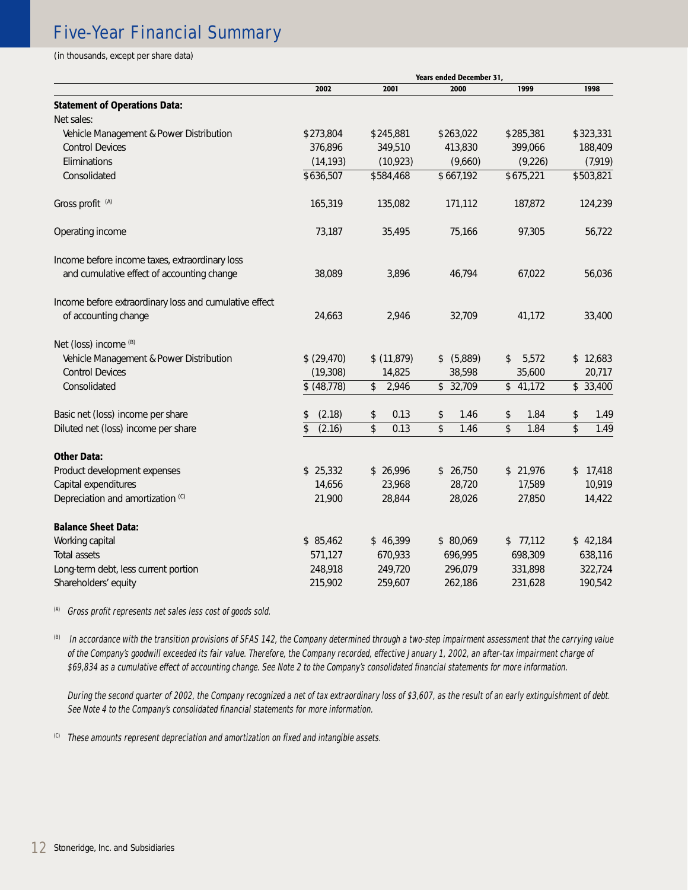# Five-Year Financial Summary

*(in thousands, except per share data)*

| | Years ended December 31, | | | | |
|---|---|---|---|---|---|
| | **2002** | **2001** | **2000** | **1999** | **1998** |
| **Statement of Operations Data:** | | | | | |
| Net sales: | | | | | |
| Vehicle Management & Power Distribution | $273,804 | $245,881 | $263,022 | $285,381 | $323,331 |
| Control Devices | 376,896 | 349,510 | 413,830 | 399,066 | 188,409 |
| Eliminations | (14,193) | (10,923) | (9,660) | (9,226) | (7,919) |
| Consolidated | $636,507 | $584,468 | $667,192 | $675,221 | $503,821 |
| Gross profit [(A)] | 165,319 | 135,082 | 171,112 | 187,872 | 124,239 |
| Operating income | 73,187 | 35,495 | 75,166 | 97,305 | 56,722 |
| Income before income taxes, extraordinary loss and cumulative effect of accounting change | 38,089 | 3,896 | 46,794 | 67,022 | 56,036 |
| Income before extraordinary loss and cumulative effect of accounting change | 24,663 | 2,946 | 32,709 | 41,172 | 33,400 |
| Net (loss) income [(B)] | | | | | |
| Vehicle Management & Power Distribution | $ (29,470) | $ (11,879) | $ (5,889) | $ 5,572 | $ 12,683 |
| Control Devices | (19,308) | 14,825 | 38,598 | 35,600 | 20,717 |
| Consolidated | $ (48,778) | $ 2,946 | $ 32,709 | $ 41,172 | $ 33,400 |
| Basic net (loss) income per share | $ (2.18) | $ 0.13 | $ 1.46 | $ 1.84 | $ 1.49 |
| Diluted net (loss) income per share | $ (2.16) | $ 0.13 | $ 1.46 | $ 1.84 | $ 1.49 |
| **Other Data:** | | | | | |
| Product development expenses | $ 25,332 | $ 26,996 | $ 26,750 | $ 21,976 | $ 17,418 |
| Capital expenditures | 14,656 | 23,968 | 28,720 | 17,589 | 10,919 |
| Depreciation and amortization [(C)] | 21,900 | 28,844 | 28,026 | 27,850 | 14,422 |
| **Balance Sheet Data:** | | | | | |
| Working capital | $ 85,462 | $ 46,399 | $ 80,069 | $ 77,112 | $ 42,184 |
| Total assets | 571,127 | 670,933 | 696,995 | 698,309 | 638,116 |
| Long-term debt, less current portion | 248,918 | 249,720 | 296,079 | 331,898 | 322,724 |
| Shareholders' equity | 215,902 | 259,607 | 262,186 | 231,628 | 190,542 |

(A) *Gross profit represents net sales less cost of goods sold.*

(B) *In accordance with the transition provisions of SFAS 142, the Company determined through a two-step impairment assessment that the carrying value of the Company's goodwill exceeded its fair value. Therefore, the Company recorded, effective January 1, 2002, an after-tax impairment charge of $69,834 as a cumulative effect of accounting change. See Note 2 to the Company's consolidated financial statements for more information.*

*During the second quarter of 2002, the Company recognized a net of tax extraordinary loss of $3,607, as the result of an early extinguishment of debt. See Note 4 to the Company's consolidated financial statements for more information.*

(C) *These amounts represent depreciation and amortization on fixed and intangible assets.*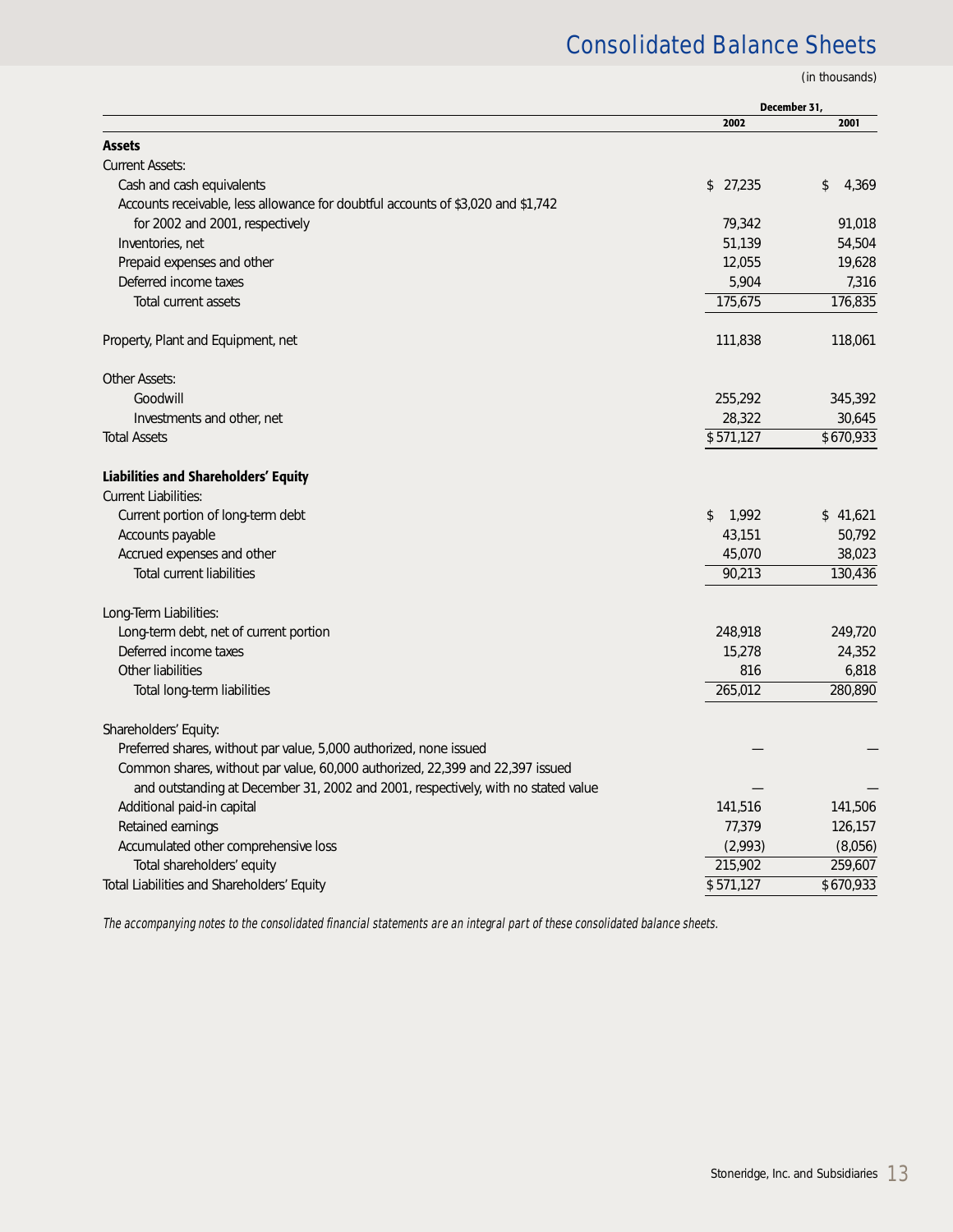# Consolidated Balance Sheets

(in thousands)

| | December 31, | |
|---|---|---|
| | 2002 | 2001 |
| **Assets** | | |
| Current Assets: | | |
| Cash and cash equivalents | $ 27,235 | $ 4,369 |
| Accounts receivable, less allowance for doubtful accounts of $3,020 and $1,742 for 2002 and 2001, respectively | 79,342 | 91,018 |
| Inventories, net | 51,139 | 54,504 |
| Prepaid expenses and other | 12,055 | 19,628 |
| Deferred income taxes | 5,904 | 7,316 |
| Total current assets | 175,675 | 176,835 |
| Property, Plant and Equipment, net | 111,838 | 118,061 |
| Other Assets: | | |
| Goodwill | 255,292 | 345,392 |
| Investments and other, net | 28,322 | 30,645 |
| Total Assets | $ 571,127 | $ 670,933 |
| **Liabilities and Shareholders' Equity** | | |
| Current Liabilities: | | |
| Current portion of long-term debt | $ 1,992 | $ 41,621 |
| Accounts payable | 43,151 | 50,792 |
| Accrued expenses and other | 45,070 | 38,023 |
| Total current liabilities | 90,213 | 130,436 |
| Long-Term Liabilities: | | |
| Long-term debt, net of current portion | 248,918 | 249,720 |
| Deferred income taxes | 15,278 | 24,352 |
| Other liabilities | 816 | 6,818 |
| Total long-term liabilities | 265,012 | 280,890 |
| Shareholders' Equity: | | |
| Preferred shares, without par value, 5,000 authorized, none issued | — | — |
| Common shares, without par value, 60,000 authorized, 22,399 and 22,397 issued and outstanding at December 31, 2002 and 2001, respectively, with no stated value | — | — |
| Additional paid-in capital | 141,516 | 141,506 |
| Retained earnings | 77,379 | 126,157 |
| Accumulated other comprehensive loss | (2,993) | (8,056) |
| Total shareholders' equity | 215,902 | 259,607 |
| Total Liabilities and Shareholders' Equity | $ 571,127 | $ 670,933 |

*The accompanying notes to the consolidated financial statements are an integral part of these consolidated balance sheets.*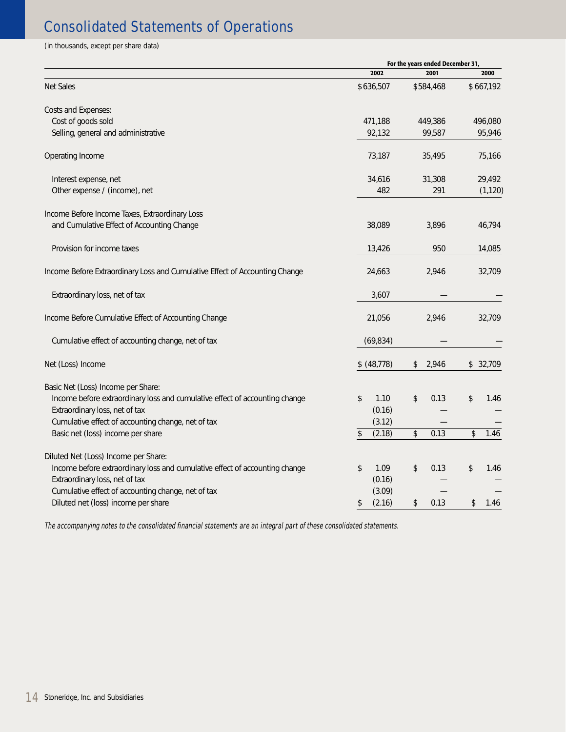# Consolidated Statements of Operations

(in thousands, except per share data)

| | For the years ended December 31, | | |
|---|---|---|---|
| | 2002 | 2001 | 2000 |
| Net Sales | $636,507 | $584,468 | $667,192 |
| Costs and Expenses: | | | |
| Cost of goods sold | 471,188 | 449,386 | 496,080 |
| Selling, general and administrative | 92,132 | 99,587 | 95,946 |
| Operating Income | 73,187 | 35,495 | 75,166 |
| Interest expense, net | 34,616 | 31,308 | 29,492 |
| Other expense / (income), net | 482 | 291 | (1,120) |
| Income Before Income Taxes, Extraordinary Loss and Cumulative Effect of Accounting Change | 38,089 | 3,896 | 46,794 |
| Provision for income taxes | 13,426 | 950 | 14,085 |
| Income Before Extraordinary Loss and Cumulative Effect of Accounting Change | 24,663 | 2,946 | 32,709 |
| Extraordinary loss, net of tax | 3,607 | — | — |
| Income Before Cumulative Effect of Accounting Change | 21,056 | 2,946 | 32,709 |
| Cumulative effect of accounting change, net of tax | (69,834) | — | — |
| Net (Loss) Income | $ (48,778) | $ 2,946 | $ 32,709 |
| Basic Net (Loss) Income per Share: | | | |
| Income before extraordinary loss and cumulative effect of accounting change | $ 1.10 | $ 0.13 | $ 1.46 |
| Extraordinary loss, net of tax | (0.16) | — | — |
| Cumulative effect of accounting change, net of tax | (3.12) | — | — |
| Basic net (loss) income per share | $ (2.18) | $ 0.13 | $ 1.46 |
| Diluted Net (Loss) Income per Share: | | | |
| Income before extraordinary loss and cumulative effect of accounting change | $ 1.09 | $ 0.13 | $ 1.46 |
| Extraordinary loss, net of tax | (0.16) | — | — |
| Cumulative effect of accounting change, net of tax | (3.09) | — | — |
| Diluted net (loss) income per share | $ (2.16) | $ 0.13 | $ 1.46 |

*The accompanying notes to the consolidated financial statements are an integral part of these consolidated statements.*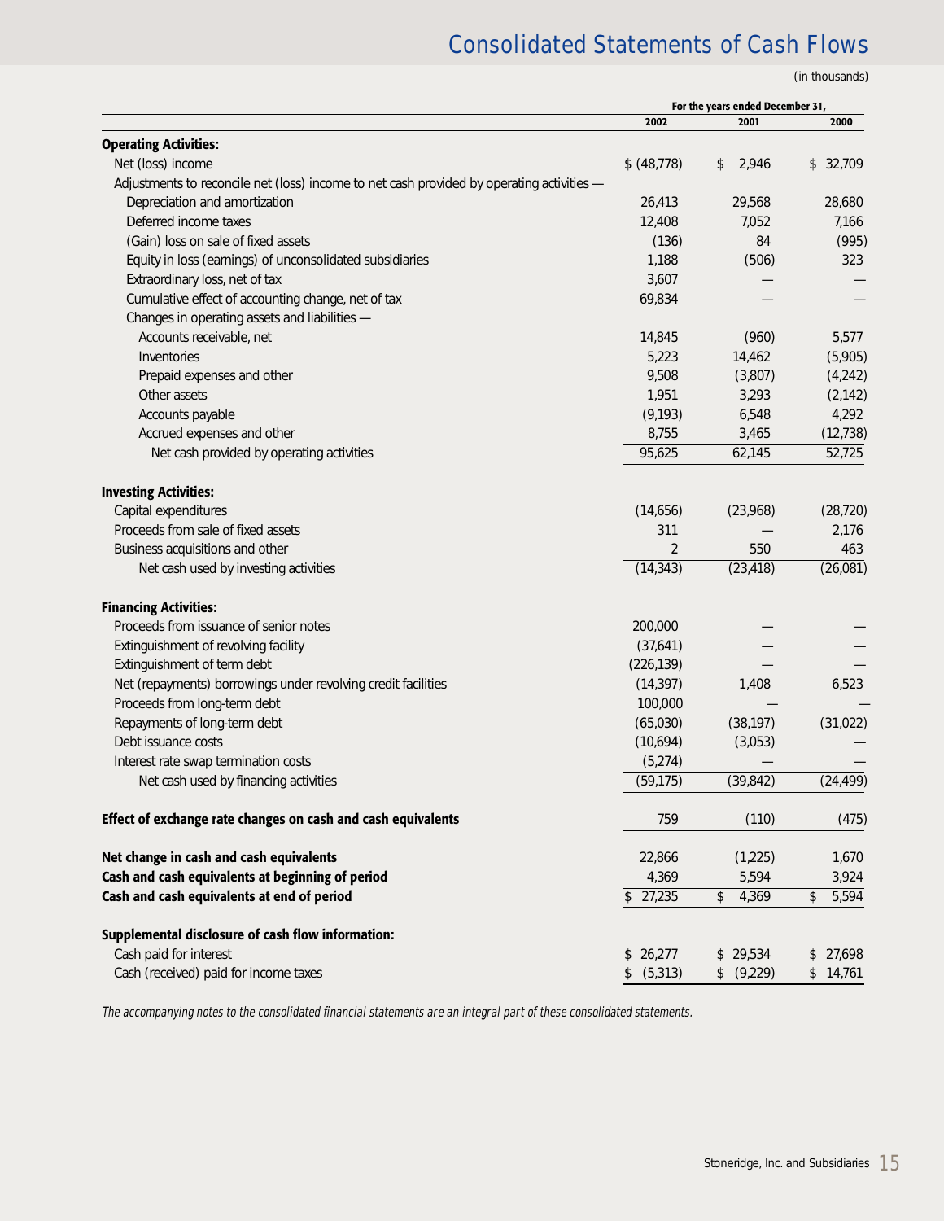# Consolidated Statements of Cash Flows

(in thousands)

| | For the years ended December 31, | | |
|---|---|---|---|
| | 2002 | 2001 | 2000 |
| **Operating Activities:** | | | |
| Net (loss) income | $ (48,778) | $ 2,946 | $ 32,709 |
| Adjustments to reconcile net (loss) income to net cash provided by operating activities — | | | |
| Depreciation and amortization | 26,413 | 29,568 | 28,680 |
| Deferred income taxes | 12,408 | 7,052 | 7,166 |
| (Gain) loss on sale of fixed assets | (136) | 84 | (995) |
| Equity in loss (earnings) of unconsolidated subsidiaries | 1,188 | (506) | 323 |
| Extraordinary loss, net of tax | 3,607 | — | — |
| Cumulative effect of accounting change, net of tax | 69,834 | — | — |
| Changes in operating assets and liabilities — | | | |
| Accounts receivable, net | 14,845 | (960) | 5,577 |
| Inventories | 5,223 | 14,462 | (5,905) |
| Prepaid expenses and other | 9,508 | (3,807) | (4,242) |
| Other assets | 1,951 | 3,293 | (2,142) |
| Accounts payable | (9,193) | 6,548 | 4,292 |
| Accrued expenses and other | 8,755 | 3,465 | (12,738) |
| Net cash provided by operating activities | 95,625 | 62,145 | 52,725 |
| **Investing Activities:** | | | |
| Capital expenditures | (14,656) | (23,968) | (28,720) |
| Proceeds from sale of fixed assets | 311 | — | 2,176 |
| Business acquisitions and other | 2 | 550 | 463 |
| Net cash used by investing activities | (14,343) | (23,418) | (26,081) |
| **Financing Activities:** | | | |
| Proceeds from issuance of senior notes | 200,000 | — | — |
| Extinguishment of revolving facility | (37,641) | — | — |
| Extinguishment of term debt | (226,139) | — | — |
| Net (repayments) borrowings under revolving credit facilities | (14,397) | 1,408 | 6,523 |
| Proceeds from long-term debt | 100,000 | — | — |
| Repayments of long-term debt | (65,030) | (38,197) | (31,022) |
| Debt issuance costs | (10,694) | (3,053) | — |
| Interest rate swap termination costs | (5,274) | — | — |
| Net cash used by financing activities | (59,175) | (39,842) | (24,499) |
| **Effect of exchange rate changes on cash and cash equivalents** | 759 | (110) | (475) |
| **Net change in cash and cash equivalents** | 22,866 | (1,225) | 1,670 |
| **Cash and cash equivalents at beginning of period** | 4,369 | 5,594 | 3,924 |
| **Cash and cash equivalents at end of period** | $ 27,235 | $ 4,369 | $ 5,594 |
| **Supplemental disclosure of cash flow information:** | | | |
| Cash paid for interest | $ 26,277 | $ 29,534 | $ 27,698 |
| Cash (received) paid for income taxes | $ (5,313) | $ (9,229) | $ 14,761 |

*The accompanying notes to the consolidated financial statements are an integral part of these consolidated statements.*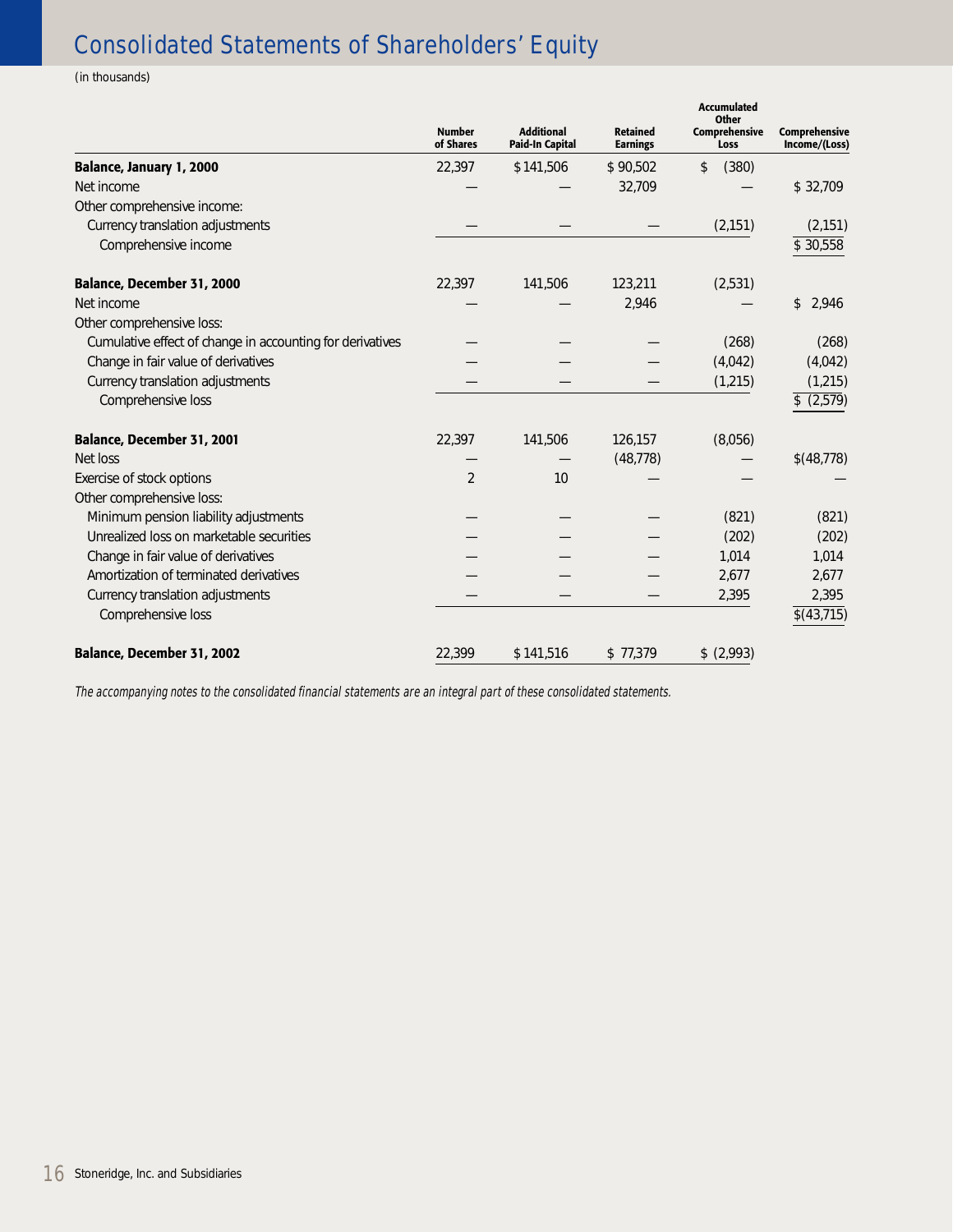# Consolidated Statements of Shareholders' Equity

*(in thousands)*

| | Number of Shares | Additional Paid-In Capital | Retained Earnings | Accumulated Other Comprehensive Loss | Comprehensive Income/(Loss) |
|---|---|---|---|---|---|
| **Balance, January 1, 2000** | 22,397 | $ 141,506 | $ 90,502 | $ (380) | |
| Net income | — | — | 32,709 | — | $ 32,709 |
| Other comprehensive income: | | | | | |
| Currency translation adjustments | — | — | — | (2,151) | (2,151) |
| Comprehensive income | | | | | $ 30,558 |
| **Balance, December 31, 2000** | 22,397 | 141,506 | 123,211 | (2,531) | |
| Net income | — | — | 2,946 | — | $ 2,946 |
| Other comprehensive loss: | | | | | |
| Cumulative effect of change in accounting for derivatives | — | — | — | (268) | (268) |
| Change in fair value of derivatives | — | — | — | (4,042) | (4,042) |
| Currency translation adjustments | — | — | — | (1,215) | (1,215) |
| Comprehensive loss | | | | | $ (2,579) |
| **Balance, December 31, 2001** | 22,397 | 141,506 | 126,157 | (8,056) | |
| Net loss | — | — | (48,778) | — | $(48,778) |
| Exercise of stock options | 2 | 10 | — | — | — |
| Other comprehensive loss: | | | | | |
| Minimum pension liability adjustments | — | — | — | (821) | (821) |
| Unrealized loss on marketable securities | — | — | — | (202) | (202) |
| Change in fair value of derivatives | — | — | — | 1,014 | 1,014 |
| Amortization of terminated derivatives | — | — | — | 2,677 | 2,677 |
| Currency translation adjustments | — | — | — | 2,395 | 2,395 |
| Comprehensive loss | | | | | $(43,715) |
| **Balance, December 31, 2002** | 22,399 | $ 141,516 | $ 77,379 | $ (2,993) | |

*The accompanying notes to the consolidated financial statements are an integral part of these consolidated statements.*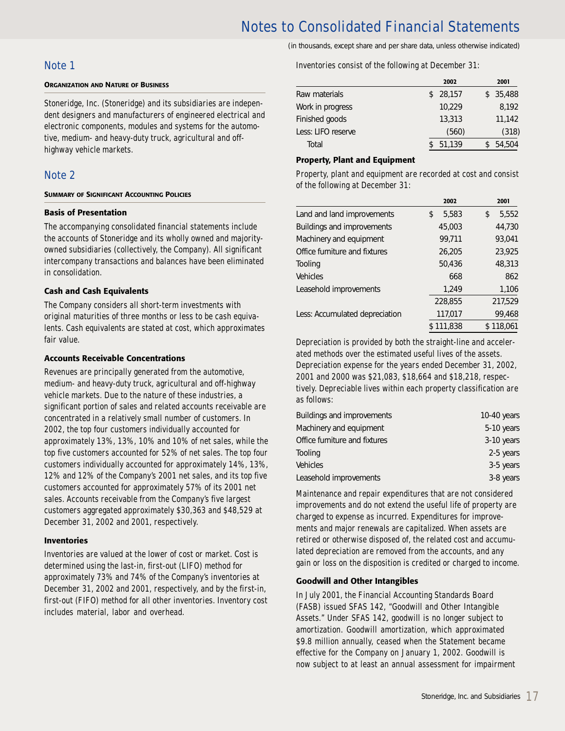# Notes to Consolidated Financial Statements

(in thousands, except share and per share data, unless otherwise indicated)

## Note 1

**ORGANIZATION AND NATURE OF BUSINESS**

Stoneridge, Inc. (Stoneridge) and its subsidiaries are independent designers and manufacturers of engineered electrical and electronic components, modules and systems for the automotive, medium- and heavy-duty truck, agricultural and off-highway vehicle markets.

## Note 2

**SUMMARY OF SIGNIFICANT ACCOUNTING POLICIES**

### Basis of Presentation

The accompanying consolidated financial statements include the accounts of Stoneridge and its wholly owned and majority-owned subsidiaries (collectively, the Company). All significant intercompany transactions and balances have been eliminated in consolidation.

### Cash and Cash Equivalents

The Company considers all short-term investments with original maturities of three months or less to be cash equivalents. Cash equivalents are stated at cost, which approximates fair value.

### Accounts Receivable Concentrations

Revenues are principally generated from the automotive, medium- and heavy-duty truck, agricultural and off-highway vehicle markets. Due to the nature of these industries, a significant portion of sales and related accounts receivable are concentrated in a relatively small number of customers. In 2002, the top four customers individually accounted for approximately 13%, 13%, 10% and 10% of net sales, while the top five customers accounted for 52% of net sales. The top four customers individually accounted for approximately 14%, 13%, 12% and 12% of the Company's 2001 net sales, and its top five customers accounted for approximately 57% of its 2001 net sales. Accounts receivable from the Company's five largest customers aggregated approximately $30,363 and $48,529 at December 31, 2002 and 2001, respectively.

### Inventories

Inventories are valued at the lower of cost or market. Cost is determined using the last-in, first-out (LIFO) method for approximately 73% and 74% of the Company's inventories at December 31, 2002 and 2001, respectively, and by the first-in, first-out (FIFO) method for all other inventories. Inventory cost includes material, labor and overhead.

Inventories consist of the following at December 31:

| | 2002 | 2001 |
|---|---|---|
| Raw materials | $ 28,157 | $ 35,488 |
| Work in progress | 10,229 | 8,192 |
| Finished goods | 13,313 | 11,142 |
| Less: LIFO reserve | (560) | (318) |
| Total | $ 51,139 | $ 54,504 |

### Property, Plant and Equipment

Property, plant and equipment are recorded at cost and consist of the following at December 31:

| | 2002 | 2001 |
|---|---|---|
| Land and land improvements | $ 5,583 | $ 5,552 |
| Buildings and improvements | 45,003 | 44,730 |
| Machinery and equipment | 99,711 | 93,041 |
| Office furniture and fixtures | 26,205 | 23,925 |
| Tooling | 50,436 | 48,313 |
| Vehicles | 668 | 862 |
| Leasehold improvements | 1,249 | 1,106 |
| | 228,855 | 217,529 |
| Less: Accumulated depreciation | 117,017 | 99,468 |
| | $ 111,838 | $ 118,061 |

Depreciation is provided by both the straight-line and accelerated methods over the estimated useful lives of the assets. Depreciation expense for the years ended December 31, 2002, 2001 and 2000 was $21,083, $18,664 and $18,218, respectively. Depreciable lives within each property classification are as follows:

| | |
|---|---|
| Buildings and improvements | 10-40 years |
| Machinery and equipment | 5-10 years |
| Office furniture and fixtures | 3-10 years |
| Tooling | 2-5 years |
| Vehicles | 3-5 years |
| Leasehold improvements | 3-8 years |

Maintenance and repair expenditures that are not considered improvements and do not extend the useful life of property are charged to expense as incurred. Expenditures for improvements and major renewals are capitalized. When assets are retired or otherwise disposed of, the related cost and accumulated depreciation are removed from the accounts, and any gain or loss on the disposition is credited or charged to income.

### Goodwill and Other Intangibles

In July 2001, the Financial Accounting Standards Board (FASB) issued SFAS 142, "Goodwill and Other Intangible Assets." Under SFAS 142, goodwill is no longer subject to amortization. Goodwill amortization, which approximated $9.8 million annually, ceased when the Statement became effective for the Company on January 1, 2002. Goodwill is now subject to at least an annual assessment for impairment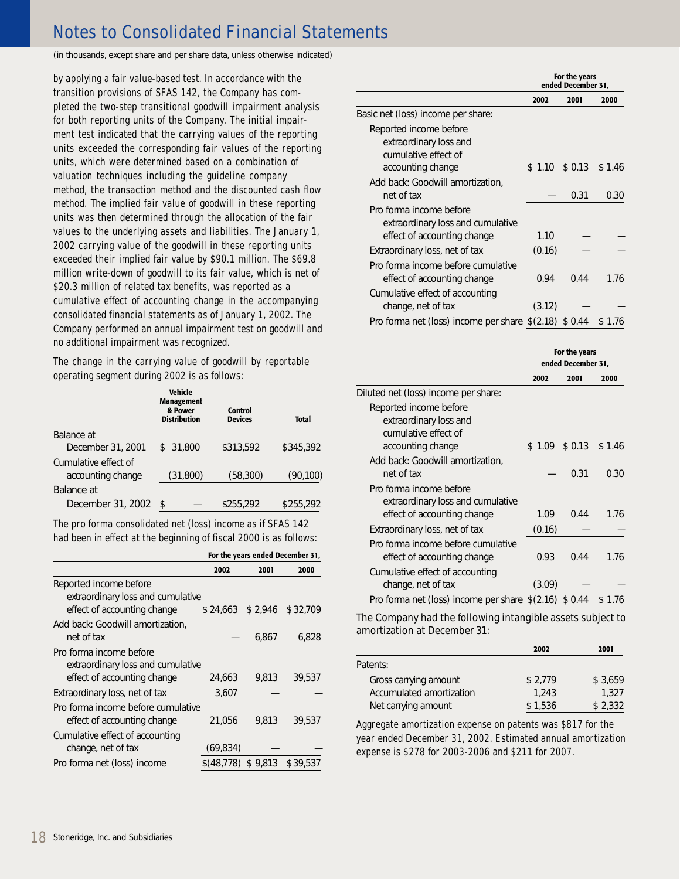(in thousands, except share and per share data, unless otherwise indicated)

by applying a fair value-based test. In accordance with the transition provisions of SFAS 142, the Company has completed the two-step transitional goodwill impairment analysis for both reporting units of the Company. The initial impairment test indicated that the carrying values of the reporting units exceeded the corresponding fair values of the reporting units, which were determined based on a combination of valuation techniques including the guideline company method, the transaction method and the discounted cash flow method. The implied fair value of goodwill in these reporting units was then determined through the allocation of the fair values to the underlying assets and liabilities. The January 1, 2002 carrying value of the goodwill in these reporting units exceeded their implied fair value by $90.1 million. The $69.8 million write-down of goodwill to its fair value, which is net of $20.3 million of related tax benefits, was reported as a cumulative effect of accounting change in the accompanying consolidated financial statements as of January 1, 2002. The Company performed an annual impairment test on goodwill and no additional impairment was recognized.

The change in the carrying value of goodwill by reportable operating segment during 2002 is as follows:

| | Vehicle Management & Power Distribution | Control Devices | Total |
|---|---|---|---|
| Balance at December 31, 2001 | $ 31,800 | $313,592 | $345,392 |
| Cumulative effect of accounting change | (31,800) | (58,300) | (90,100) |
| Balance at December 31, 2002 | $ — | $255,292 | $255,292 |

The pro forma consolidated net (loss) income as if SFAS 142 had been in effect at the beginning of fiscal 2000 is as follows:

| | For the years ended December 31, | | |
|---|---|---|---|
| | 2002 | 2001 | 2000 |
| Reported income before extraordinary loss and cumulative effect of accounting change | $ 24,663 | $ 2,946 | $ 32,709 |
| Add back: Goodwill amortization, net of tax | — | 6,867 | 6,828 |
| Pro forma income before extraordinary loss and cumulative effect of accounting change | 24,663 | 9,813 | 39,537 |
| Extraordinary loss, net of tax | 3,607 | — | — |
| Pro forma income before cumulative effect of accounting change | 21,056 | 9,813 | 39,537 |
| Cumulative effect of accounting change, net of tax | (69,834) | — | — |
| Pro forma net (loss) income | $(48,778) | $ 9,813 | $ 39,537 |

| | For the years ended December 31, | | |
|---|---|---|---|
| | 2002 | 2001 | 2000 |
| Basic net (loss) income per share: | | | |
| Reported income before extraordinary loss and cumulative effect of accounting change | $ 1.10 | $ 0.13 | $ 1.46 |
| Add back: Goodwill amortization, net of tax | — | 0.31 | 0.30 |
| Pro forma income before extraordinary loss and cumulative effect of accounting change | 1.10 | — | — |
| Extraordinary loss, net of tax | (0.16) | — | — |
| Pro forma income before cumulative effect of accounting change | 0.94 | 0.44 | 1.76 |
| Cumulative effect of accounting change, net of tax | (3.12) | — | — |
| Pro forma net (loss) income per share | $(2.18) | $ 0.44 | $ 1.76 |

| | For the years ended December 31, | | |
|---|---|---|---|
| | 2002 | 2001 | 2000 |
| Diluted net (loss) income per share: | | | |
| Reported income before extraordinary loss and cumulative effect of accounting change | $ 1.09 | $ 0.13 | $ 1.46 |
| Add back: Goodwill amortization, net of tax | — | 0.31 | 0.30 |
| Pro forma income before extraordinary loss and cumulative effect of accounting change | 1.09 | 0.44 | 1.76 |
| Extraordinary loss, net of tax | (0.16) | — | — |
| Pro forma income before cumulative effect of accounting change | 0.93 | 0.44 | 1.76 |
| Cumulative effect of accounting change, net of tax | (3.09) | — | — |
| Pro forma net (loss) income per share | $(2.16) | $ 0.44 | $ 1.76 |

The Company had the following intangible assets subject to amortization at December 31:

| | 2002 | 2001 |
|---|---|---|
| Patents: | | |
| Gross carrying amount | $ 2,779 | $ 3,659 |
| Accumulated amortization | 1,243 | 1,327 |
| Net carrying amount | $ 1,536 | $ 2,332 |

Aggregate amortization expense on patents was $817 for the year ended December 31, 2002. Estimated annual amortization expense is $278 for 2003-2006 and $211 for 2007.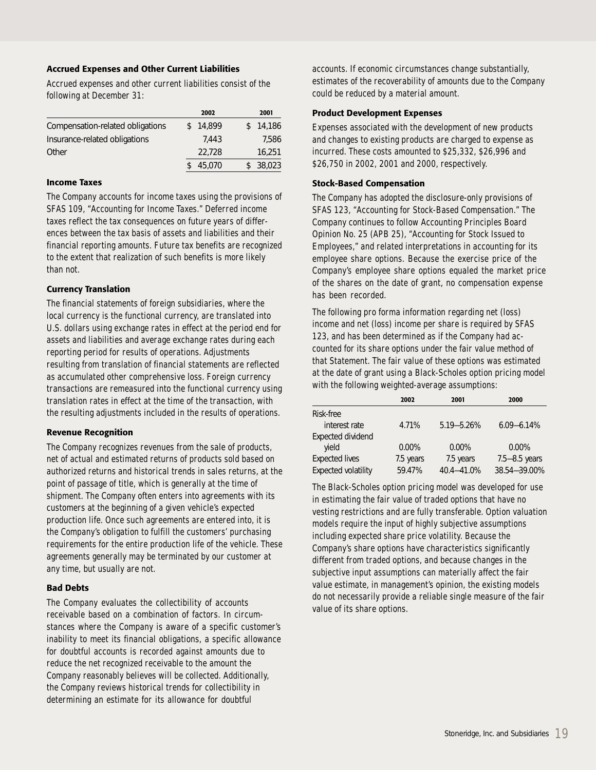### Accrued Expenses and Other Current Liabilities

Accrued expenses and other current liabilities consist of the following at December 31:

| | 2002 | 2001 |
|---|---|---|
| Compensation-related obligations | $ 14,899 | $ 14,186 |
| Insurance-related obligations | 7,443 | 7,586 |
| Other | 22,728 | 16,251 |
| | $ 45,070 | $ 38,023 |

### Income Taxes

The Company accounts for income taxes using the provisions of SFAS 109, "Accounting for Income Taxes." Deferred income taxes reflect the tax consequences on future years of differences between the tax basis of assets and liabilities and their financial reporting amounts. Future tax benefits are recognized to the extent that realization of such benefits is more likely than not.

### Currency Translation

The financial statements of foreign subsidiaries, where the local currency is the functional currency, are translated into U.S. dollars using exchange rates in effect at the period end for assets and liabilities and average exchange rates during each reporting period for results of operations. Adjustments resulting from translation of financial statements are reflected as accumulated other comprehensive loss. Foreign currency transactions are remeasured into the functional currency using translation rates in effect at the time of the transaction, with the resulting adjustments included in the results of operations.

### Revenue Recognition

The Company recognizes revenues from the sale of products, net of actual and estimated returns of products sold based on authorized returns and historical trends in sales returns, at the point of passage of title, which is generally at the time of shipment. The Company often enters into agreements with its customers at the beginning of a given vehicle's expected production life. Once such agreements are entered into, it is the Company's obligation to fulfill the customers' purchasing requirements for the entire production life of the vehicle. These agreements generally may be terminated by our customer at any time, but usually are not.

### Bad Debts

The Company evaluates the collectibility of accounts receivable based on a combination of factors. In circumstances where the Company is aware of a specific customer's inability to meet its financial obligations, a specific allowance for doubtful accounts is recorded against amounts due to reduce the net recognized receivable to the amount the Company reasonably believes will be collected. Additionally, the Company reviews historical trends for collectibility in determining an estimate for its allowance for doubtful accounts. If economic circumstances change substantially, estimates of the recoverability of amounts due to the Company could be reduced by a material amount.

### Product Development Expenses

Expenses associated with the development of new products and changes to existing products are charged to expense as incurred. These costs amounted to $25,332, $26,996 and $26,750 in 2002, 2001 and 2000, respectively.

### Stock-Based Compensation

The Company has adopted the disclosure-only provisions of SFAS 123, "Accounting for Stock-Based Compensation." The Company continues to follow Accounting Principles Board Opinion No. 25 (APB 25), "Accounting for Stock Issued to Employees," and related interpretations in accounting for its employee share options. Because the exercise price of the Company's employee share options equaled the market price of the shares on the date of grant, no compensation expense has been recorded.

The following pro forma information regarding net (loss) income and net (loss) income per share is required by SFAS 123, and has been determined as if the Company had accounted for its share options under the fair value method of that Statement. The fair value of these options was estimated at the date of grant using a Black-Scholes option pricing model with the following weighted-average assumptions:

| | 2002 | 2001 | 2000 |
|---|---|---|---|
| Risk-free interest rate | 4.71% | 5.19—5.26% | 6.09—6.14% |
| Expected dividend yield | 0.00% | 0.00% | 0.00% |
| Expected lives | 7.5 years | 7.5 years | 7.5—8.5 years |
| Expected volatility | 59.47% | 40.4—41.0% | 38.54—39.00% |

The Black-Scholes option pricing model was developed for use in estimating the fair value of traded options that have no vesting restrictions and are fully transferable. Option valuation models require the input of highly subjective assumptions including expected share price volatility. Because the Company's share options have characteristics significantly different from traded options, and because changes in the subjective input assumptions can materially affect the fair value estimate, in management's opinion, the existing models do not necessarily provide a reliable single measure of the fair value of its share options.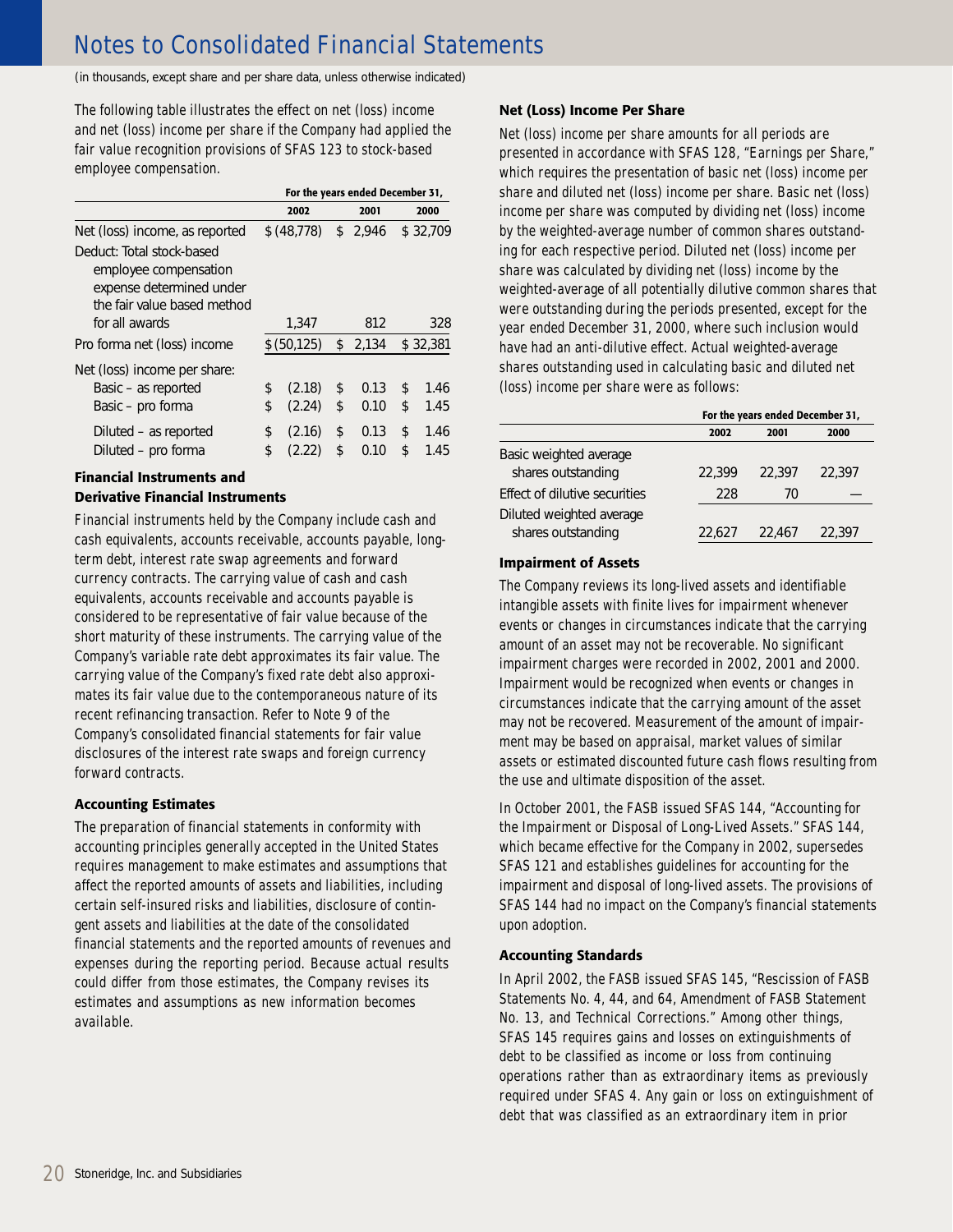# Notes to Consolidated Financial Statements

(in thousands, except share and per share data, unless otherwise indicated)

The following table illustrates the effect on net (loss) income and net (loss) income per share if the Company had applied the fair value recognition provisions of SFAS 123 to stock-based employee compensation.

| | For the years ended December 31, | | |
|---|---|---|---|
| | 2002 | 2001 | 2000 |
| Net (loss) income, as reported | $ (48,778) | $ 2,946 | $ 32,709 |
| Deduct: Total stock-based employee compensation expense determined under the fair value based method for all awards | 1,347 | 812 | 328 |
| Pro forma net (loss) income | $ (50,125) | $ 2,134 | $ 32,381 |
| Net (loss) income per share: | | | |
| Basic – as reported | $ (2.18) | $ 0.13 | $ 1.46 |
| Basic – pro forma | $ (2.24) | $ 0.10 | $ 1.45 |
| Diluted – as reported | $ (2.16) | $ 0.13 | $ 1.46 |
| Diluted – pro forma | $ (2.22) | $ 0.10 | $ 1.45 |

### Financial Instruments and Derivative Financial Instruments

Financial instruments held by the Company include cash and cash equivalents, accounts receivable, accounts payable, long-term debt, interest rate swap agreements and forward currency contracts. The carrying value of cash and cash equivalents, accounts receivable and accounts payable is considered to be representative of fair value because of the short maturity of these instruments. The carrying value of the Company's variable rate debt approximates its fair value. The carrying value of the Company's fixed rate debt also approximates its fair value due to the contemporaneous nature of its recent refinancing transaction. Refer to Note 9 of the Company's consolidated financial statements for fair value disclosures of the interest rate swaps and foreign currency forward contracts.

### Accounting Estimates

The preparation of financial statements in conformity with accounting principles generally accepted in the United States requires management to make estimates and assumptions that affect the reported amounts of assets and liabilities, including certain self-insured risks and liabilities, disclosure of contingent assets and liabilities at the date of the consolidated financial statements and the reported amounts of revenues and expenses during the reporting period. Because actual results could differ from those estimates, the Company revises its estimates and assumptions as new information becomes available.

### Net (Loss) Income Per Share

Net (loss) income per share amounts for all periods are presented in accordance with SFAS 128, "Earnings per Share," which requires the presentation of basic net (loss) income per share and diluted net (loss) income per share. Basic net (loss) income per share was computed by dividing net (loss) income by the weighted-average number of common shares outstanding for each respective period. Diluted net (loss) income per share was calculated by dividing net (loss) income by the weighted-average of all potentially dilutive common shares that were outstanding during the periods presented, except for the year ended December 31, 2000, where such inclusion would have had an anti-dilutive effect. Actual weighted-average shares outstanding used in calculating basic and diluted net (loss) income per share were as follows:

| | For the years ended December 31, | | |
|---|---|---|---|
| | 2002 | 2001 | 2000 |
| Basic weighted average shares outstanding | 22,399 | 22,397 | 22,397 |
| Effect of dilutive securities | 228 | 70 | — |
| Diluted weighted average shares outstanding | 22,627 | 22,467 | 22,397 |

### Impairment of Assets

The Company reviews its long-lived assets and identifiable intangible assets with finite lives for impairment whenever events or changes in circumstances indicate that the carrying amount of an asset may not be recoverable. No significant impairment charges were recorded in 2002, 2001 and 2000. Impairment would be recognized when events or changes in circumstances indicate that the carrying amount of the asset may not be recovered. Measurement of the amount of impairment may be based on appraisal, market values of similar assets or estimated discounted future cash flows resulting from the use and ultimate disposition of the asset.

In October 2001, the FASB issued SFAS 144, "Accounting for the Impairment or Disposal of Long-Lived Assets." SFAS 144, which became effective for the Company in 2002, supersedes SFAS 121 and establishes guidelines for accounting for the impairment and disposal of long-lived assets. The provisions of SFAS 144 had no impact on the Company's financial statements upon adoption.

### Accounting Standards

In April 2002, the FASB issued SFAS 145, "Rescission of FASB Statements No. 4, 44, and 64, Amendment of FASB Statement No. 13, and Technical Corrections." Among other things, SFAS 145 requires gains and losses on extinguishments of debt to be classified as income or loss from continuing operations rather than as extraordinary items as previously required under SFAS 4. Any gain or loss on extinguishment of debt that was classified as an extraordinary item in prior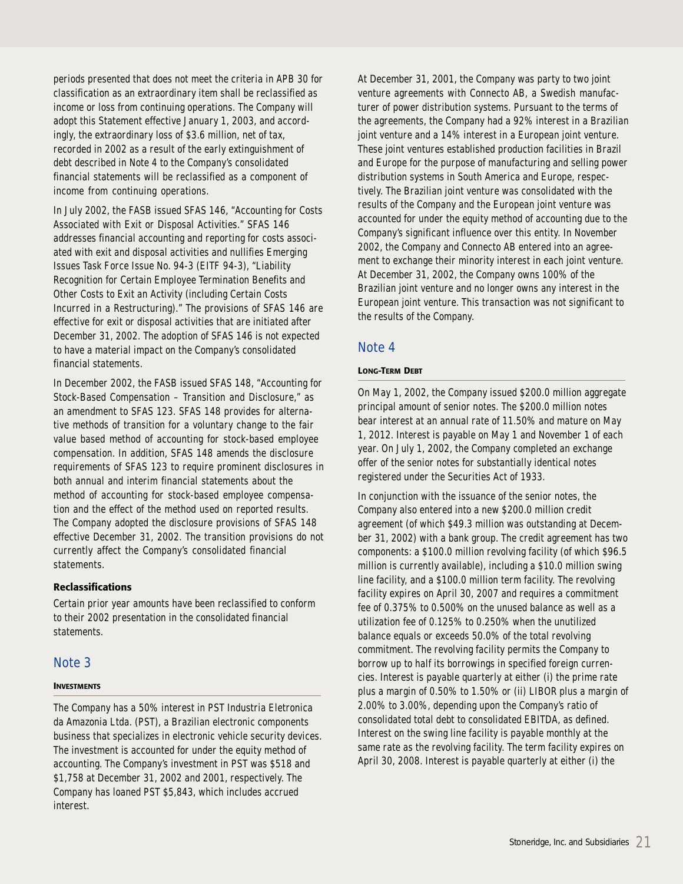periods presented that does not meet the criteria in APB 30 for classification as an extraordinary item shall be reclassified as income or loss from continuing operations. The Company will adopt this Statement effective January 1, 2003, and accordingly, the extraordinary loss of $3.6 million, net of tax, recorded in 2002 as a result of the early extinguishment of debt described in Note 4 to the Company's consolidated financial statements will be reclassified as a component of income from continuing operations.

In July 2002, the FASB issued SFAS 146, "Accounting for Costs Associated with Exit or Disposal Activities." SFAS 146 addresses financial accounting and reporting for costs associated with exit and disposal activities and nullifies Emerging Issues Task Force Issue No. 94-3 (EITF 94-3), "Liability Recognition for Certain Employee Termination Benefits and Other Costs to Exit an Activity (including Certain Costs Incurred in a Restructuring)." The provisions of SFAS 146 are effective for exit or disposal activities that are initiated after December 31, 2002. The adoption of SFAS 146 is not expected to have a material impact on the Company's consolidated financial statements.

In December 2002, the FASB issued SFAS 148, "Accounting for Stock-Based Compensation – Transition and Disclosure," as an amendment to SFAS 123. SFAS 148 provides for alternative methods of transition for a voluntary change to the fair value based method of accounting for stock-based employee compensation. In addition, SFAS 148 amends the disclosure requirements of SFAS 123 to require prominent disclosures in both annual and interim financial statements about the method of accounting for stock-based employee compensation and the effect of the method used on reported results. The Company adopted the disclosure provisions of SFAS 148 effective December 31, 2002. The transition provisions do not currently affect the Company's consolidated financial statements.

**Reclassifications**

Certain prior year amounts have been reclassified to conform to their 2002 presentation in the consolidated financial statements.

## Note 3

**INVESTMENTS**

The Company has a 50% interest in PST Industria Eletronica da Amazonia Ltda. (PST), a Brazilian electronic components business that specializes in electronic vehicle security devices. The investment is accounted for under the equity method of accounting. The Company's investment in PST was $518 and $1,758 at December 31, 2002 and 2001, respectively. The Company has loaned PST $5,843, which includes accrued interest.

At December 31, 2001, the Company was party to two joint venture agreements with Connecto AB, a Swedish manufacturer of power distribution systems. Pursuant to the terms of the agreements, the Company had a 92% interest in a Brazilian joint venture and a 14% interest in a European joint venture. These joint ventures established production facilities in Brazil and Europe for the purpose of manufacturing and selling power distribution systems in South America and Europe, respectively. The Brazilian joint venture was consolidated with the results of the Company and the European joint venture was accounted for under the equity method of accounting due to the Company's significant influence over this entity. In November 2002, the Company and Connecto AB entered into an agreement to exchange their minority interest in each joint venture. At December 31, 2002, the Company owns 100% of the Brazilian joint venture and no longer owns any interest in the European joint venture. This transaction was not significant to the results of the Company.

## Note 4

**LONG-TERM DEBT**

On May 1, 2002, the Company issued $200.0 million aggregate principal amount of senior notes. The $200.0 million notes bear interest at an annual rate of 11.50% and mature on May 1, 2012. Interest is payable on May 1 and November 1 of each year. On July 1, 2002, the Company completed an exchange offer of the senior notes for substantially identical notes registered under the Securities Act of 1933.

In conjunction with the issuance of the senior notes, the Company also entered into a new $200.0 million credit agreement (of which $49.3 million was outstanding at December 31, 2002) with a bank group. The credit agreement has two components: a $100.0 million revolving facility (of which $96.5 million is currently available), including a $10.0 million swing line facility, and a $100.0 million term facility. The revolving facility expires on April 30, 2007 and requires a commitment fee of 0.375% to 0.500% on the unused balance as well as a utilization fee of 0.125% to 0.250% when the unutilized balance equals or exceeds 50.0% of the total revolving commitment. The revolving facility permits the Company to borrow up to half its borrowings in specified foreign currencies. Interest is payable quarterly at either (i) the prime rate plus a margin of 0.50% to 1.50% or (ii) LIBOR plus a margin of 2.00% to 3.00%, depending upon the Company's ratio of consolidated total debt to consolidated EBITDA, as defined. Interest on the swing line facility is payable monthly at the same rate as the revolving facility. The term facility expires on April 30, 2008. Interest is payable quarterly at either (i) the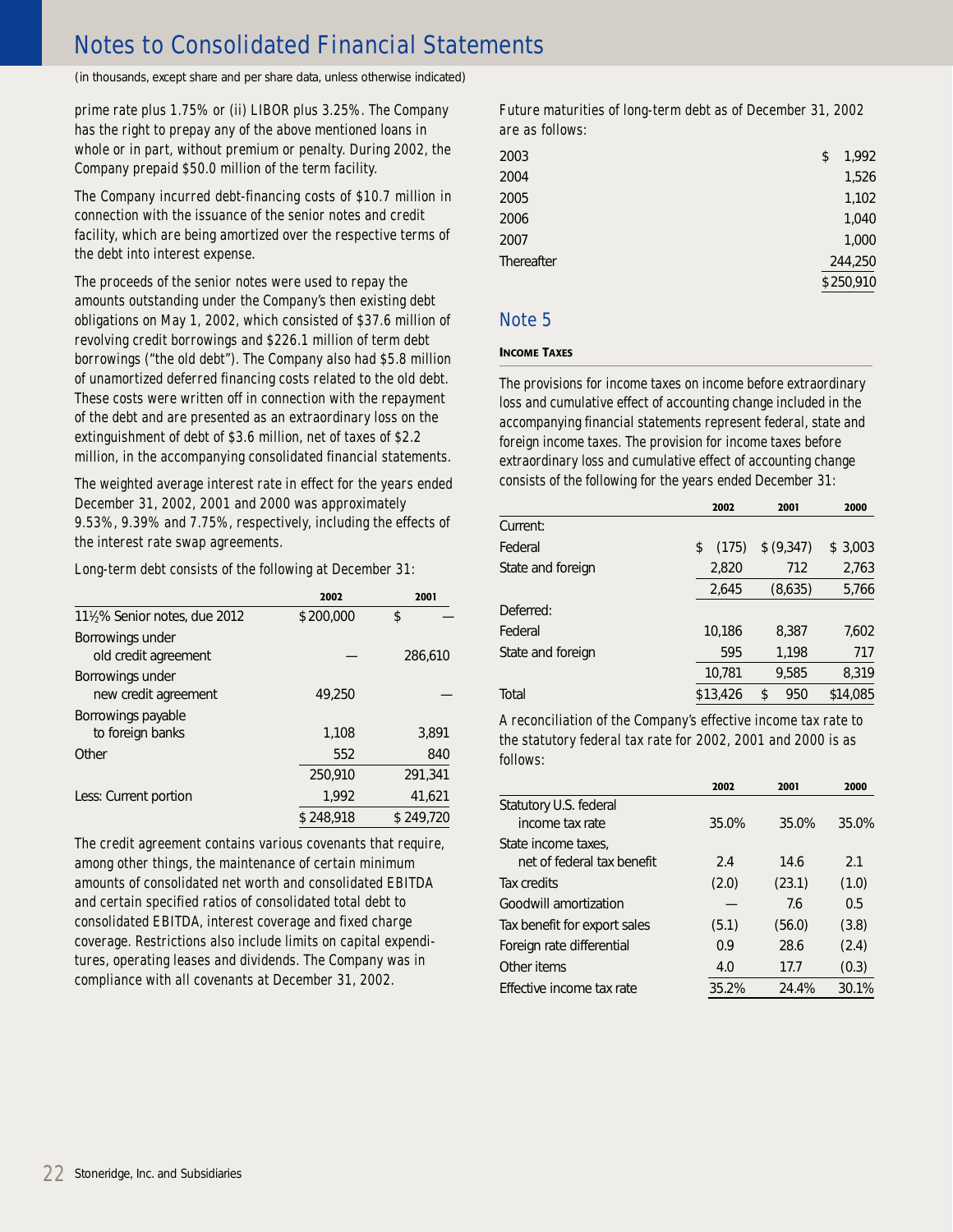# Notes to Consolidated Financial Statements

(in thousands, except share and per share data, unless otherwise indicated)

prime rate plus 1.75% or (ii) LIBOR plus 3.25%. The Company has the right to prepay any of the above mentioned loans in whole or in part, without premium or penalty. During 2002, the Company prepaid $50.0 million of the term facility.

The Company incurred debt-financing costs of $10.7 million in connection with the issuance of the senior notes and credit facility, which are being amortized over the respective terms of the debt into interest expense.

The proceeds of the senior notes were used to repay the amounts outstanding under the Company's then existing debt obligations on May 1, 2002, which consisted of $37.6 million of revolving credit borrowings and $226.1 million of term debt borrowings ("the old debt"). The Company also had $5.8 million of unamortized deferred financing costs related to the old debt. These costs were written off in connection with the repayment of the debt and are presented as an extraordinary loss on the extinguishment of debt of $3.6 million, net of taxes of $2.2 million, in the accompanying consolidated financial statements.

The weighted average interest rate in effect for the years ended December 31, 2002, 2001 and 2000 was approximately 9.53%, 9.39% and 7.75%, respectively, including the effects of the interest rate swap agreements.

Long-term debt consists of the following at December 31:

| | 2002 | 2001 |
|---|---|---|
| 11½% Senior notes, due 2012 | $200,000 | $ — |
| Borrowings under old credit agreement | — | 286,610 |
| Borrowings under new credit agreement | 49,250 | — |
| Borrowings payable to foreign banks | 1,108 | 3,891 |
| Other | 552 | 840 |
| | 250,910 | 291,341 |
| Less: Current portion | 1,992 | 41,621 |
| | $248,918 | $249,720 |

The credit agreement contains various covenants that require, among other things, the maintenance of certain minimum amounts of consolidated net worth and consolidated EBITDA and certain specified ratios of consolidated total debt to consolidated EBITDA, interest coverage and fixed charge coverage. Restrictions also include limits on capital expenditures, operating leases and dividends. The Company was in compliance with all covenants at December 31, 2002.

Future maturities of long-term debt as of December 31, 2002 are as follows:

| | |
|---|---|
| 2003 | $ 1,992 |
| 2004 | 1,526 |
| 2005 | 1,102 |
| 2006 | 1,040 |
| 2007 | 1,000 |
| Thereafter | 244,250 |
| | $250,910 |

## Note 5

### Income Taxes

The provisions for income taxes on income before extraordinary loss and cumulative effect of accounting change included in the accompanying financial statements represent federal, state and foreign income taxes. The provision for income taxes before extraordinary loss and cumulative effect of accounting change consists of the following for the years ended December 31:

| | 2002 | 2001 | 2000 |
|---|---|---|---|
| Current: | | | |
| Federal | $ (175) | $ (9,347) | $ 3,003 |
| State and foreign | 2,820 | 712 | 2,763 |
| | 2,645 | (8,635) | 5,766 |
| Deferred: | | | |
| Federal | 10,186 | 8,387 | 7,602 |
| State and foreign | 595 | 1,198 | 717 |
| | 10,781 | 9,585 | 8,319 |
| Total | $13,426 | $ 950 | $14,085 |

A reconciliation of the Company's effective income tax rate to the statutory federal tax rate for 2002, 2001 and 2000 is as follows:

| | 2002 | 2001 | 2000 |
|---|---|---|---|
| Statutory U.S. federal income tax rate | 35.0% | 35.0% | 35.0% |
| State income taxes, net of federal tax benefit | 2.4 | 14.6 | 2.1 |
| Tax credits | (2.0) | (23.1) | (1.0) |
| Goodwill amortization | — | 7.6 | 0.5 |
| Tax benefit for export sales | (5.1) | (56.0) | (3.8) |
| Foreign rate differential | 0.9 | 28.6 | (2.4) |
| Other items | 4.0 | 17.7 | (0.3) |
| Effective income tax rate | 35.2% | 24.4% | 30.1% |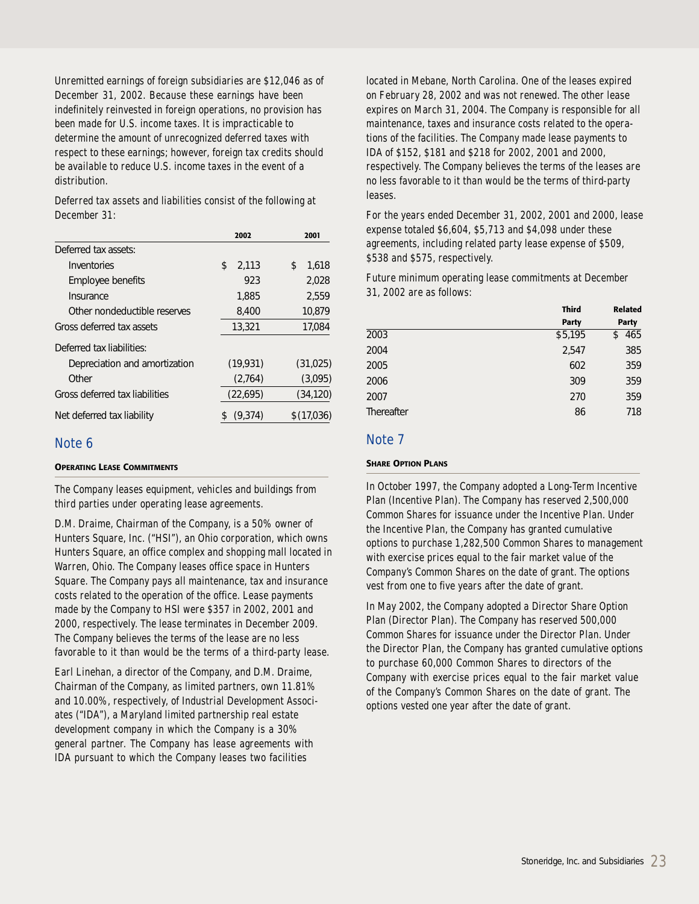Unremitted earnings of foreign subsidiaries are $12,046 as of December 31, 2002. Because these earnings have been indefinitely reinvested in foreign operations, no provision has been made for U.S. income taxes. It is impracticable to determine the amount of unrecognized deferred taxes with respect to these earnings; however, foreign tax credits should be available to reduce U.S. income taxes in the event of a distribution.

Deferred tax assets and liabilities consist of the following at December 31:

| | 2002 | 2001 |
|---|---|---|
| Deferred tax assets: | | |
| Inventories | $ 2,113 | $ 1,618 |
| Employee benefits | 923 | 2,028 |
| Insurance | 1,885 | 2,559 |
| Other nondeductible reserves | 8,400 | 10,879 |
| Gross deferred tax assets | 13,321 | 17,084 |
| Deferred tax liabilities: | | |
| Depreciation and amortization | (19,931) | (31,025) |
| Other | (2,764) | (3,095) |
| Gross deferred tax liabilities | (22,695) | (34,120) |
| Net deferred tax liability | $ (9,374) | $(17,036) |

## Note 6

**Operating Lease Commitments**

The Company leases equipment, vehicles and buildings from third parties under operating lease agreements.

D.M. Draime, Chairman of the Company, is a 50% owner of Hunters Square, Inc. ("HSI"), an Ohio corporation, which owns Hunters Square, an office complex and shopping mall located in Warren, Ohio. The Company leases office space in Hunters Square. The Company pays all maintenance, tax and insurance costs related to the operation of the office. Lease payments made by the Company to HSI were $357 in 2002, 2001 and 2000, respectively. The lease terminates in December 2009. The Company believes the terms of the lease are no less favorable to it than would be the terms of a third-party lease.

Earl Linehan, a director of the Company, and D.M. Draime, Chairman of the Company, as limited partners, own 11.81% and 10.00%, respectively, of Industrial Development Associates ("IDA"), a Maryland limited partnership real estate development company in which the Company is a 30% general partner. The Company has lease agreements with IDA pursuant to which the Company leases two facilities located in Mebane, North Carolina. One of the leases expired on February 28, 2002 and was not renewed. The other lease expires on March 31, 2004. The Company is responsible for all maintenance, taxes and insurance costs related to the operations of the facilities. The Company made lease payments to IDA of $152, $181 and $218 for 2002, 2001 and 2000, respectively. The Company believes the terms of the leases are no less favorable to it than would be the terms of third-party leases.

For the years ended December 31, 2002, 2001 and 2000, lease expense totaled $6,604, $5,713 and $4,098 under these agreements, including related party lease expense of $509, $538 and $575, respectively.

Future minimum operating lease commitments at December 31, 2002 are as follows:

| | Third Party | Related Party |
|---|---|---|
| 2003 | $5,195 | $ 465 |
| 2004 | 2,547 | 385 |
| 2005 | 602 | 359 |
| 2006 | 309 | 359 |
| 2007 | 270 | 359 |
| Thereafter | 86 | 718 |

## Note 7

**Share Option Plans**

In October 1997, the Company adopted a Long-Term Incentive Plan (Incentive Plan). The Company has reserved 2,500,000 Common Shares for issuance under the Incentive Plan. Under the Incentive Plan, the Company has granted cumulative options to purchase 1,282,500 Common Shares to management with exercise prices equal to the fair market value of the Company's Common Shares on the date of grant. The options vest from one to five years after the date of grant.

In May 2002, the Company adopted a Director Share Option Plan (Director Plan). The Company has reserved 500,000 Common Shares for issuance under the Director Plan. Under the Director Plan, the Company has granted cumulative options to purchase 60,000 Common Shares to directors of the Company with exercise prices equal to the fair market value of the Company's Common Shares on the date of grant. The options vested one year after the date of grant.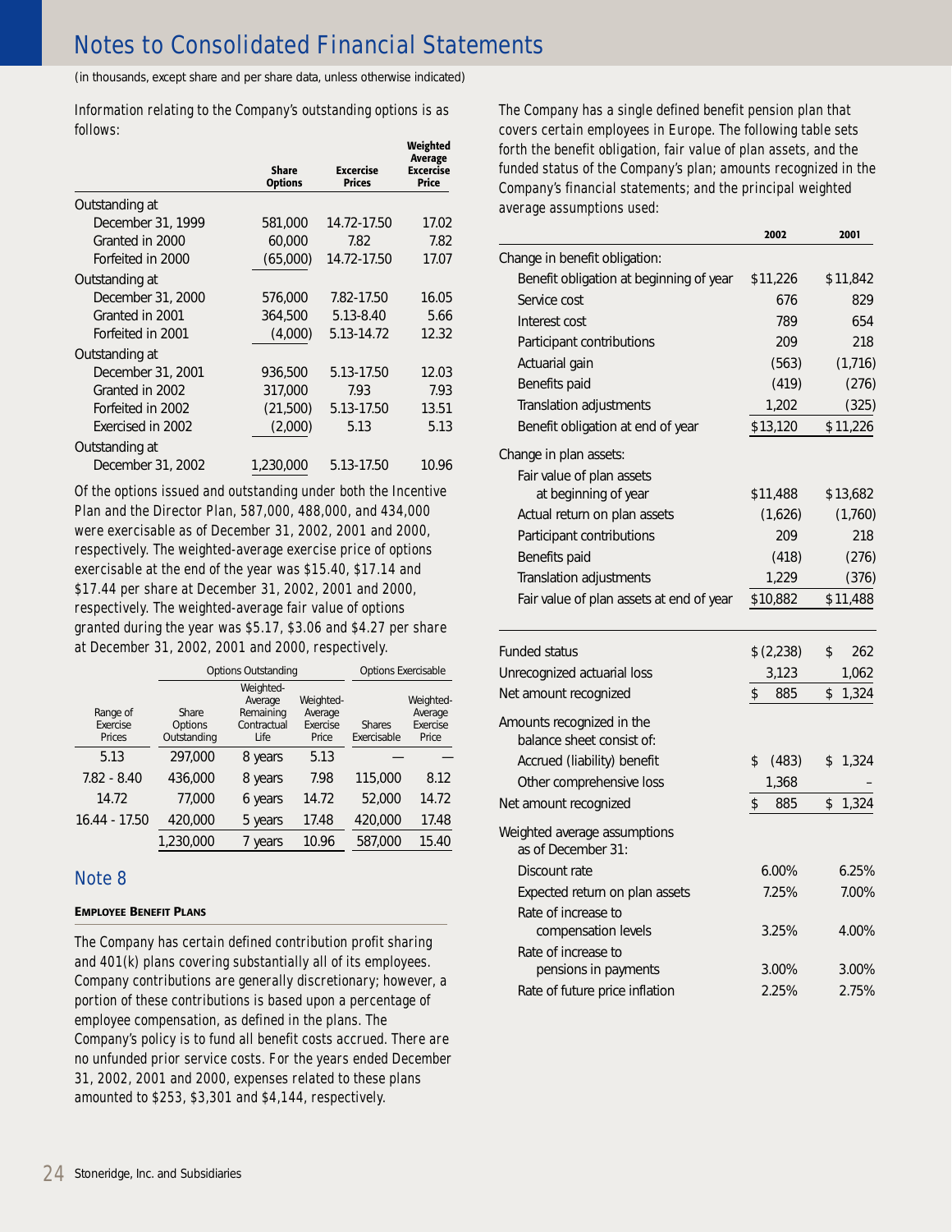# Notes to Consolidated Financial Statements

(in thousands, except share and per share data, unless otherwise indicated)

Information relating to the Company's outstanding options is as follows:

| | Share Options | Excercise Prices | Weighted Average Excercise Price |
|---|---|---|---|
| Outstanding at | | | |
| December 31, 1999 | 581,000 | 14.72-17.50 | 17.02 |
| Granted in 2000 | 60,000 | 7.82 | 7.82 |
| Forfeited in 2000 | (65,000) | 14.72-17.50 | 17.07 |
| Outstanding at | | | |
| December 31, 2000 | 576,000 | 7.82-17.50 | 16.05 |
| Granted in 2001 | 364,500 | 5.13-8.40 | 5.66 |
| Forfeited in 2001 | (4,000) | 5.13-14.72 | 12.32 |
| Outstanding at | | | |
| December 31, 2001 | 936,500 | 5.13-17.50 | 12.03 |
| Granted in 2002 | 317,000 | 7.93 | 7.93 |
| Forfeited in 2002 | (21,500) | 5.13-17.50 | 13.51 |
| Exercised in 2002 | (2,000) | 5.13 | 5.13 |
| Outstanding at | | | |
| December 31, 2002 | 1,230,000 | 5.13-17.50 | 10.96 |

Of the options issued and outstanding under both the Incentive Plan and the Director Plan, 587,000, 488,000, and 434,000 were exercisable as of December 31, 2002, 2001 and 2000, respectively. The weighted-average exercise price of options exercisable at the end of the year was $15.40, $17.14 and $17.44 per share at December 31, 2002, 2001 and 2000, respectively. The weighted-average fair value of options granted during the year was $5.17, $3.06 and $4.27 per share at December 31, 2002, 2001 and 2000, respectively.

| | Options Outstanding | | | Options Exercisable | |
|---|---|---|---|---|---|
| Range of Exercise Prices | Share Options Outstanding | Weighted-Average Remaining Contractual Life | Weighted-Average Exercise Price | Shares Exercisable | Weighted-Average Exercise Price |
| 5.13 | 297,000 | 8 years | 5.13 | — | — |
| 7.82 - 8.40 | 436,000 | 8 years | 7.98 | 115,000 | 8.12 |
| 14.72 | 77,000 | 6 years | 14.72 | 52,000 | 14.72 |
| 16.44 - 17.50 | 420,000 | 5 years | 17.48 | 420,000 | 17.48 |
| | 1,230,000 | 7 years | 10.96 | 587,000 | 15.40 |

## Note 8

**Employee Benefit Plans**

The Company has certain defined contribution profit sharing and 401(k) plans covering substantially all of its employees. Company contributions are generally discretionary; however, a portion of these contributions is based upon a percentage of employee compensation, as defined in the plans. The Company's policy is to fund all benefit costs accrued. There are no unfunded prior service costs. For the years ended December 31, 2002, 2001 and 2000, expenses related to these plans amounted to $253, $3,301 and $4,144, respectively.

The Company has a single defined benefit pension plan that covers certain employees in Europe. The following table sets forth the benefit obligation, fair value of plan assets, and the funded status of the Company's plan; amounts recognized in the Company's financial statements; and the principal weighted average assumptions used:

| | 2002 | 2001 |
|---|---|---|
| Change in benefit obligation: | | |
| Benefit obligation at beginning of year | $11,226 | $11,842 |
| Service cost | 676 | 829 |
| Interest cost | 789 | 654 |
| Participant contributions | 209 | 218 |
| Actuarial gain | (563) | (1,716) |
| Benefits paid | (419) | (276) |
| Translation adjustments | 1,202 | (325) |
| Benefit obligation at end of year | $13,120 | $11,226 |
| Change in plan assets: | | |
| Fair value of plan assets at beginning of year | $11,488 | $13,682 |
| Actual return on plan assets | (1,626) | (1,760) |
| Participant contributions | 209 | 218 |
| Benefits paid | (418) | (276) |
| Translation adjustments | 1,229 | (376) |
| Fair value of plan assets at end of year | $10,882 | $11,488 |
| Funded status | $ (2,238) | $ 262 |
| Unrecognized actuarial loss | 3,123 | 1,062 |
| Net amount recognized | $ 885 | $ 1,324 |
| Amounts recognized in the balance sheet consist of: | | |
| Accrued (liability) benefit | $ (483) | $ 1,324 |
| Other comprehensive loss | 1,368 | – |
| Net amount recognized | $ 885 | $ 1,324 |
| Weighted average assumptions as of December 31: | | |
| Discount rate | 6.00% | 6.25% |
| Expected return on plan assets | 7.25% | 7.00% |
| Rate of increase to compensation levels | 3.25% | 4.00% |
| Rate of increase to pensions in payments | 3.00% | 3.00% |
| Rate of future price inflation | 2.25% | 2.75% |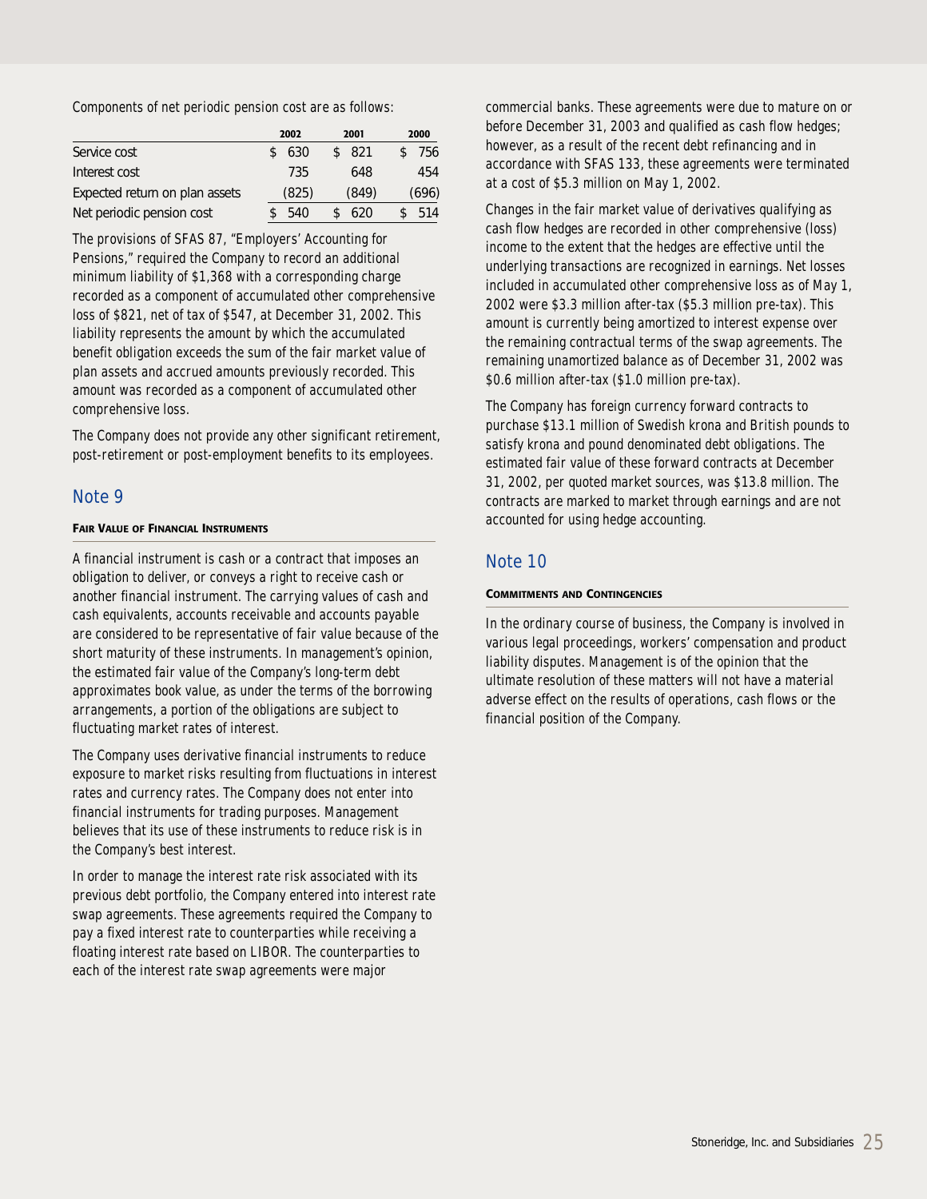Components of net periodic pension cost are as follows:

| | 2002 | 2001 | 2000 |
|---|---|---|---|
| Service cost | $ 630 | $ 821 | $ 756 |
| Interest cost | 735 | 648 | 454 |
| Expected return on plan assets | (825) | (849) | (696) |
| Net periodic pension cost | $ 540 | $ 620 | $ 514 |

The provisions of SFAS 87, "Employers' Accounting for Pensions," required the Company to record an additional minimum liability of $1,368 with a corresponding charge recorded as a component of accumulated other comprehensive loss of $821, net of tax of $547, at December 31, 2002. This liability represents the amount by which the accumulated benefit obligation exceeds the sum of the fair market value of plan assets and accrued amounts previously recorded. This amount was recorded as a component of accumulated other comprehensive loss.

The Company does not provide any other significant retirement, post-retirement or post-employment benefits to its employees.

## Note 9

**FAIR VALUE OF FINANCIAL INSTRUMENTS**

A financial instrument is cash or a contract that imposes an obligation to deliver, or conveys a right to receive cash or another financial instrument. The carrying values of cash and cash equivalents, accounts receivable and accounts payable are considered to be representative of fair value because of the short maturity of these instruments. In management's opinion, the estimated fair value of the Company's long-term debt approximates book value, as under the terms of the borrowing arrangements, a portion of the obligations are subject to fluctuating market rates of interest.

The Company uses derivative financial instruments to reduce exposure to market risks resulting from fluctuations in interest rates and currency rates. The Company does not enter into financial instruments for trading purposes. Management believes that its use of these instruments to reduce risk is in the Company's best interest.

In order to manage the interest rate risk associated with its previous debt portfolio, the Company entered into interest rate swap agreements. These agreements required the Company to pay a fixed interest rate to counterparties while receiving a floating interest rate based on LIBOR. The counterparties to each of the interest rate swap agreements were major commercial banks. These agreements were due to mature on or before December 31, 2003 and qualified as cash flow hedges; however, as a result of the recent debt refinancing and in accordance with SFAS 133, these agreements were terminated at a cost of $5.3 million on May 1, 2002.

Changes in the fair market value of derivatives qualifying as cash flow hedges are recorded in other comprehensive (loss) income to the extent that the hedges are effective until the underlying transactions are recognized in earnings. Net losses included in accumulated other comprehensive loss as of May 1, 2002 were $3.3 million after-tax ($5.3 million pre-tax). This amount is currently being amortized to interest expense over the remaining contractual terms of the swap agreements. The remaining unamortized balance as of December 31, 2002 was $0.6 million after-tax ($1.0 million pre-tax).

The Company has foreign currency forward contracts to purchase $13.1 million of Swedish krona and British pounds to satisfy krona and pound denominated debt obligations. The estimated fair value of these forward contracts at December 31, 2002, per quoted market sources, was $13.8 million. The contracts are marked to market through earnings and are not accounted for using hedge accounting.

## Note 10

**COMMITMENTS AND CONTINGENCIES**

In the ordinary course of business, the Company is involved in various legal proceedings, workers' compensation and product liability disputes. Management is of the opinion that the ultimate resolution of these matters will not have a material adverse effect on the results of operations, cash flows or the financial position of the Company.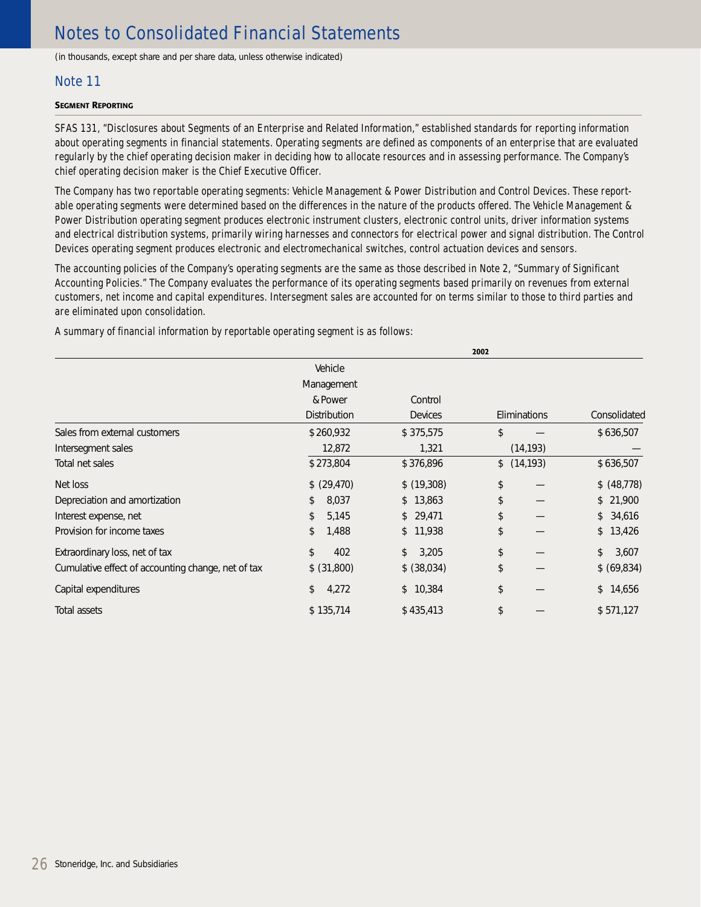# Notes to Consolidated Financial Statements

(in thousands, except share and per share data, unless otherwise indicated)

## Note 11

### Segment Reporting

SFAS 131, "Disclosures about Segments of an Enterprise and Related Information," established standards for reporting information about operating segments in financial statements. Operating segments are defined as components of an enterprise that are evaluated regularly by the chief operating decision maker in deciding how to allocate resources and in assessing performance. The Company's chief operating decision maker is the Chief Executive Officer.

The Company has two reportable operating segments: Vehicle Management & Power Distribution and Control Devices. These reportable operating segments were determined based on the differences in the nature of the products offered. The Vehicle Management & Power Distribution operating segment produces electronic instrument clusters, electronic control units, driver information systems and electrical distribution systems, primarily wiring harnesses and connectors for electrical power and signal distribution. The Control Devices operating segment produces electronic and electromechanical switches, control actuation devices and sensors.

The accounting policies of the Company's operating segments are the same as those described in Note 2, "Summary of Significant Accounting Policies." The Company evaluates the performance of its operating segments based primarily on revenues from external customers, net income and capital expenditures. Intersegment sales are accounted for on terms similar to those to third parties and are eliminated upon consolidation.

A summary of financial information by reportable operating segment is as follows:

| | 2002 | | | |
|---|---|---|---|---|
| | Vehicle Management & Power Distribution | Control Devices | Eliminations | Consolidated |
| Sales from external customers | $ 260,932 | $ 375,575 | $ — | $ 636,507 |
| Intersegment sales | 12,872 | 1,321 | (14,193) | — |
| Total net sales | $ 273,804 | $ 376,896 | $ (14,193) | $ 636,507 |
| Net loss | $ (29,470) | $ (19,308) | $ — | $ (48,778) |
| Depreciation and amortization | $ 8,037 | $ 13,863 | $ — | $ 21,900 |
| Interest expense, net | $ 5,145 | $ 29,471 | $ — | $ 34,616 |
| Provision for income taxes | $ 1,488 | $ 11,938 | $ — | $ 13,426 |
| Extraordinary loss, net of tax | $ 402 | $ 3,205 | $ — | $ 3,607 |
| Cumulative effect of accounting change, net of tax | $ (31,800) | $ (38,034) | $ — | $ (69,834) |
| Capital expenditures | $ 4,272 | $ 10,384 | $ — | $ 14,656 |
| Total assets | $ 135,714 | $ 435,413 | $ — | $ 571,127 |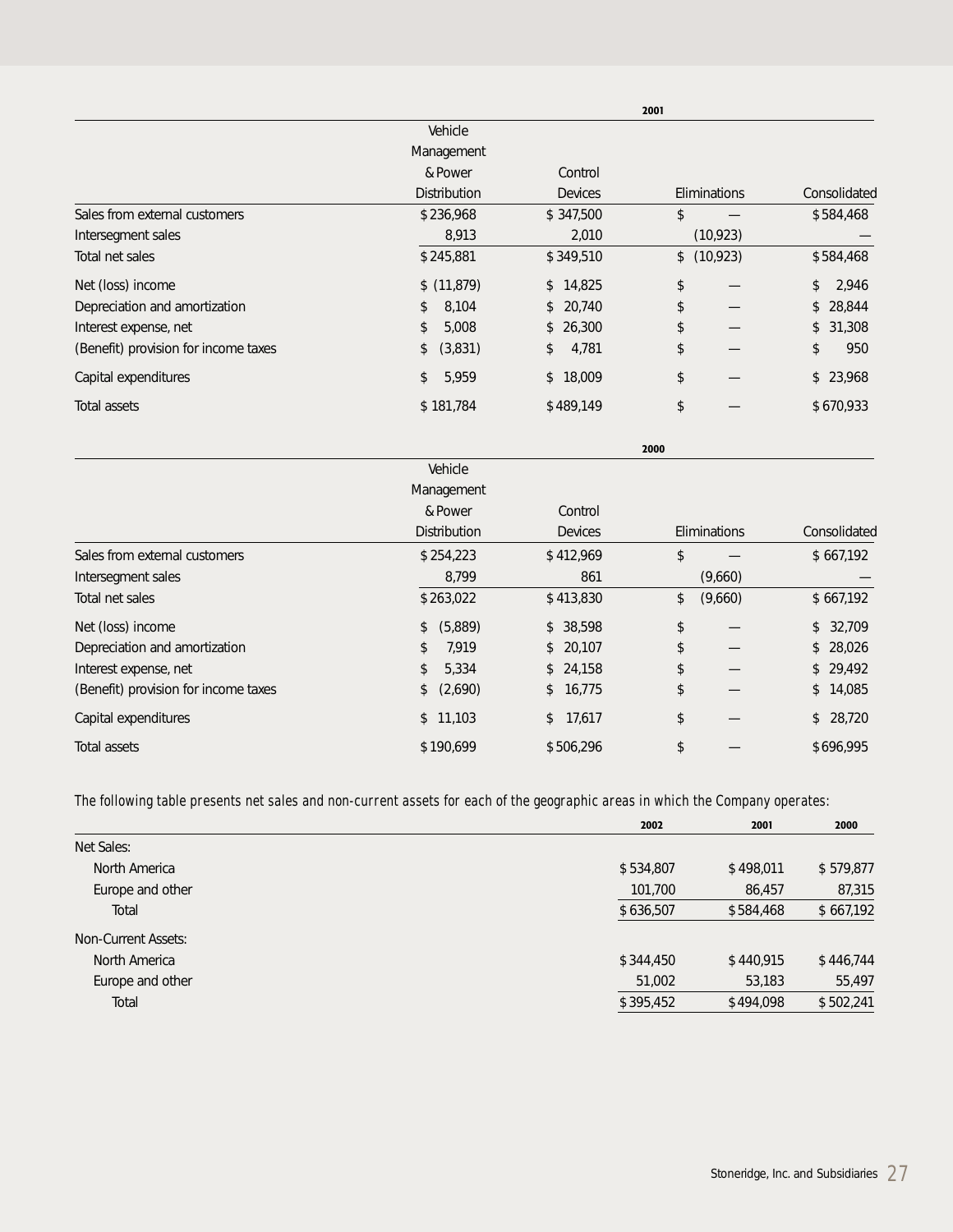| 2001 | | | | |
|---|---|---|---|---|
| | Vehicle Management & Power Distribution | Control Devices | Eliminations | Consolidated |
| Sales from external customers | $236,968 | $347,500 | $ — | $584,468 |
| Intersegment sales | 8,913 | 2,010 | (10,923) | — |
| Total net sales | $245,881 | $349,510 | $ (10,923) | $584,468 |
| Net (loss) income | $ (11,879) | $ 14,825 | $ — | $ 2,946 |
| Depreciation and amortization | $ 8,104 | $ 20,740 | $ — | $ 28,844 |
| Interest expense, net | $ 5,008 | $ 26,300 | $ — | $ 31,308 |
| (Benefit) provision for income taxes | $ (3,831) | $ 4,781 | $ — | $ 950 |
| Capital expenditures | $ 5,959 | $ 18,009 | $ — | $ 23,968 |
| Total assets | $ 181,784 | $489,149 | $ — | $670,933 |

| 2000 | | | | |
|---|---|---|---|---|
| | Vehicle Management & Power Distribution | Control Devices | Eliminations | Consolidated |
| Sales from external customers | $254,223 | $412,969 | $ — | $667,192 |
| Intersegment sales | 8,799 | 861 | (9,660) | — |
| Total net sales | $263,022 | $413,830 | $ (9,660) | $667,192 |
| Net (loss) income | $ (5,889) | $ 38,598 | $ — | $ 32,709 |
| Depreciation and amortization | $ 7,919 | $ 20,107 | $ — | $ 28,026 |
| Interest expense, net | $ 5,334 | $ 24,158 | $ — | $ 29,492 |
| (Benefit) provision for income taxes | $ (2,690) | $ 16,775 | $ — | $ 14,085 |
| Capital expenditures | $ 11,103 | $ 17,617 | $ — | $ 28,720 |
| Total assets | $190,699 | $506,296 | $ — | $696,995 |

*The following table presents net sales and non-current assets for each of the geographic areas in which the Company operates:*

| | 2002 | 2001 | 2000 |
|---|---|---|---|
| Net Sales: | | | |
| North America | $534,807 | $498,011 | $579,877 |
| Europe and other | 101,700 | 86,457 | 87,315 |
| Total | $636,507 | $584,468 | $667,192 |
| Non-Current Assets: | | | |
| North America | $344,450 | $440,915 | $446,744 |
| Europe and other | 51,002 | 53,183 | 55,497 |
| Total | $395,452 | $494,098 | $502,241 |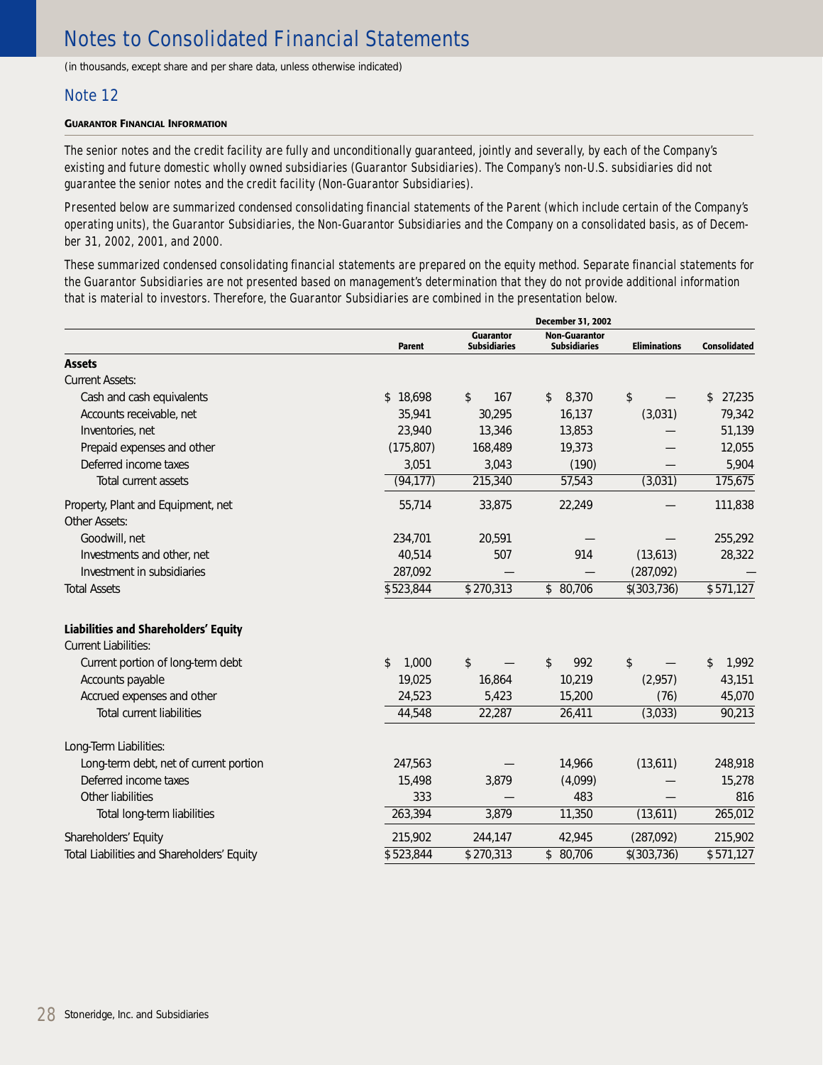# Notes to Consolidated Financial Statements

(in thousands, except share and per share data, unless otherwise indicated)

## Note 12

### GUARANTOR FINANCIAL INFORMATION

The senior notes and the credit facility are fully and unconditionally guaranteed, jointly and severally, by each of the Company's existing and future domestic wholly owned subsidiaries (Guarantor Subsidiaries). The Company's non-U.S. subsidiaries did not guarantee the senior notes and the credit facility (Non-Guarantor Subsidiaries).

Presented below are summarized condensed consolidating financial statements of the Parent (which include certain of the Company's operating units), the Guarantor Subsidiaries, the Non-Guarantor Subsidiaries and the Company on a consolidated basis, as of December 31, 2002, 2001, and 2000.

These summarized condensed consolidating financial statements are prepared on the equity method. Separate financial statements for the Guarantor Subsidiaries are not presented based on management's determination that they do not provide additional information that is material to investors. Therefore, the Guarantor Subsidiaries are combined in the presentation below.

| | December 31, 2002 | | | | |
|---|---|---|---|---|---|
| | Parent | Guarantor Subsidiaries | Non-Guarantor Subsidiaries | Eliminations | Consolidated |
| **Assets** | | | | | |
| Current Assets: | | | | | |
| Cash and cash equivalents | $ 18,698 | $ 167 | $ 8,370 | $ — | $ 27,235 |
| Accounts receivable, net | 35,941 | 30,295 | 16,137 | (3,031) | 79,342 |
| Inventories, net | 23,940 | 13,346 | 13,853 | — | 51,139 |
| Prepaid expenses and other | (175,807) | 168,489 | 19,373 | — | 12,055 |
| Deferred income taxes | 3,051 | 3,043 | (190) | — | 5,904 |
| Total current assets | (94,177) | 215,340 | 57,543 | (3,031) | 175,675 |
| Property, Plant and Equipment, net | 55,714 | 33,875 | 22,249 | — | 111,838 |
| Other Assets: | | | | | |
| Goodwill, net | 234,701 | 20,591 | — | — | 255,292 |
| Investments and other, net | 40,514 | 507 | 914 | (13,613) | 28,322 |
| Investment in subsidiaries | 287,092 | — | — | (287,092) | — |
| Total Assets | $523,844 | $270,313 | $ 80,706 | $(303,736) | $571,127 |
| **Liabilities and Shareholders' Equity** | | | | | |
| Current Liabilities: | | | | | |
| Current portion of long-term debt | $ 1,000 | $ — | $ 992 | $ — | $ 1,992 |
| Accounts payable | 19,025 | 16,864 | 10,219 | (2,957) | 43,151 |
| Accrued expenses and other | 24,523 | 5,423 | 15,200 | (76) | 45,070 |
| Total current liabilities | 44,548 | 22,287 | 26,411 | (3,033) | 90,213 |
| Long-Term Liabilities: | | | | | |
| Long-term debt, net of current portion | 247,563 | — | 14,966 | (13,611) | 248,918 |
| Deferred income taxes | 15,498 | 3,879 | (4,099) | — | 15,278 |
| Other liabilities | 333 | — | 483 | — | 816 |
| Total long-term liabilities | 263,394 | 3,879 | 11,350 | (13,611) | 265,012 |
| Shareholders' Equity | 215,902 | 244,147 | 42,945 | (287,092) | 215,902 |
| Total Liabilities and Shareholders' Equity | $523,844 | $270,313 | $ 80,706 | $(303,736) | $571,127 |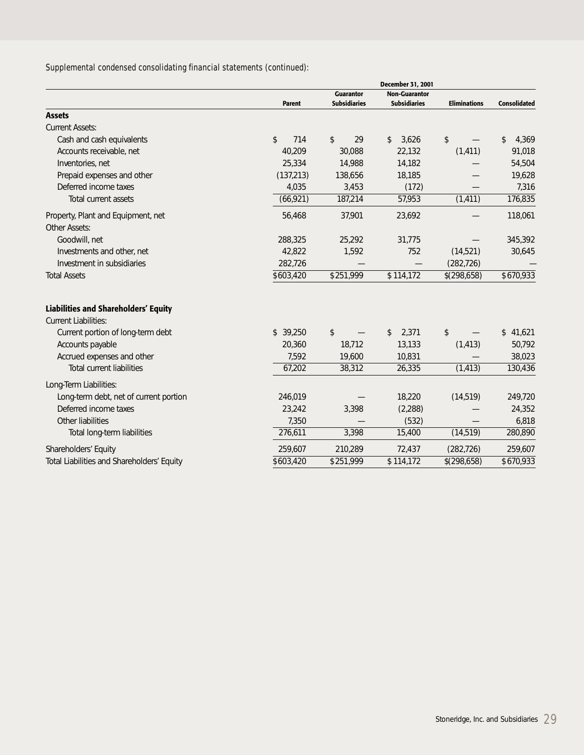Supplemental condensed consolidating financial statements (continued):

| | December 31, 2001 | | | | |
|---|---|---|---|---|---|
| | Parent | Guarantor Subsidiaries | Non-Guarantor Subsidiaries | Eliminations | Consolidated |
| **Assets** | | | | | |
| Current Assets: | | | | | |
| Cash and cash equivalents | $ 714 | $ 29 | $ 3,626 | $ — | $ 4,369 |
| Accounts receivable, net | 40,209 | 30,088 | 22,132 | (1,411) | 91,018 |
| Inventories, net | 25,334 | 14,988 | 14,182 | — | 54,504 |
| Prepaid expenses and other | (137,213) | 138,656 | 18,185 | — | 19,628 |
| Deferred income taxes | 4,035 | 3,453 | (172) | — | 7,316 |
| Total current assets | (66,921) | 187,214 | 57,953 | (1,411) | 176,835 |
| Property, Plant and Equipment, net | 56,468 | 37,901 | 23,692 | — | 118,061 |
| Other Assets: | | | | | |
| Goodwill, net | 288,325 | 25,292 | 31,775 | — | 345,392 |
| Investments and other, net | 42,822 | 1,592 | 752 | (14,521) | 30,645 |
| Investment in subsidiaries | 282,726 | — | — | (282,726) | — |
| Total Assets | $603,420 | $251,999 | $114,172 | $(298,658) | $670,933 |
| **Liabilities and Shareholders' Equity** | | | | | |
| Current Liabilities: | | | | | |
| Current portion of long-term debt | $ 39,250 | $ — | $ 2,371 | $ — | $ 41,621 |
| Accounts payable | 20,360 | 18,712 | 13,133 | (1,413) | 50,792 |
| Accrued expenses and other | 7,592 | 19,600 | 10,831 | — | 38,023 |
| Total current liabilities | 67,202 | 38,312 | 26,335 | (1,413) | 130,436 |
| Long-Term Liabilities: | | | | | |
| Long-term debt, net of current portion | 246,019 | — | 18,220 | (14,519) | 249,720 |
| Deferred income taxes | 23,242 | 3,398 | (2,288) | — | 24,352 |
| Other liabilities | 7,350 | — | (532) | — | 6,818 |
| Total long-term liabilities | 276,611 | 3,398 | 15,400 | (14,519) | 280,890 |
| Shareholders' Equity | 259,607 | 210,289 | 72,437 | (282,726) | 259,607 |
| Total Liabilities and Shareholders' Equity | $603,420 | $251,999 | $114,172 | $(298,658) | $670,933 |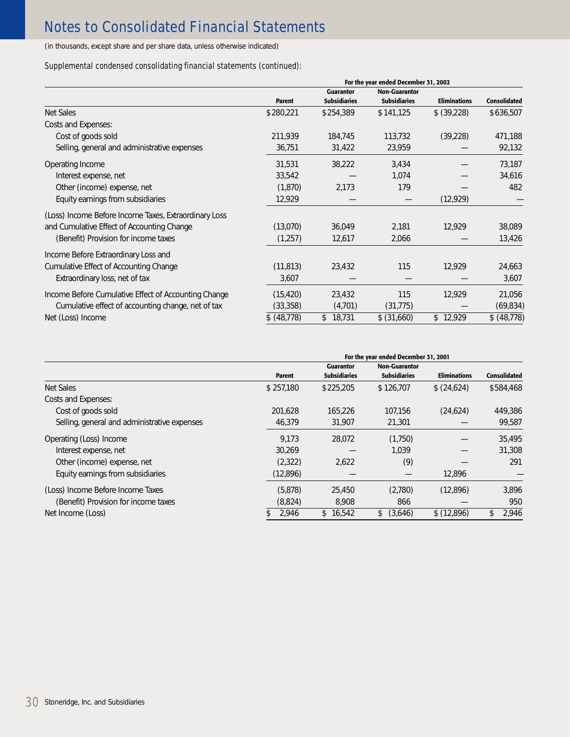# Notes to Consolidated Financial Statements

(in thousands, except share and per share data, unless otherwise indicated)

Supplemental condensed consolidating financial statements (continued):

| | For the year ended December 31, 2002 | | | | |
|---|---|---|---|---|---|
| | Parent | Guarantor Subsidiaries | Non-Guarantor Subsidiaries | Eliminations | Consolidated |
| Net Sales | $280,221 | $254,389 | $141,125 | $ (39,228) | $636,507 |
| Costs and Expenses: | | | | | |
| Cost of goods sold | 211,939 | 184,745 | 113,732 | (39,228) | 471,188 |
| Selling, general and administrative expenses | 36,751 | 31,422 | 23,959 | — | 92,132 |
| Operating Income | 31,531 | 38,222 | 3,434 | — | 73,187 |
| Interest expense, net | 33,542 | — | 1,074 | — | 34,616 |
| Other (income) expense, net | (1,870) | 2,173 | 179 | — | 482 |
| Equity earnings from subsidiaries | 12,929 | — | — | (12,929) | — |
| (Loss) Income Before Income Taxes, Extraordinary Loss and Cumulative Effect of Accounting Change | (13,070) | 36,049 | 2,181 | 12,929 | 38,089 |
| (Benefit) Provision for income taxes | (1,257) | 12,617 | 2,066 | — | 13,426 |
| Income Before Extraordinary Loss and Cumulative Effect of Accounting Change | (11,813) | 23,432 | 115 | 12,929 | 24,663 |
| Extraordinary loss, net of tax | 3,607 | — | — | — | 3,607 |
| Income Before Cumulative Effect of Accounting Change | (15,420) | 23,432 | 115 | 12,929 | 21,056 |
| Cumulative effect of accounting change, net of tax | (33,358) | (4,701) | (31,775) | — | (69,834) |
| Net (Loss) Income | $ (48,778) | $ 18,731 | $ (31,660) | $ 12,929 | $ (48,778) |

| | For the year ended December 31, 2001 | | | | |
|---|---|---|---|---|---|
| | Parent | Guarantor Subsidiaries | Non-Guarantor Subsidiaries | Eliminations | Consolidated |
| Net Sales | $ 257,180 | $225,205 | $ 126,707 | $ (24,624) | $584,468 |
| Costs and Expenses: | | | | | |
| Cost of goods sold | 201,628 | 165,226 | 107,156 | (24,624) | 449,386 |
| Selling, general and administrative expenses | 46,379 | 31,907 | 21,301 | — | 99,587 |
| Operating (Loss) Income | 9,173 | 28,072 | (1,750) | — | 35,495 |
| Interest expense, net | 30,269 | — | 1,039 | — | 31,308 |
| Other (income) expense, net | (2,322) | 2,622 | (9) | — | 291 |
| Equity earnings from subsidiaries | (12,896) | — | — | 12,896 | — |
| (Loss) Income Before Income Taxes | (5,878) | 25,450 | (2,780) | (12,896) | 3,896 |
| (Benefit) Provision for income taxes | (8,824) | 8,908 | 866 | — | 950 |
| Net Income (Loss) | $ 2,946 | $ 16,542 | $ (3,646) | $ (12,896) | $ 2,946 |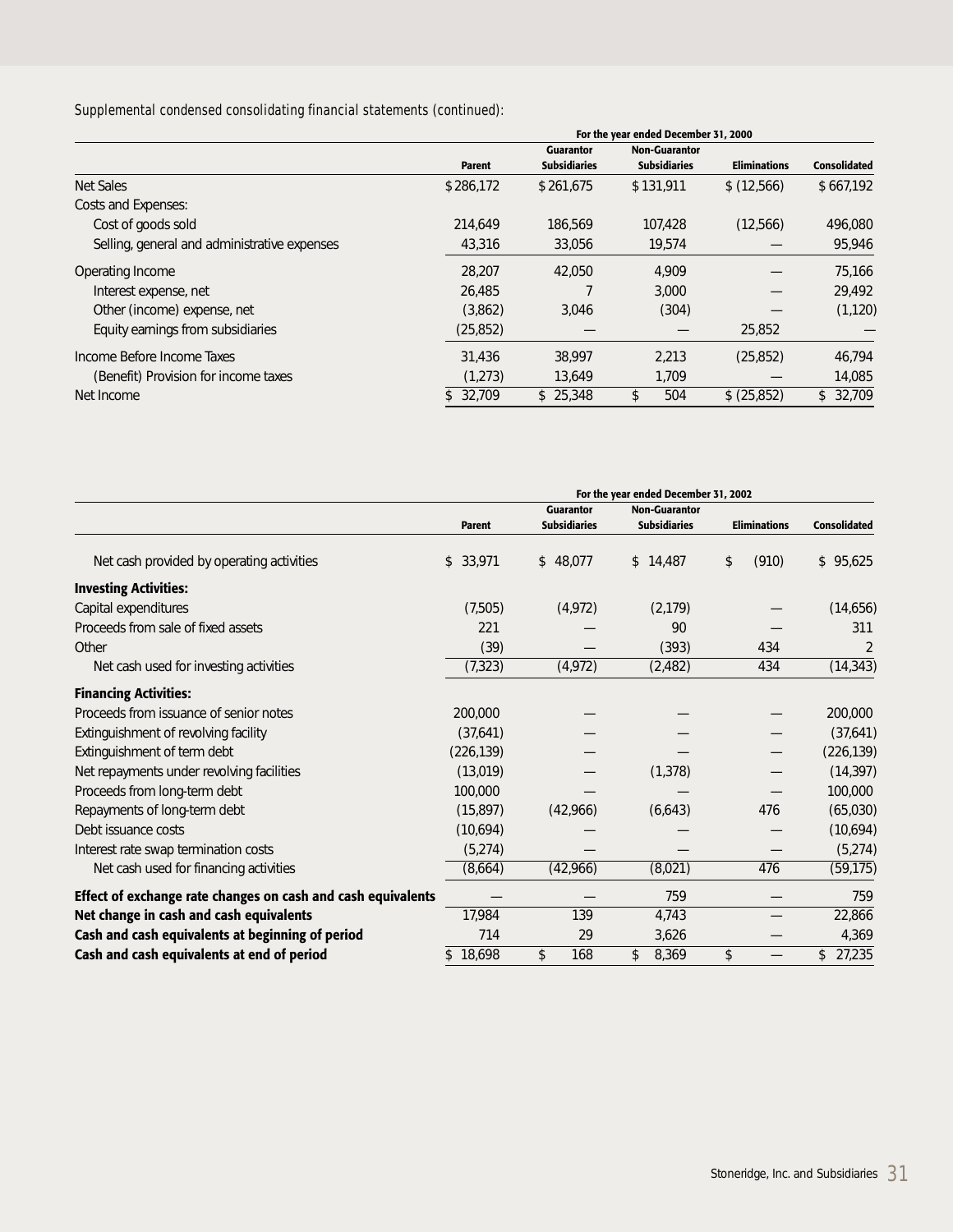*Supplemental condensed consolidating financial statements (continued):*

| | For the year ended December 31, 2000 | | | | |
|---|---|---|---|---|---|
| | Parent | Guarantor Subsidiaries | Non-Guarantor Subsidiaries | Eliminations | Consolidated |
| Net Sales | $ 286,172 | $ 261,675 | $ 131,911 | $ (12,566) | $ 667,192 |
| Costs and Expenses: | | | | | |
| Cost of goods sold | 214,649 | 186,569 | 107,428 | (12,566) | 496,080 |
| Selling, general and administrative expenses | 43,316 | 33,056 | 19,574 | — | 95,946 |
| Operating Income | 28,207 | 42,050 | 4,909 | — | 75,166 |
| Interest expense, net | 26,485 | 7 | 3,000 | — | 29,492 |
| Other (income) expense, net | (3,862) | 3,046 | (304) | — | (1,120) |
| Equity earnings from subsidiaries | (25,852) | — | — | 25,852 | — |
| Income Before Income Taxes | 31,436 | 38,997 | 2,213 | (25,852) | 46,794 |
| (Benefit) Provision for income taxes | (1,273) | 13,649 | 1,709 | — | 14,085 |
| Net Income | $ 32,709 | $ 25,348 | $ 504 | $ (25,852) | $ 32,709 |

| | For the year ended December 31, 2002 | | | | |
|---|---|---|---|---|---|
| | Parent | Guarantor Subsidiaries | Non-Guarantor Subsidiaries | Eliminations | Consolidated |
| Net cash provided by operating activities | $ 33,971 | $ 48,077 | $ 14,487 | $ (910) | $ 95,625 |
| **Investing Activities:** | | | | | |
| Capital expenditures | (7,505) | (4,972) | (2,179) | — | (14,656) |
| Proceeds from sale of fixed assets | 221 | — | 90 | — | 311 |
| Other | (39) | — | (393) | 434 | 2 |
| Net cash used for investing activities | (7,323) | (4,972) | (2,482) | 434 | (14,343) |
| **Financing Activities:** | | | | | |
| Proceeds from issuance of senior notes | 200,000 | — | — | — | 200,000 |
| Extinguishment of revolving facility | (37,641) | — | — | — | (37,641) |
| Extinguishment of term debt | (226,139) | — | — | — | (226,139) |
| Net repayments under revolving facilities | (13,019) | — | (1,378) | — | (14,397) |
| Proceeds from long-term debt | 100,000 | — | — | — | 100,000 |
| Repayments of long-term debt | (15,897) | (42,966) | (6,643) | 476 | (65,030) |
| Debt issuance costs | (10,694) | — | — | — | (10,694) |
| Interest rate swap termination costs | (5,274) | — | — | — | (5,274) |
| Net cash used for financing activities | (8,664) | (42,966) | (8,021) | 476 | (59,175) |
| **Effect of exchange rate changes on cash and cash equivalents** | — | — | 759 | — | 759 |
| **Net change in cash and cash equivalents** | 17,984 | 139 | 4,743 | — | 22,866 |
| **Cash and cash equivalents at beginning of period** | 714 | 29 | 3,626 | — | 4,369 |
| **Cash and cash equivalents at end of period** | $ 18,698 | $ 168 | $ 8,369 | $ — | $ 27,235 |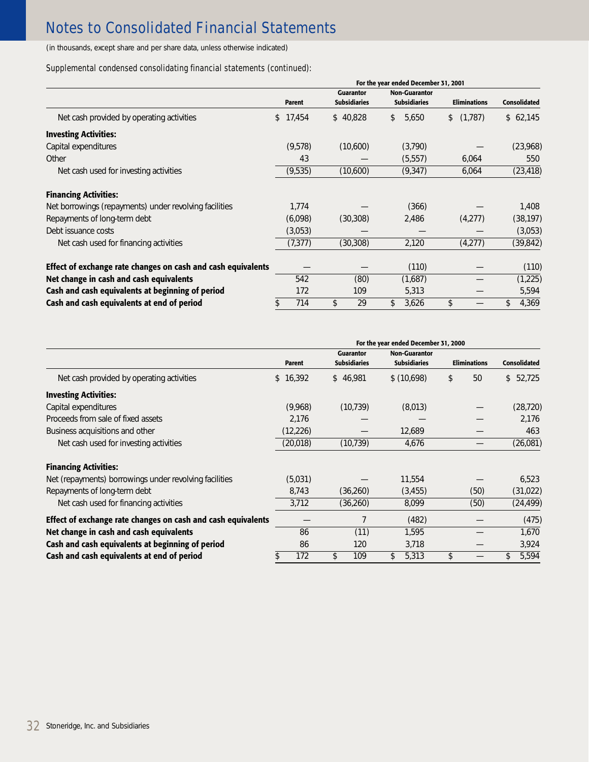# Notes to Consolidated Financial Statements

(in thousands, except share and per share data, unless otherwise indicated)

*Supplemental condensed consolidating financial statements (continued):*

| | For the year ended December 31, 2001 | | | | |
|---|---|---|---|---|---|
| | Parent | Guarantor Subsidiaries | Non-Guarantor Subsidiaries | Eliminations | Consolidated |
| Net cash provided by operating activities | $ 17,454 | $ 40,828 | $ 5,650 | $ (1,787) | $ 62,145 |
| **Investing Activities:** | | | | | |
| Capital expenditures | (9,578) | (10,600) | (3,790) | — | (23,968) |
| Other | 43 | — | (5,557) | 6,064 | 550 |
| Net cash used for investing activities | (9,535) | (10,600) | (9,347) | 6,064 | (23,418) |
| **Financing Activities:** | | | | | |
| Net borrowings (repayments) under revolving facilities | 1,774 | — | (366) | — | 1,408 |
| Repayments of long-term debt | (6,098) | (30,308) | 2,486 | (4,277) | (38,197) |
| Debt issuance costs | (3,053) | — | — | — | (3,053) |
| Net cash used for financing activities | (7,377) | (30,308) | 2,120 | (4,277) | (39,842) |
| **Effect of exchange rate changes on cash and cash equivalents** | — | — | (110) | — | (110) |
| **Net change in cash and cash equivalents** | 542 | (80) | (1,687) | — | (1,225) |
| **Cash and cash equivalents at beginning of period** | 172 | 109 | 5,313 | — | 5,594 |
| **Cash and cash equivalents at end of period** | $ 714 | $ 29 | $ 3,626 | $ — | $ 4,369 |

| | For the year ended December 31, 2000 | | | | |
|---|---|---|---|---|---|
| | Parent | Guarantor Subsidiaries | Non-Guarantor Subsidiaries | Eliminations | Consolidated |
| Net cash provided by operating activities | $ 16,392 | $ 46,981 | $ (10,698) | $ 50 | $ 52,725 |
| **Investing Activities:** | | | | | |
| Capital expenditures | (9,968) | (10,739) | (8,013) | — | (28,720) |
| Proceeds from sale of fixed assets | 2,176 | — | — | — | 2,176 |
| Business acquisitions and other | (12,226) | — | 12,689 | — | 463 |
| Net cash used for investing activities | (20,018) | (10,739) | 4,676 | — | (26,081) |
| **Financing Activities:** | | | | | |
| Net (repayments) borrowings under revolving facilities | (5,031) | — | 11,554 | — | 6,523 |
| Repayments of long-term debt | 8,743 | (36,260) | (3,455) | (50) | (31,022) |
| Net cash used for financing activities | 3,712 | (36,260) | 8,099 | (50) | (24,499) |
| **Effect of exchange rate changes on cash and cash equivalents** | — | 7 | (482) | — | (475) |
| **Net change in cash and cash equivalents** | 86 | (11) | 1,595 | — | 1,670 |
| **Cash and cash equivalents at beginning of period** | 86 | 120 | 3,718 | — | 3,924 |
| **Cash and cash equivalents at end of period** | $ 172 | $ 109 | $ 5,313 | $ — | $ 5,594 |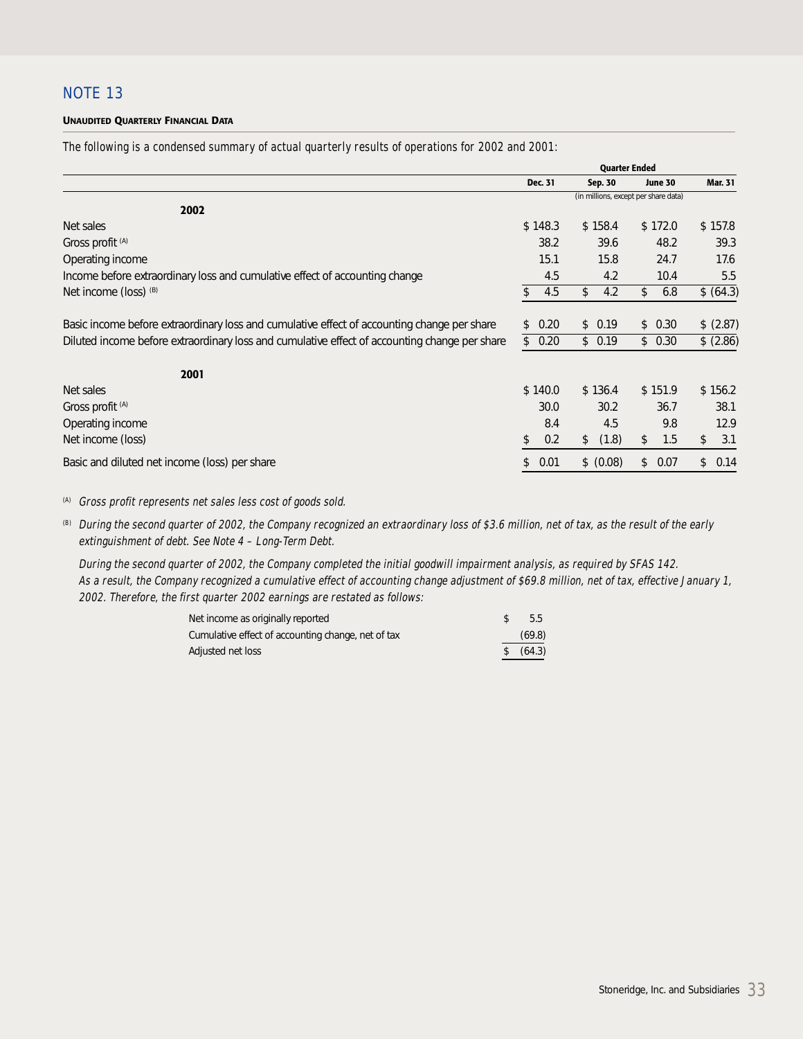## NOTE 13

**UNAUDITED QUARTERLY FINANCIAL DATA**

*The following is a condensed summary of actual quarterly results of operations for 2002 and 2001:*

| | Quarter Ended | | | |
|---|---|---|---|---|
| | Dec. 31 | Sep. 30 | June 30 | Mar. 31 |
| | (in millions, except per share data) | | | |
| **2002** | | | | |
| Net sales | $ 148.3 | $ 158.4 | $ 172.0 | $ 157.8 |
| Gross profit [(A)] | 38.2 | 39.6 | 48.2 | 39.3 |
| Operating income | 15.1 | 15.8 | 24.7 | 17.6 |
| Income before extraordinary loss and cumulative effect of accounting change | 4.5 | 4.2 | 10.4 | 5.5 |
| Net income (loss) [(B)] | $ 4.5 | $ 4.2 | $ 6.8 | $ (64.3) |
| Basic income before extraordinary loss and cumulative effect of accounting change per share | $ 0.20 | $ 0.19 | $ 0.30 | $ (2.87) |
| Diluted income before extraordinary loss and cumulative effect of accounting change per share | $ 0.20 | $ 0.19 | $ 0.30 | $ (2.86) |
| **2001** | | | | |
| Net sales | $ 140.0 | $ 136.4 | $ 151.9 | $ 156.2 |
| Gross profit [(A)] | 30.0 | 30.2 | 36.7 | 38.1 |
| Operating income | 8.4 | 4.5 | 9.8 | 12.9 |
| Net income (loss) | $ 0.2 | $ (1.8) | $ 1.5 | $ 3.1 |
| Basic and diluted net income (loss) per share | $ 0.01 | $ (0.08) | $ 0.07 | $ 0.14 |

[(A)] *Gross profit represents net sales less cost of goods sold.*

[(B)] *During the second quarter of 2002, the Company recognized an extraordinary loss of $3.6 million, net of tax, as the result of the early extinguishment of debt. See Note 4 – Long-Term Debt.*

*During the second quarter of 2002, the Company completed the initial goodwill impairment analysis, as required by SFAS 142. As a result, the Company recognized a cumulative effect of accounting change adjustment of $69.8 million, net of tax, effective January 1, 2002. Therefore, the first quarter 2002 earnings are restated as follows:*

| | |
|---|---|
| Net income as originally reported | $ 5.5 |
| Cumulative effect of accounting change, net of tax | (69.8) |
| Adjusted net loss | $ (64.3) |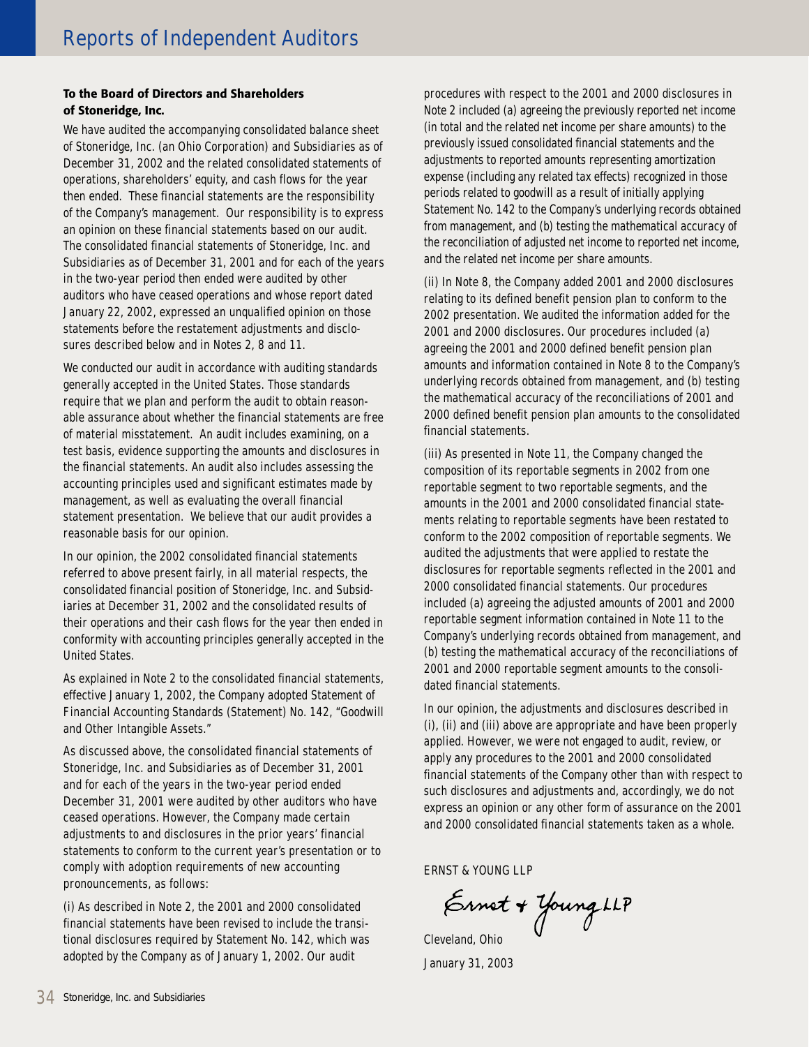# Reports of Independent Auditors

**To the Board of Directors and Shareholders of Stoneridge, Inc.**

We have audited the accompanying consolidated balance sheet of Stoneridge, Inc. (an Ohio Corporation) and Subsidiaries as of December 31, 2002 and the related consolidated statements of operations, shareholders' equity, and cash flows for the year then ended. These financial statements are the responsibility of the Company's management. Our responsibility is to express an opinion on these financial statements based on our audit. The consolidated financial statements of Stoneridge, Inc. and Subsidiaries as of December 31, 2001 and for each of the years in the two-year period then ended were audited by other auditors who have ceased operations and whose report dated January 22, 2002, expressed an unqualified opinion on those statements before the restatement adjustments and disclosures described below and in Notes 2, 8 and 11.

We conducted our audit in accordance with auditing standards generally accepted in the United States. Those standards require that we plan and perform the audit to obtain reasonable assurance about whether the financial statements are free of material misstatement. An audit includes examining, on a test basis, evidence supporting the amounts and disclosures in the financial statements. An audit also includes assessing the accounting principles used and significant estimates made by management, as well as evaluating the overall financial statement presentation. We believe that our audit provides a reasonable basis for our opinion.

In our opinion, the 2002 consolidated financial statements referred to above present fairly, in all material respects, the consolidated financial position of Stoneridge, Inc. and Subsidiaries at December 31, 2002 and the consolidated results of their operations and their cash flows for the year then ended in conformity with accounting principles generally accepted in the United States.

As explained in Note 2 to the consolidated financial statements, effective January 1, 2002, the Company adopted Statement of Financial Accounting Standards (Statement) No. 142, "Goodwill and Other Intangible Assets."

As discussed above, the consolidated financial statements of Stoneridge, Inc. and Subsidiaries as of December 31, 2001 and for each of the years in the two-year period ended December 31, 2001 were audited by other auditors who have ceased operations. However, the Company made certain adjustments to and disclosures in the prior years' financial statements to conform to the current year's presentation or to comply with adoption requirements of new accounting pronouncements, as follows:

(i) As described in Note 2, the 2001 and 2000 consolidated financial statements have been revised to include the transitional disclosures required by Statement No. 142, which was adopted by the Company as of January 1, 2002. Our audit procedures with respect to the 2001 and 2000 disclosures in Note 2 included (a) agreeing the previously reported net income (in total and the related net income per share amounts) to the previously issued consolidated financial statements and the adjustments to reported amounts representing amortization expense (including any related tax effects) recognized in those periods related to goodwill as a result of initially applying Statement No. 142 to the Company's underlying records obtained from management, and (b) testing the mathematical accuracy of the reconciliation of adjusted net income to reported net income, and the related net income per share amounts.

(ii) In Note 8, the Company added 2001 and 2000 disclosures relating to its defined benefit pension plan to conform to the 2002 presentation. We audited the information added for the 2001 and 2000 disclosures. Our procedures included (a) agreeing the 2001 and 2000 defined benefit pension plan amounts and information contained in Note 8 to the Company's underlying records obtained from management, and (b) testing the mathematical accuracy of the reconciliations of 2001 and 2000 defined benefit pension plan amounts to the consolidated financial statements.

(iii) As presented in Note 11, the Company changed the composition of its reportable segments in 2002 from one reportable segment to two reportable segments, and the amounts in the 2001 and 2000 consolidated financial statements relating to reportable segments have been restated to conform to the 2002 composition of reportable segments. We audited the adjustments that were applied to restate the disclosures for reportable segments reflected in the 2001 and 2000 consolidated financial statements. Our procedures included (a) agreeing the adjusted amounts of 2001 and 2000 reportable segment information contained in Note 11 to the Company's underlying records obtained from management, and (b) testing the mathematical accuracy of the reconciliations of 2001 and 2000 reportable segment amounts to the consolidated financial statements.

In our opinion, the adjustments and disclosures described in (i), (ii) and (iii) above are appropriate and have been properly applied. However, we were not engaged to audit, review, or apply any procedures to the 2001 and 2000 consolidated financial statements of the Company other than with respect to such disclosures and adjustments and, accordingly, we do not express an opinion or any other form of assurance on the 2001 and 2000 consolidated financial statements taken as a whole.

ERNST & YOUNG LLP

*Ernst & Young LLP*

Cleveland, Ohio

January 31, 2003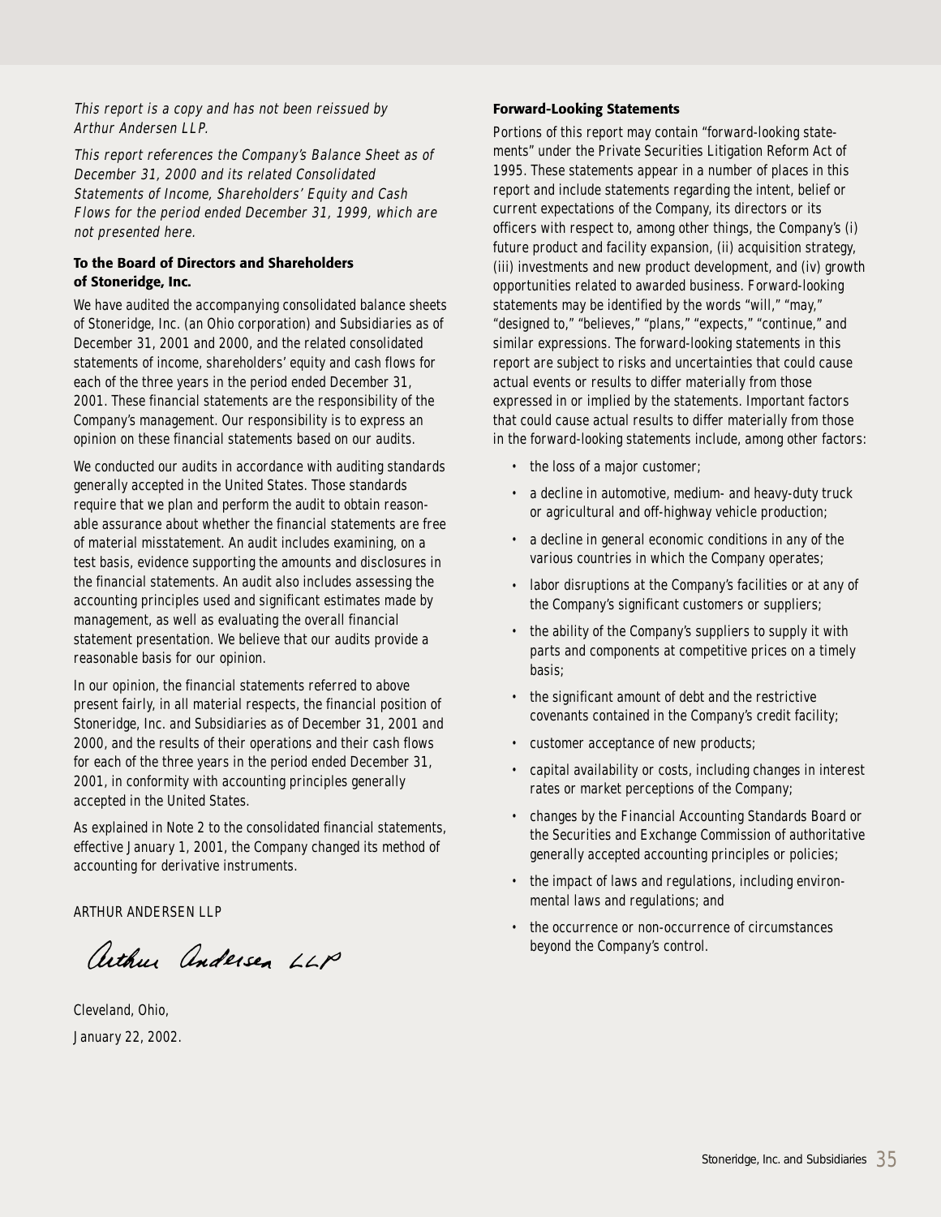*This report is a copy and has not been reissued by Arthur Andersen LLP.*

*This report references the Company's Balance Sheet as of December 31, 2000 and its related Consolidated Statements of Income, Shareholders' Equity and Cash Flows for the period ended December 31, 1999, which are not presented here.*

### To the Board of Directors and Shareholders of Stoneridge, Inc.

We have audited the accompanying consolidated balance sheets of Stoneridge, Inc. (an Ohio corporation) and Subsidiaries as of December 31, 2001 and 2000, and the related consolidated statements of income, shareholders' equity and cash flows for each of the three years in the period ended December 31, 2001. These financial statements are the responsibility of the Company's management. Our responsibility is to express an opinion on these financial statements based on our audits.

We conducted our audits in accordance with auditing standards generally accepted in the United States. Those standards require that we plan and perform the audit to obtain reasonable assurance about whether the financial statements are free of material misstatement. An audit includes examining, on a test basis, evidence supporting the amounts and disclosures in the financial statements. An audit also includes assessing the accounting principles used and significant estimates made by management, as well as evaluating the overall financial statement presentation. We believe that our audits provide a reasonable basis for our opinion.

In our opinion, the financial statements referred to above present fairly, in all material respects, the financial position of Stoneridge, Inc. and Subsidiaries as of December 31, 2001 and 2000, and the results of their operations and their cash flows for each of the three years in the period ended December 31, 2001, in conformity with accounting principles generally accepted in the United States.

As explained in Note 2 to the consolidated financial statements, effective January 1, 2001, the Company changed its method of accounting for derivative instruments.

ARTHUR ANDERSEN LLP

Arthur Andersen LLP

Cleveland, Ohio,

January 22, 2002.

### Forward-Looking Statements

Portions of this report may contain "forward-looking statements" under the Private Securities Litigation Reform Act of 1995. These statements appear in a number of places in this report and include statements regarding the intent, belief or current expectations of the Company, its directors or its officers with respect to, among other things, the Company's (i) future product and facility expansion, (ii) acquisition strategy, (iii) investments and new product development, and (iv) growth opportunities related to awarded business. Forward-looking statements may be identified by the words "will," "may," "designed to," "believes," "plans," "expects," "continue," and similar expressions. The forward-looking statements in this report are subject to risks and uncertainties that could cause actual events or results to differ materially from those expressed in or implied by the statements. Important factors that could cause actual results to differ materially from those in the forward-looking statements include, among other factors:

- the loss of a major customer;
- a decline in automotive, medium- and heavy-duty truck or agricultural and off-highway vehicle production;
- a decline in general economic conditions in any of the various countries in which the Company operates;
- labor disruptions at the Company's facilities or at any of the Company's significant customers or suppliers;
- the ability of the Company's suppliers to supply it with parts and components at competitive prices on a timely basis;
- the significant amount of debt and the restrictive covenants contained in the Company's credit facility;
- customer acceptance of new products;
- capital availability or costs, including changes in interest rates or market perceptions of the Company;
- changes by the Financial Accounting Standards Board or the Securities and Exchange Commission of authoritative generally accepted accounting principles or policies;
- the impact of laws and regulations, including environmental laws and regulations; and
- the occurrence or non-occurrence of circumstances beyond the Company's control.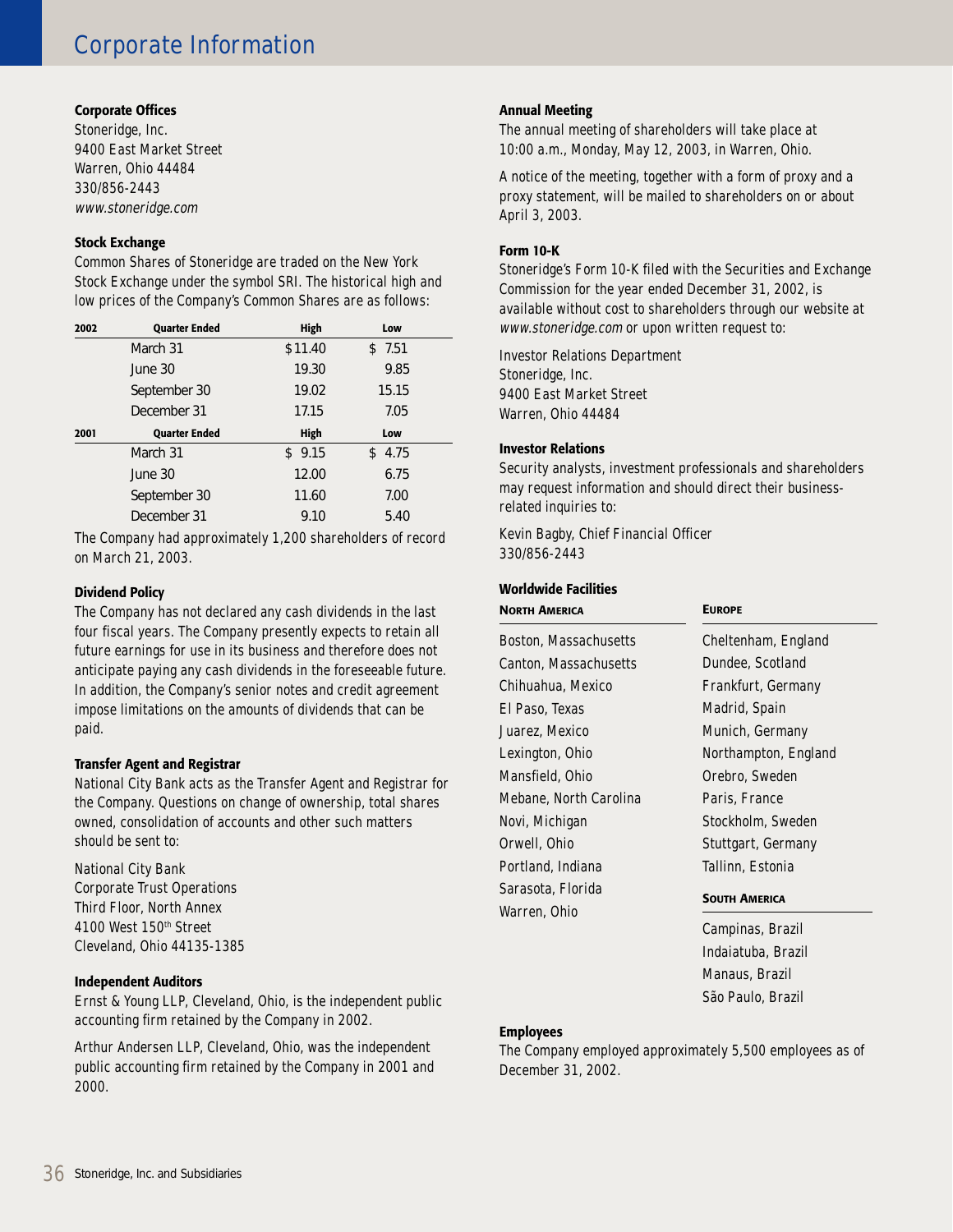# Corporate Information

### Corporate Offices

Stoneridge, Inc.
9400 East Market Street
Warren, Ohio 44484
330/856-2443
*www.stoneridge.com*

### Stock Exchange

Common Shares of Stoneridge are traded on the New York Stock Exchange under the symbol SRI. The historical high and low prices of the Company's Common Shares are as follows:

| 2002 | Quarter Ended | High | Low |
|---|---|---|---|
| | March 31 | $11.40 | $ 7.51 |
| | June 30 | 19.30 | 9.85 |
| | September 30 | 19.02 | 15.15 |
| | December 31 | 17.15 | 7.05 |
| **2001** | **Quarter Ended** | **High** | **Low** |
| | March 31 | $ 9.15 | $ 4.75 |
| | June 30 | 12.00 | 6.75 |
| | September 30 | 11.60 | 7.00 |
| | December 31 | 9.10 | 5.40 |

The Company had approximately 1,200 shareholders of record on March 21, 2003.

### Dividend Policy

The Company has not declared any cash dividends in the last four fiscal years. The Company presently expects to retain all future earnings for use in its business and therefore does not anticipate paying any cash dividends in the foreseeable future. In addition, the Company's senior notes and credit agreement impose limitations on the amounts of dividends that can be paid.

### Transfer Agent and Registrar

National City Bank acts as the Transfer Agent and Registrar for the Company. Questions on change of ownership, total shares owned, consolidation of accounts and other such matters should be sent to:

National City Bank
Corporate Trust Operations
Third Floor, North Annex
4100 West 150th Street
Cleveland, Ohio 44135-1385

### Independent Auditors

Ernst & Young LLP, Cleveland, Ohio, is the independent public accounting firm retained by the Company in 2002.

Arthur Andersen LLP, Cleveland, Ohio, was the independent public accounting firm retained by the Company in 2001 and 2000.

### Annual Meeting

The annual meeting of shareholders will take place at 10:00 a.m., Monday, May 12, 2003, in Warren, Ohio.

A notice of the meeting, together with a form of proxy and a proxy statement, will be mailed to shareholders on or about April 3, 2003.

### Form 10-K

Stoneridge's Form 10-K filed with the Securities and Exchange Commission for the year ended December 31, 2002, is available without cost to shareholders through our website at *www.stoneridge.com* or upon written request to:

Investor Relations Department
Stoneridge, Inc.
9400 East Market Street
Warren, Ohio 44484

### Investor Relations

Security analysts, investment professionals and shareholders may request information and should direct their business-related inquiries to:

Kevin Bagby, Chief Financial Officer
330/856-2443

### Worldwide Facilities

**North America**

Boston, Massachusetts
Canton, Massachusetts
Chihuahua, Mexico
El Paso, Texas
Juarez, Mexico
Lexington, Ohio
Mansfield, Ohio
Mebane, North Carolina
Novi, Michigan
Orwell, Ohio
Portland, Indiana
Sarasota, Florida
Warren, Ohio

**Europe**

Cheltenham, England
Dundee, Scotland
Frankfurt, Germany
Madrid, Spain
Munich, Germany
Northampton, England
Orebro, Sweden
Paris, France
Stockholm, Sweden
Stuttgart, Germany
Tallinn, Estonia

**South America**

Campinas, Brazil
Indaiatuba, Brazil
Manaus, Brazil
São Paulo, Brazil

### Employees

The Company employed approximately 5,500 employees as of December 31, 2002.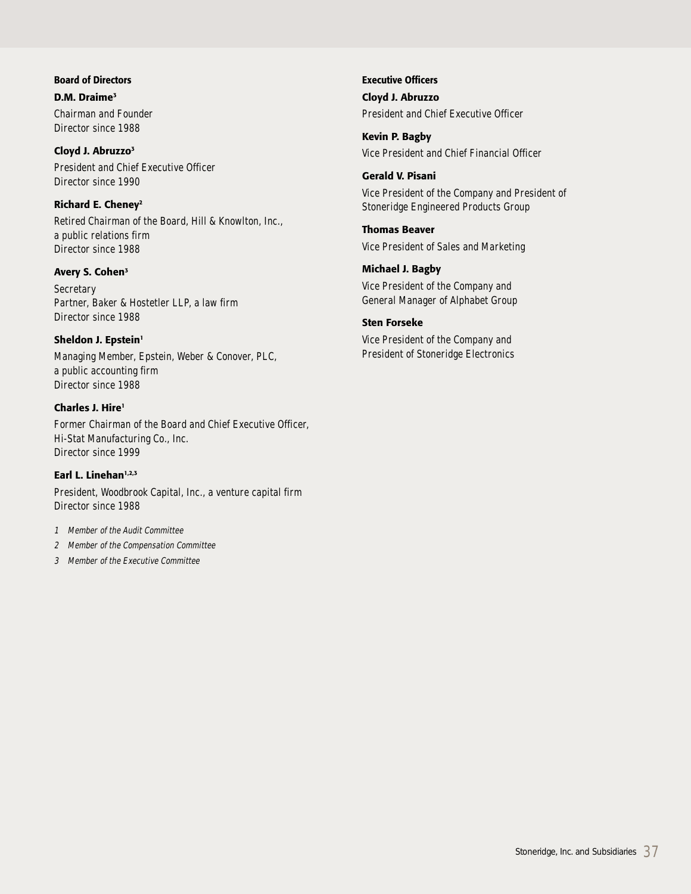## Board of Directors

**D.M. Draime[3]**
*Chairman and Founder*
*Director since 1988*

**Cloyd J. Abruzzo[3]**
*President and Chief Executive Officer*
*Director since 1990*

**Richard E. Cheney[2]**
*Retired Chairman of the Board, Hill & Knowlton, Inc., a public relations firm*
*Director since 1988*

**Avery S. Cohen[3]**
*Secretary*
*Partner, Baker & Hostetler LLP, a law firm*
*Director since 1988*

**Sheldon J. Epstein[1]**
*Managing Member, Epstein, Weber & Conover, PLC, a public accounting firm*
*Director since 1988*

**Charles J. Hire[1]**
*Former Chairman of the Board and Chief Executive Officer, Hi-Stat Manufacturing Co., Inc.*
*Director since 1999*

**Earl L. Linehan[1,2,3]**
*President, Woodbrook Capital, Inc., a venture capital firm*
*Director since 1988*

*1 Member of the Audit Committee*
*2 Member of the Compensation Committee*
*3 Member of the Executive Committee*

## Executive Officers

**Cloyd J. Abruzzo**
*President and Chief Executive Officer*

**Kevin P. Bagby**
*Vice President and Chief Financial Officer*

**Gerald V. Pisani**
*Vice President of the Company and President of Stoneridge Engineered Products Group*

**Thomas Beaver**
*Vice President of Sales and Marketing*

**Michael J. Bagby**
*Vice President of the Company and General Manager of Alphabet Group*

**Sten Forseke**
*Vice President of the Company and President of Stoneridge Electronics*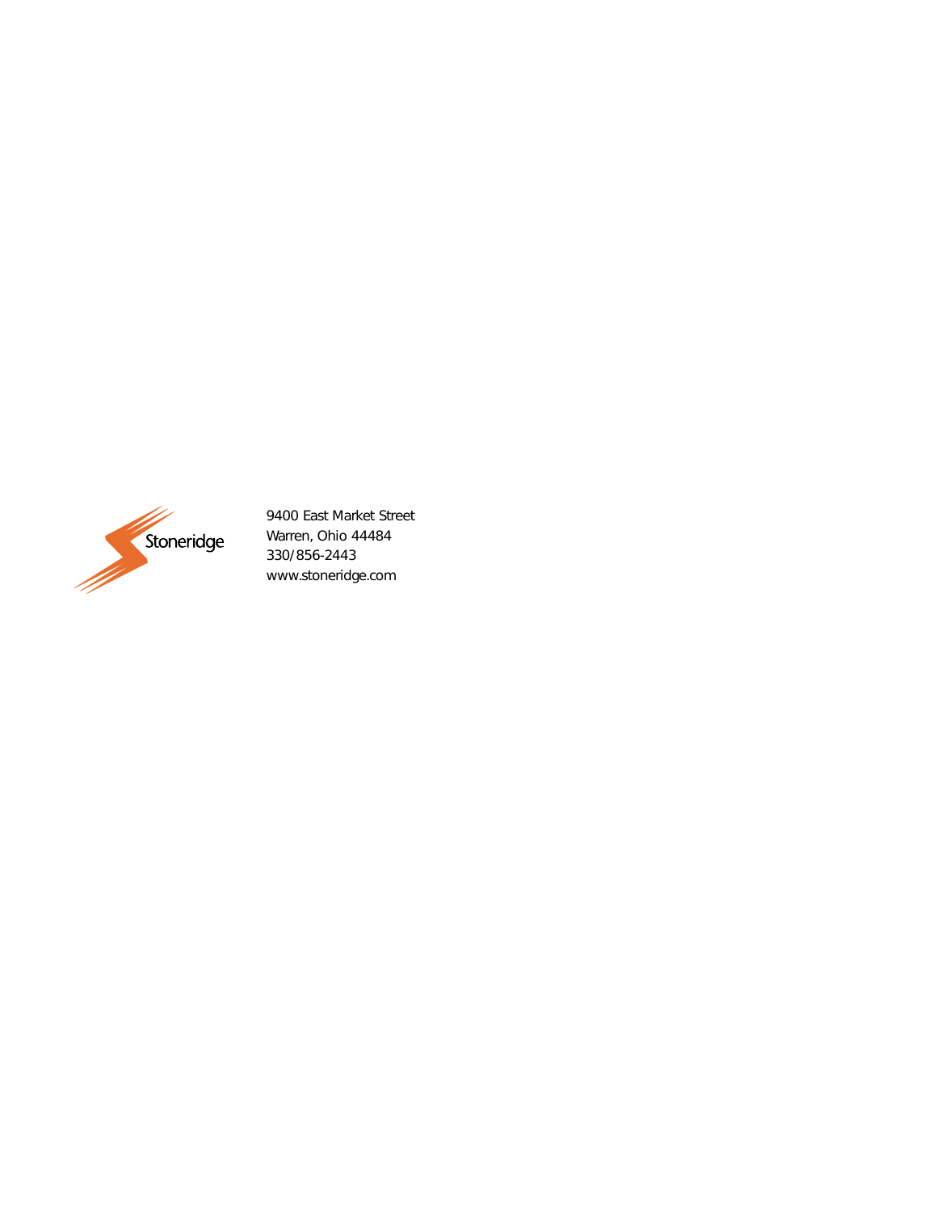Stoneridge

9400 East Market Street
Warren, Ohio 44484
330/856-2443
www.stoneridge.com